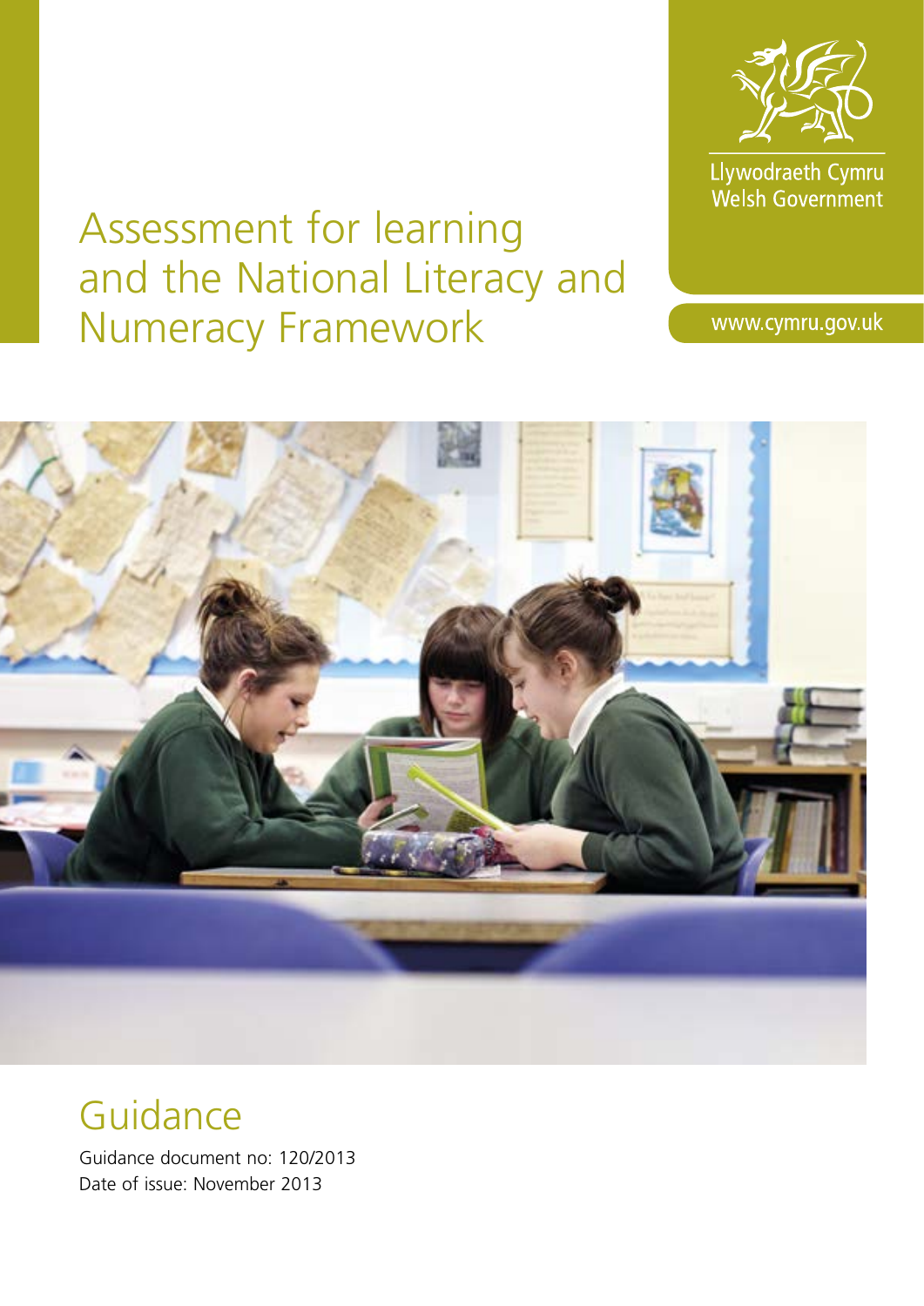Llywodraeth Cymru
Welsh Government

www.cymru.gov.uk

# Assessment for learning and the National Literacy and Numeracy Framework

## Guidance

Guidance document no: 120/2013
Date of issue: November 2013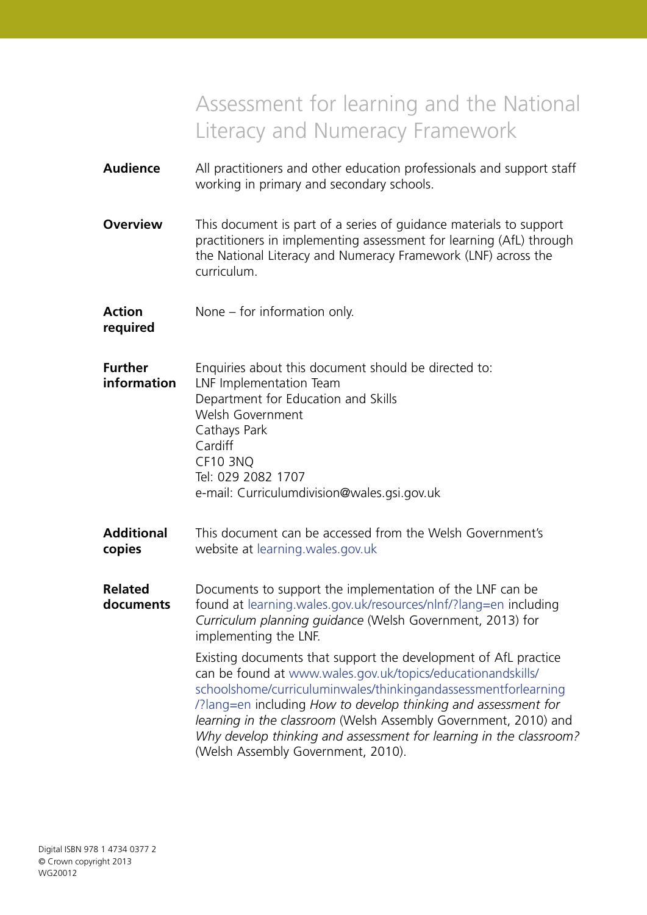# Assessment for learning and the National Literacy and Numeracy Framework

| | |
|---|---|
| **Audience** | All practitioners and other education professionals and support staff working in primary and secondary schools. |
| **Overview** | This document is part of a series of guidance materials to support practitioners in implementing assessment for learning (AfL) through the National Literacy and Numeracy Framework (LNF) across the curriculum. |
| **Action required** | None – for information only. |
| **Further information** | Enquiries about this document should be directed to:<br>LNF Implementation Team<br>Department for Education and Skills<br>Welsh Government<br>Cathays Park<br>Cardiff<br>CF10 3NQ<br>Tel: 029 2082 1707<br>e-mail: Curriculumdivision@wales.gsi.gov.uk |
| **Additional copies** | This document can be accessed from the Welsh Government's website at learning.wales.gov.uk |
| **Related documents** | Documents to support the implementation of the LNF can be found at learning.wales.gov.uk/resources/nlnf/?lang=en including *Curriculum planning guidance* (Welsh Government, 2013) for implementing the LNF.<br><br>Existing documents that support the development of AfL practice can be found at www.wales.gov.uk/topics/educationandskills/schoolshome/curriculuminwales/thinkingandassessmentforlearning/?lang=en including *How to develop thinking and assessment for learning in the classroom* (Welsh Assembly Government, 2010) and *Why develop thinking and assessment for learning in the classroom?* (Welsh Assembly Government, 2010). |

Digital ISBN 978 1 4734 0377 2
© Crown copyright 2013
WG20012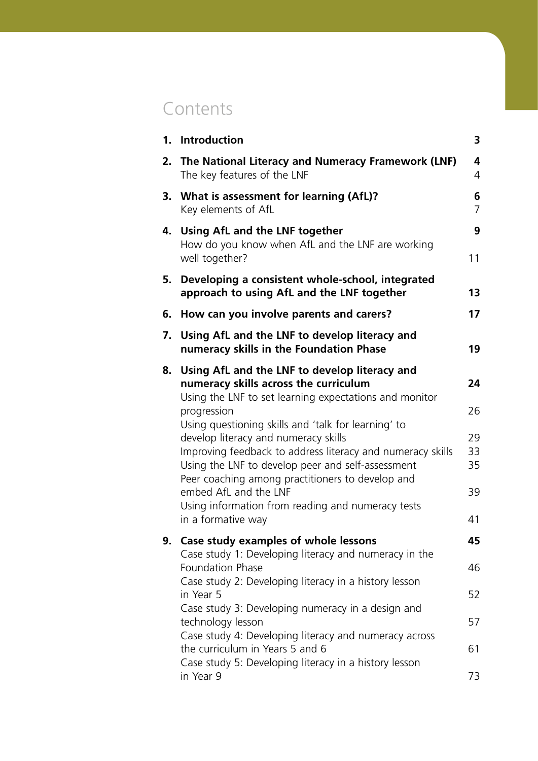# Contents

| | | |
|---|---|---|
| **1.** | **Introduction** | **3** |
| **2.** | **The National Literacy and Numeracy Framework (LNF)** | **4** |
| | The key features of the LNF | 4 |
| **3.** | **What is assessment for learning (AfL)?** | **6** |
| | Key elements of AfL | 7 |
| **4.** | **Using AfL and the LNF together** | **9** |
| | How do you know when AfL and the LNF are working well together? | 11 |
| **5.** | **Developing a consistent whole-school, integrated approach to using AfL and the LNF together** | **13** |
| **6.** | **How can you involve parents and carers?** | **17** |
| **7.** | **Using AfL and the LNF to develop literacy and numeracy skills in the Foundation Phase** | **19** |
| **8.** | **Using AfL and the LNF to develop literacy and numeracy skills across the curriculum** | **24** |
| | Using the LNF to set learning expectations and monitor progression | 26 |
| | Using questioning skills and 'talk for learning' to develop literacy and numeracy skills | 29 |
| | Improving feedback to address literacy and numeracy skills | 33 |
| | Using the LNF to develop peer and self-assessment | 35 |
| | Peer coaching among practitioners to develop and embed AfL and the LNF | 39 |
| | Using information from reading and numeracy tests in a formative way | 41 |
| **9.** | **Case study examples of whole lessons** | **45** |
| | Case study 1: Developing literacy and numeracy in the Foundation Phase | 46 |
| | Case study 2: Developing literacy in a history lesson in Year 5 | 52 |
| | Case study 3: Developing numeracy in a design and technology lesson | 57 |
| | Case study 4: Developing literacy and numeracy across the curriculum in Years 5 and 6 | 61 |
| | Case study 5: Developing literacy in a history lesson in Year 9 | 73 |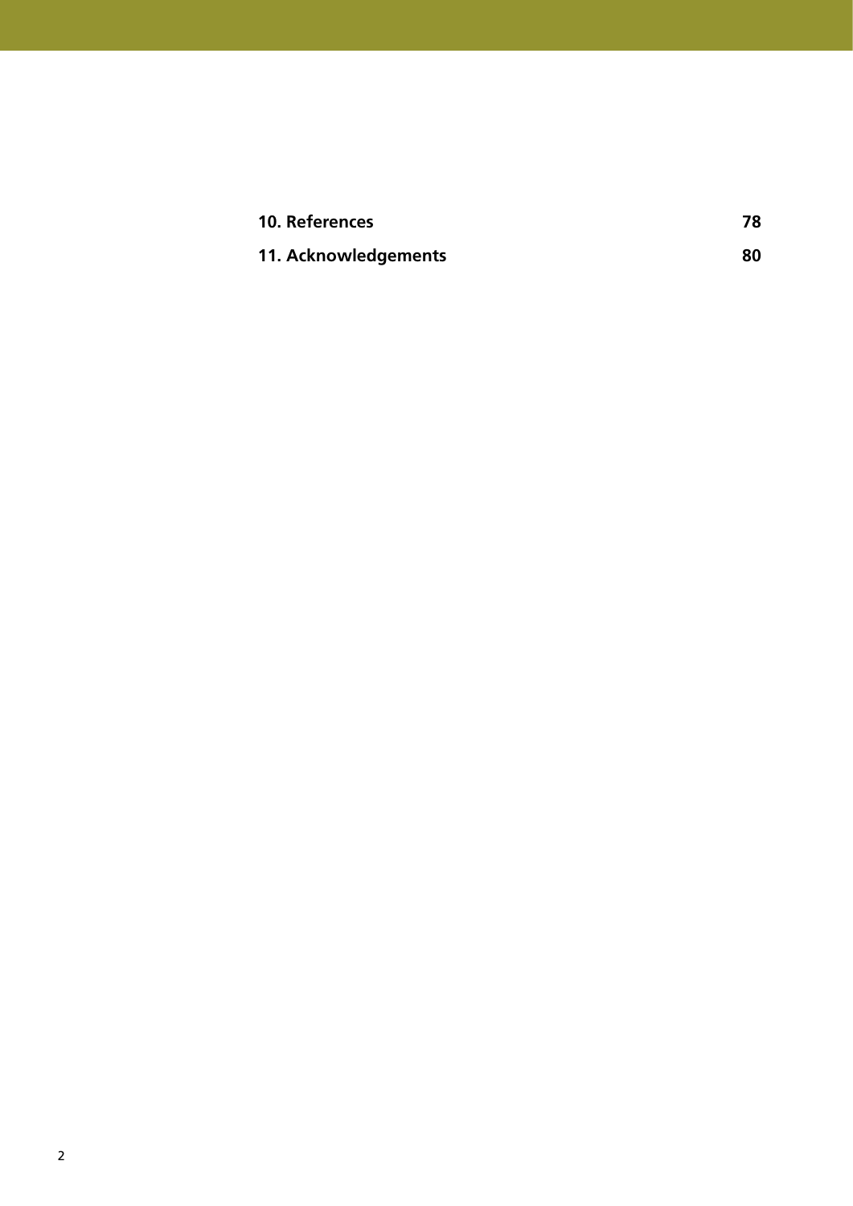| | |
|---|---|
| **10. References** | **78** |
| **11. Acknowledgements** | **80** |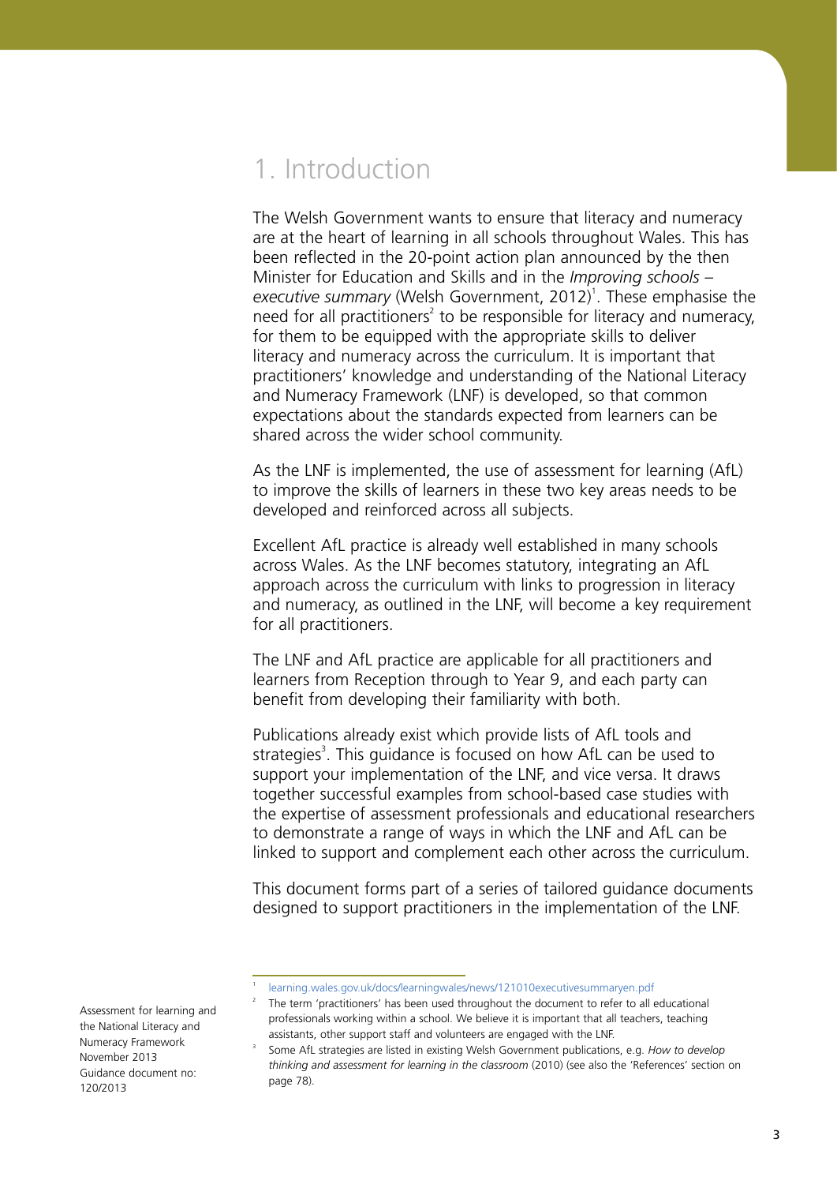# 1. Introduction

The Welsh Government wants to ensure that literacy and numeracy are at the heart of learning in all schools throughout Wales. This has been reflected in the 20-point action plan announced by the then Minister for Education and Skills and in the *Improving schools – executive summary* (Welsh Government, 2012)[1]. These emphasise the need for all practitioners[2] to be responsible for literacy and numeracy, for them to be equipped with the appropriate skills to deliver literacy and numeracy across the curriculum. It is important that practitioners' knowledge and understanding of the National Literacy and Numeracy Framework (LNF) is developed, so that common expectations about the standards expected from learners can be shared across the wider school community.

As the LNF is implemented, the use of assessment for learning (AfL) to improve the skills of learners in these two key areas needs to be developed and reinforced across all subjects.

Excellent AfL practice is already well established in many schools across Wales. As the LNF becomes statutory, integrating an AfL approach across the curriculum with links to progression in literacy and numeracy, as outlined in the LNF, will become a key requirement for all practitioners.

The LNF and AfL practice are applicable for all practitioners and learners from Reception through to Year 9, and each party can benefit from developing their familiarity with both.

Publications already exist which provide lists of AfL tools and strategies[3]. This guidance is focused on how AfL can be used to support your implementation of the LNF, and vice versa. It draws together successful examples from school-based case studies with the expertise of assessment professionals and educational researchers to demonstrate a range of ways in which the LNF and AfL can be linked to support and complement each other across the curriculum.

This document forms part of a series of tailored guidance documents designed to support practitioners in the implementation of the LNF.

---

[1] learning.wales.gov.uk/docs/learningwales/news/121010executivesummaryen.pdf

[2] The term 'practitioners' has been used throughout the document to refer to all educational professionals working within a school. We believe it is important that all teachers, teaching assistants, other support staff and volunteers are engaged with the LNF.

[3] Some AfL strategies are listed in existing Welsh Government publications, e.g. *How to develop thinking and assessment for learning in the classroom* (2010) (see also the 'References' section on page 78).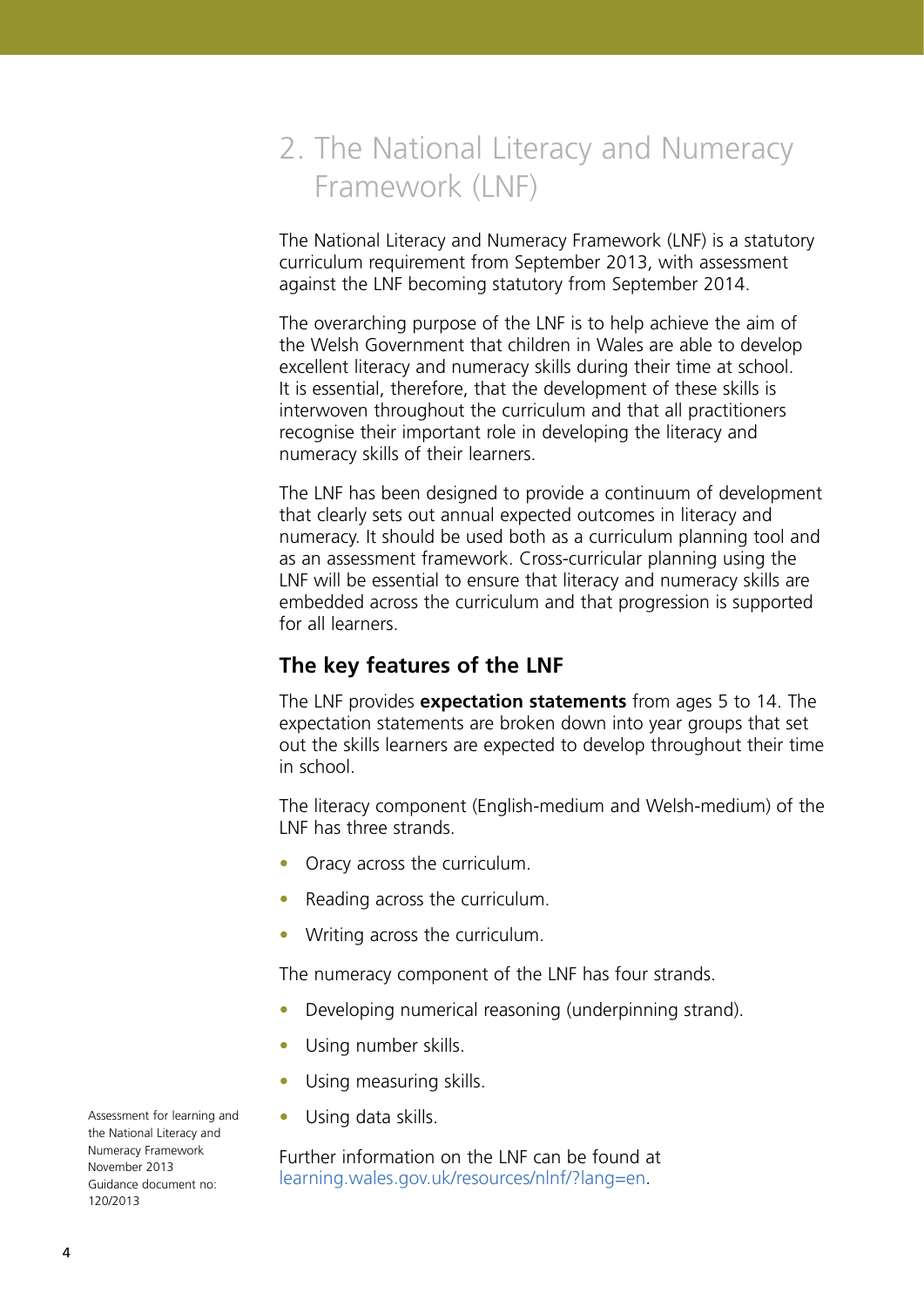# 2. The National Literacy and Numeracy Framework (LNF)

The National Literacy and Numeracy Framework (LNF) is a statutory curriculum requirement from September 2013, with assessment against the LNF becoming statutory from September 2014.

The overarching purpose of the LNF is to help achieve the aim of the Welsh Government that children in Wales are able to develop excellent literacy and numeracy skills during their time at school. It is essential, therefore, that the development of these skills is interwoven throughout the curriculum and that all practitioners recognise their important role in developing the literacy and numeracy skills of their learners.

The LNF has been designed to provide a continuum of development that clearly sets out annual expected outcomes in literacy and numeracy. It should be used both as a curriculum planning tool and as an assessment framework. Cross-curricular planning using the LNF will be essential to ensure that literacy and numeracy skills are embedded across the curriculum and that progression is supported for all learners.

## The key features of the LNF

The LNF provides **expectation statements** from ages 5 to 14. The expectation statements are broken down into year groups that set out the skills learners are expected to develop throughout their time in school.

The literacy component (English-medium and Welsh-medium) of the LNF has three strands.

- Oracy across the curriculum.
- Reading across the curriculum.
- Writing across the curriculum.

The numeracy component of the LNF has four strands.

- Developing numerical reasoning (underpinning strand).
- Using number skills.
- Using measuring skills.
- Using data skills.

Further information on the LNF can be found at learning.wales.gov.uk/resources/nlnf/?lang=en.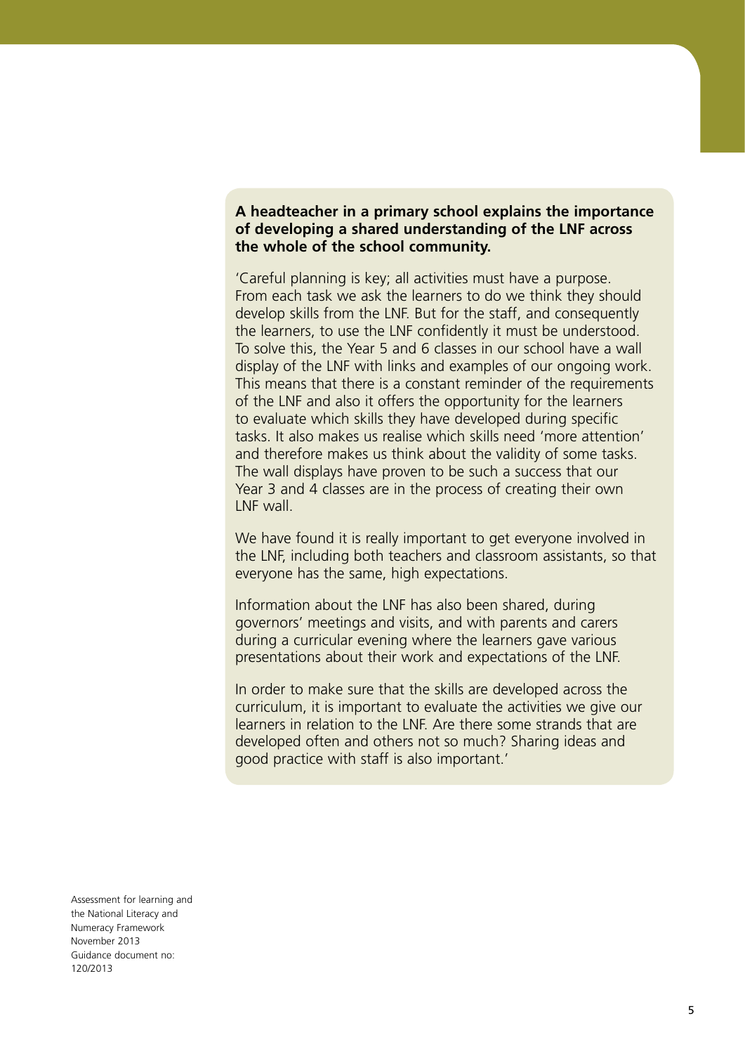**A headteacher in a primary school explains the importance of developing a shared understanding of the LNF across the whole of the school community.**

'Careful planning is key; all activities must have a purpose. From each task we ask the learners to do we think they should develop skills from the LNF. But for the staff, and consequently the learners, to use the LNF confidently it must be understood. To solve this, the Year 5 and 6 classes in our school have a wall display of the LNF with links and examples of our ongoing work. This means that there is a constant reminder of the requirements of the LNF and also it offers the opportunity for the learners to evaluate which skills they have developed during specific tasks. It also makes us realise which skills need 'more attention' and therefore makes us think about the validity of some tasks. The wall displays have proven to be such a success that our Year 3 and 4 classes are in the process of creating their own LNF wall.

We have found it is really important to get everyone involved in the LNF, including both teachers and classroom assistants, so that everyone has the same, high expectations.

Information about the LNF has also been shared, during governors' meetings and visits, and with parents and carers during a curricular evening where the learners gave various presentations about their work and expectations of the LNF.

In order to make sure that the skills are developed across the curriculum, it is important to evaluate the activities we give our learners in relation to the LNF. Are there some strands that are developed often and others not so much? Sharing ideas and good practice with staff is also important.'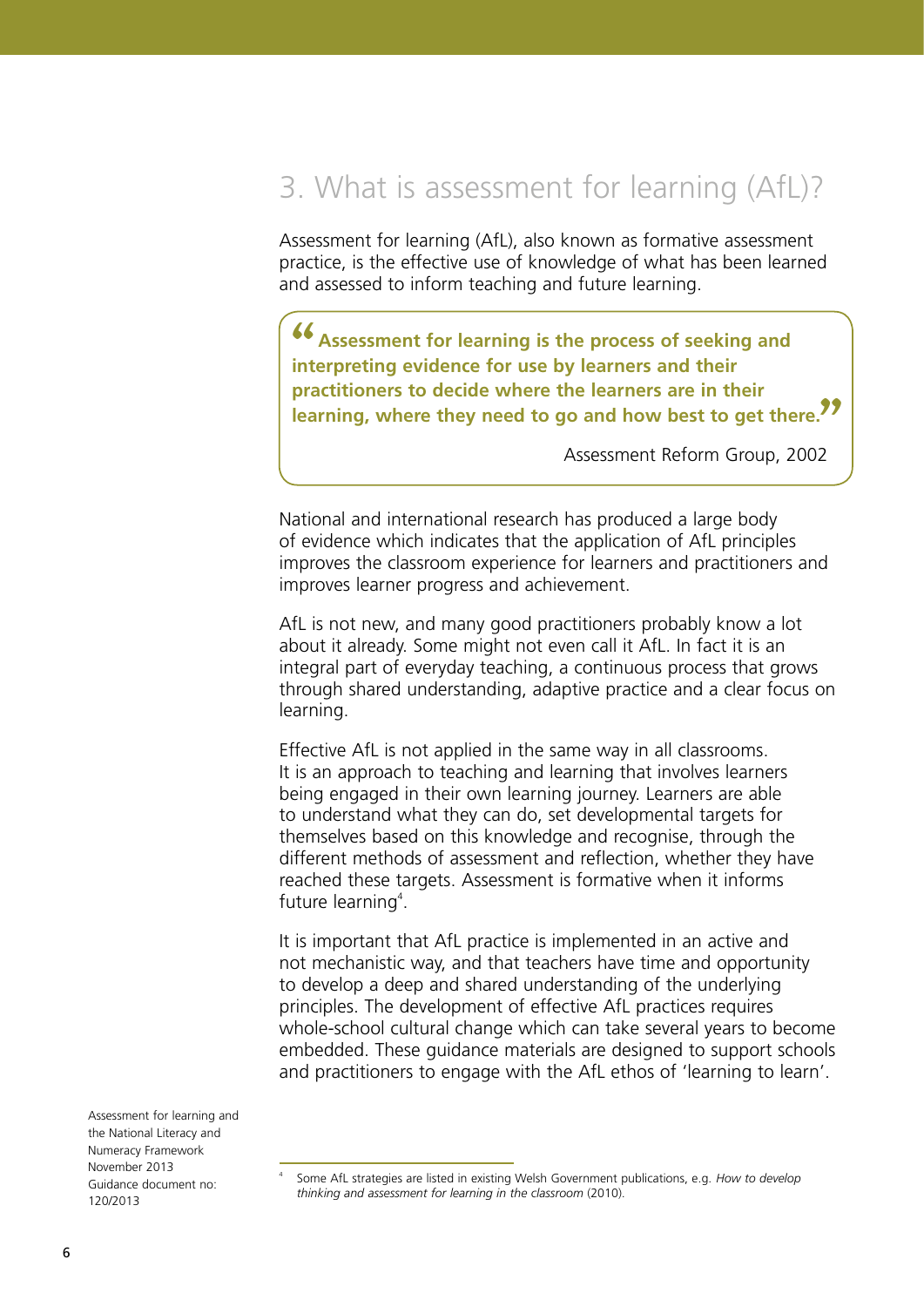# 3. What is assessment for learning (AfL)?

Assessment for learning (AfL), also known as formative assessment practice, is the effective use of knowledge of what has been learned and assessed to inform teaching and future learning.

> **"Assessment for learning is the process of seeking and interpreting evidence for use by learners and their practitioners to decide where the learners are in their learning, where they need to go and how best to get there."**
>
> Assessment Reform Group, 2002

National and international research has produced a large body of evidence which indicates that the application of AfL principles improves the classroom experience for learners and practitioners and improves learner progress and achievement.

AfL is not new, and many good practitioners probably know a lot about it already. Some might not even call it AfL. In fact it is an integral part of everyday teaching, a continuous process that grows through shared understanding, adaptive practice and a clear focus on learning.

Effective AfL is not applied in the same way in all classrooms. It is an approach to teaching and learning that involves learners being engaged in their own learning journey. Learners are able to understand what they can do, set developmental targets for themselves based on this knowledge and recognise, through the different methods of assessment and reflection, whether they have reached these targets. Assessment is formative when it informs future learning[4].

It is important that AfL practice is implemented in an active and not mechanistic way, and that teachers have time and opportunity to develop a deep and shared understanding of the underlying principles. The development of effective AfL practices requires whole-school cultural change which can take several years to become embedded. These guidance materials are designed to support schools and practitioners to engage with the AfL ethos of 'learning to learn'.

[4] Some AfL strategies are listed in existing Welsh Government publications, e.g. *How to develop thinking and assessment for learning in the classroom* (2010).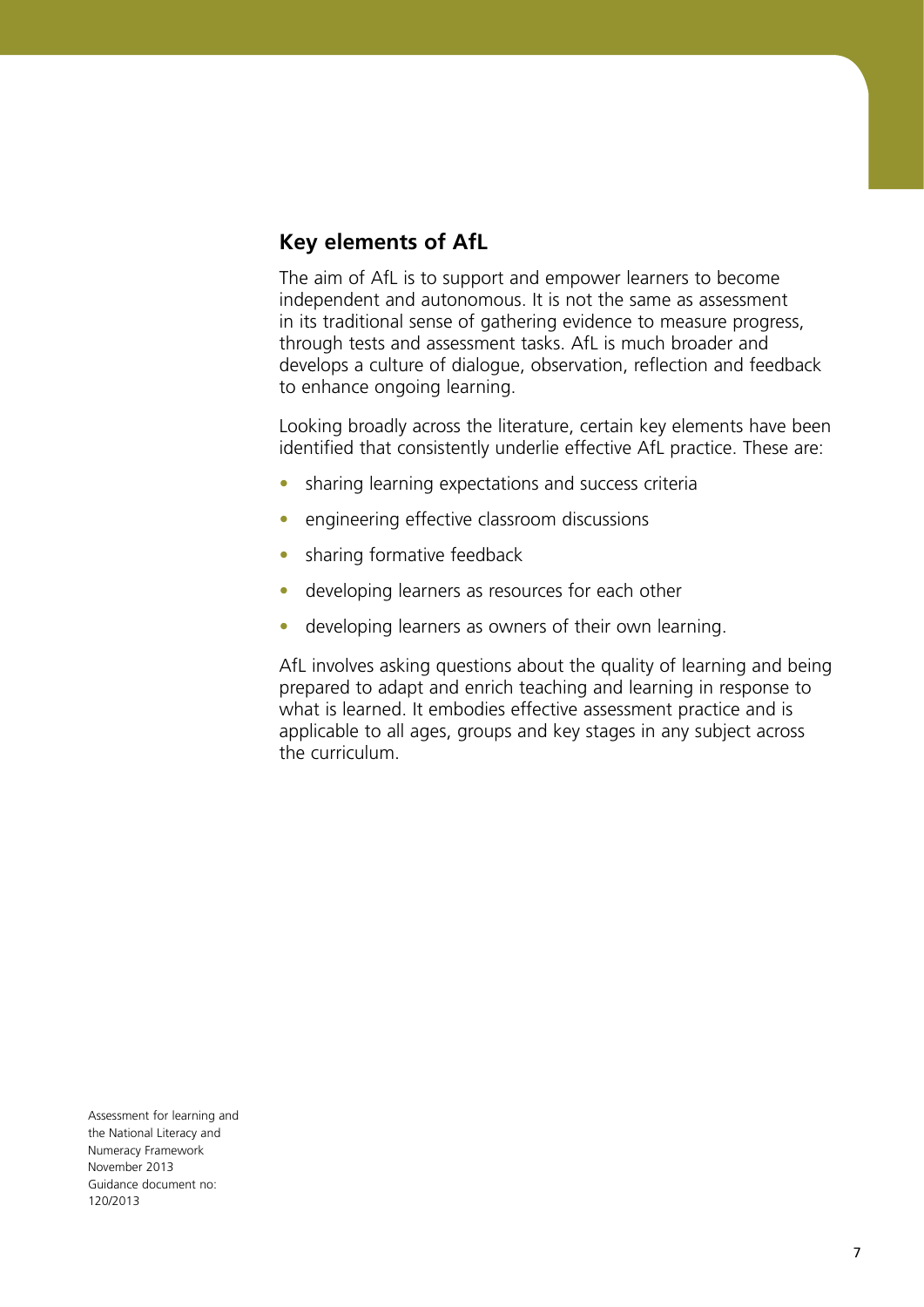## Key elements of AfL

The aim of AfL is to support and empower learners to become independent and autonomous. It is not the same as assessment in its traditional sense of gathering evidence to measure progress, through tests and assessment tasks. AfL is much broader and develops a culture of dialogue, observation, reflection and feedback to enhance ongoing learning.

Looking broadly across the literature, certain key elements have been identified that consistently underlie effective AfL practice. These are:

- sharing learning expectations and success criteria
- engineering effective classroom discussions
- sharing formative feedback
- developing learners as resources for each other
- developing learners as owners of their own learning.

AfL involves asking questions about the quality of learning and being prepared to adapt and enrich teaching and learning in response to what is learned. It embodies effective assessment practice and is applicable to all ages, groups and key stages in any subject across the curriculum.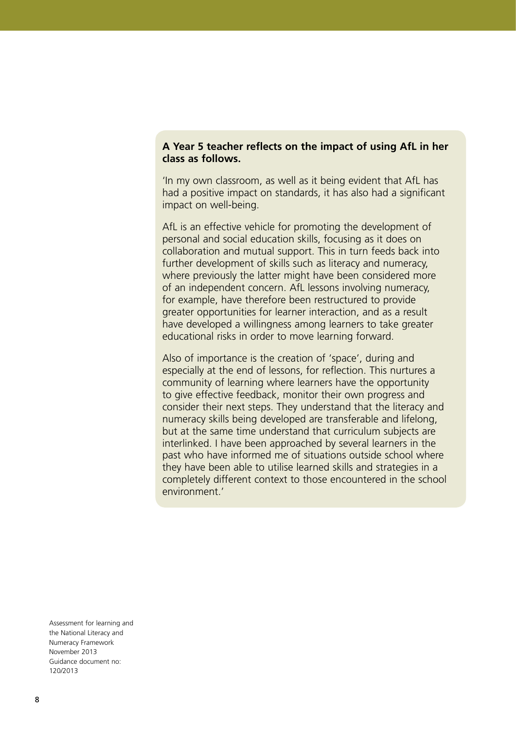**A Year 5 teacher reflects on the impact of using AfL in her class as follows.**

'In my own classroom, as well as it being evident that AfL has had a positive impact on standards, it has also had a significant impact on well-being.

AfL is an effective vehicle for promoting the development of personal and social education skills, focusing as it does on collaboration and mutual support. This in turn feeds back into further development of skills such as literacy and numeracy, where previously the latter might have been considered more of an independent concern. AfL lessons involving numeracy, for example, have therefore been restructured to provide greater opportunities for learner interaction, and as a result have developed a willingness among learners to take greater educational risks in order to move learning forward.

Also of importance is the creation of 'space', during and especially at the end of lessons, for reflection. This nurtures a community of learning where learners have the opportunity to give effective feedback, monitor their own progress and consider their next steps. They understand that the literacy and numeracy skills being developed are transferable and lifelong, but at the same time understand that curriculum subjects are interlinked. I have been approached by several learners in the past who have informed me of situations outside school where they have been able to utilise learned skills and strategies in a completely different context to those encountered in the school environment.'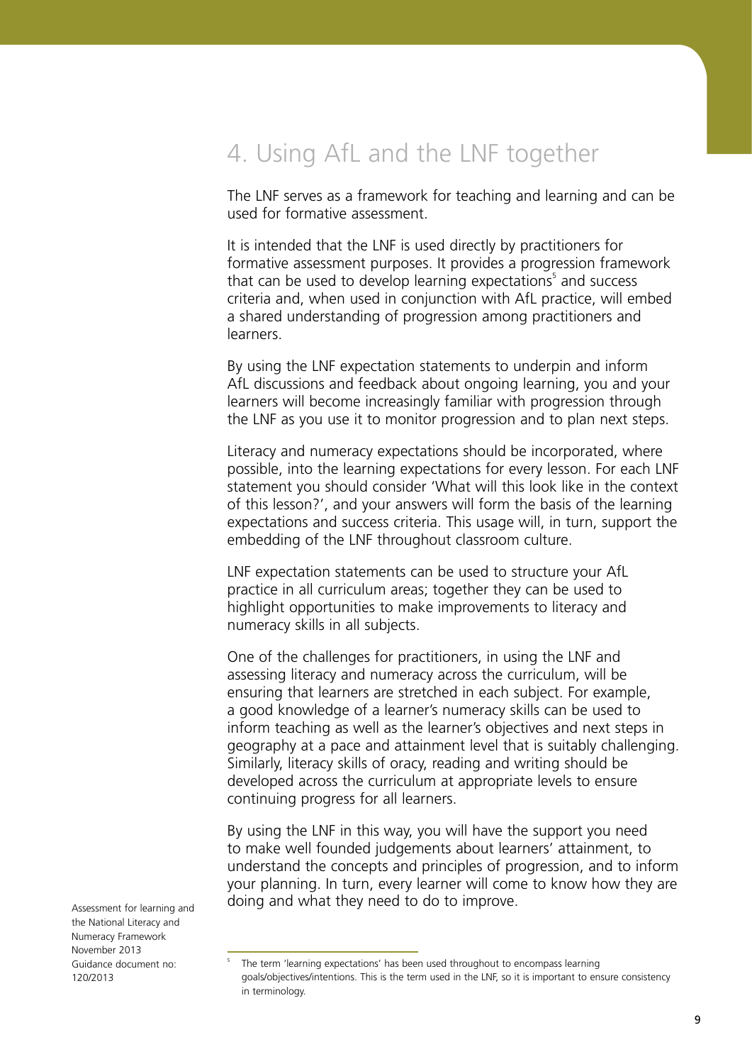# 4. Using AfL and the LNF together

The LNF serves as a framework for teaching and learning and can be used for formative assessment.

It is intended that the LNF is used directly by practitioners for formative assessment purposes. It provides a progression framework that can be used to develop learning expectations[5] and success criteria and, when used in conjunction with AfL practice, will embed a shared understanding of progression among practitioners and learners.

By using the LNF expectation statements to underpin and inform AfL discussions and feedback about ongoing learning, you and your learners will become increasingly familiar with progression through the LNF as you use it to monitor progression and to plan next steps.

Literacy and numeracy expectations should be incorporated, where possible, into the learning expectations for every lesson. For each LNF statement you should consider 'What will this look like in the context of this lesson?', and your answers will form the basis of the learning expectations and success criteria. This usage will, in turn, support the embedding of the LNF throughout classroom culture.

LNF expectation statements can be used to structure your AfL practice in all curriculum areas; together they can be used to highlight opportunities to make improvements to literacy and numeracy skills in all subjects.

One of the challenges for practitioners, in using the LNF and assessing literacy and numeracy across the curriculum, will be ensuring that learners are stretched in each subject. For example, a good knowledge of a learner's numeracy skills can be used to inform teaching as well as the learner's objectives and next steps in geography at a pace and attainment level that is suitably challenging. Similarly, literacy skills of oracy, reading and writing should be developed across the curriculum at appropriate levels to ensure continuing progress for all learners.

By using the LNF in this way, you will have the support you need to make well founded judgements about learners' attainment, to understand the concepts and principles of progression, and to inform your planning. In turn, every learner will come to know how they are doing and what they need to do to improve.

[5] The term 'learning expectations' has been used throughout to encompass learning goals/objectives/intentions. This is the term used in the LNF, so it is important to ensure consistency in terminology.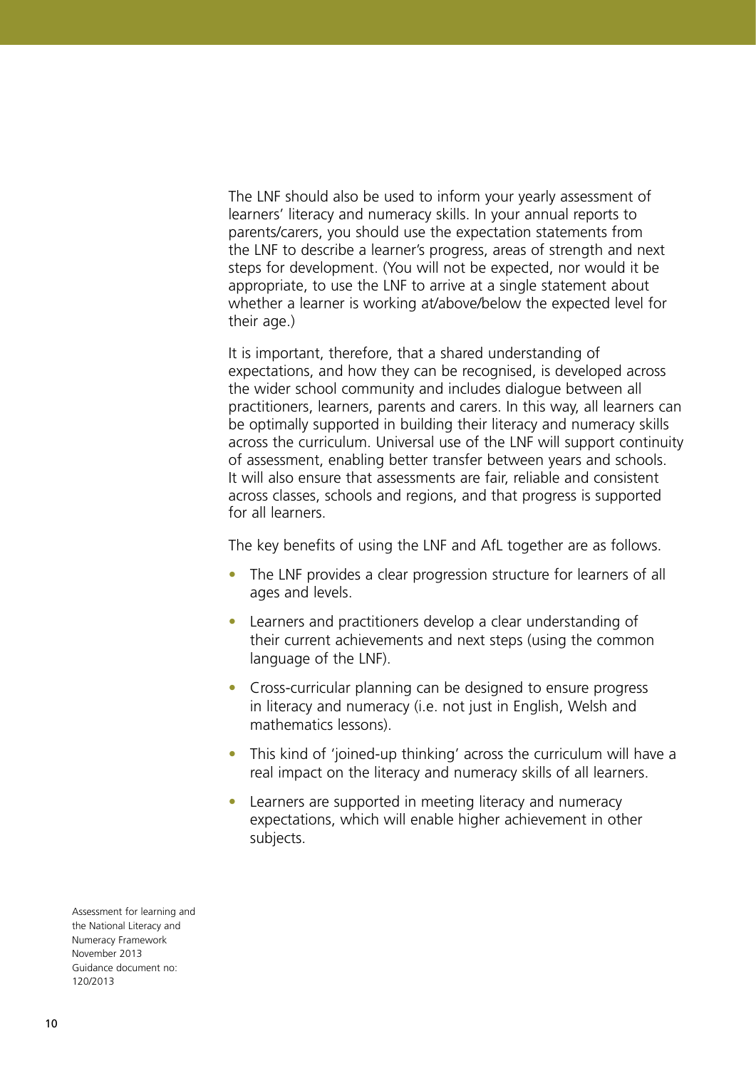The LNF should also be used to inform your yearly assessment of learners' literacy and numeracy skills. In your annual reports to parents/carers, you should use the expectation statements from the LNF to describe a learner's progress, areas of strength and next steps for development. (You will not be expected, nor would it be appropriate, to use the LNF to arrive at a single statement about whether a learner is working at/above/below the expected level for their age.)

It is important, therefore, that a shared understanding of expectations, and how they can be recognised, is developed across the wider school community and includes dialogue between all practitioners, learners, parents and carers. In this way, all learners can be optimally supported in building their literacy and numeracy skills across the curriculum. Universal use of the LNF will support continuity of assessment, enabling better transfer between years and schools. It will also ensure that assessments are fair, reliable and consistent across classes, schools and regions, and that progress is supported for all learners.

The key benefits of using the LNF and AfL together are as follows.

- The LNF provides a clear progression structure for learners of all ages and levels.
- Learners and practitioners develop a clear understanding of their current achievements and next steps (using the common language of the LNF).
- Cross-curricular planning can be designed to ensure progress in literacy and numeracy (i.e. not just in English, Welsh and mathematics lessons).
- This kind of 'joined-up thinking' across the curriculum will have a real impact on the literacy and numeracy skills of all learners.
- Learners are supported in meeting literacy and numeracy expectations, which will enable higher achievement in other subjects.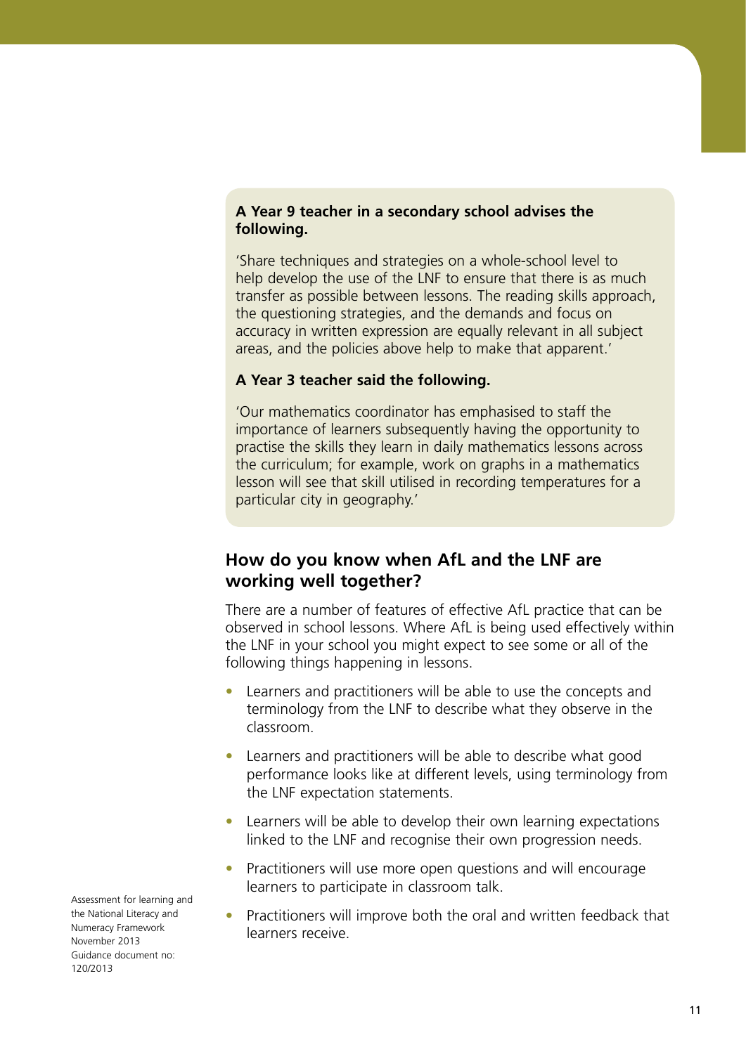**A Year 9 teacher in a secondary school advises the following.**

'Share techniques and strategies on a whole-school level to help develop the use of the LNF to ensure that there is as much transfer as possible between lessons. The reading skills approach, the questioning strategies, and the demands and focus on accuracy in written expression are equally relevant in all subject areas, and the policies above help to make that apparent.'

**A Year 3 teacher said the following.**

'Our mathematics coordinator has emphasised to staff the importance of learners subsequently having the opportunity to practise the skills they learn in daily mathematics lessons across the curriculum; for example, work on graphs in a mathematics lesson will see that skill utilised in recording temperatures for a particular city in geography.'

## How do you know when AfL and the LNF are working well together?

There are a number of features of effective AfL practice that can be observed in school lessons. Where AfL is being used effectively within the LNF in your school you might expect to see some or all of the following things happening in lessons.

- Learners and practitioners will be able to use the concepts and terminology from the LNF to describe what they observe in the classroom.
- Learners and practitioners will be able to describe what good performance looks like at different levels, using terminology from the LNF expectation statements.
- Learners will be able to develop their own learning expectations linked to the LNF and recognise their own progression needs.
- Practitioners will use more open questions and will encourage learners to participate in classroom talk.
- Practitioners will improve both the oral and written feedback that learners receive.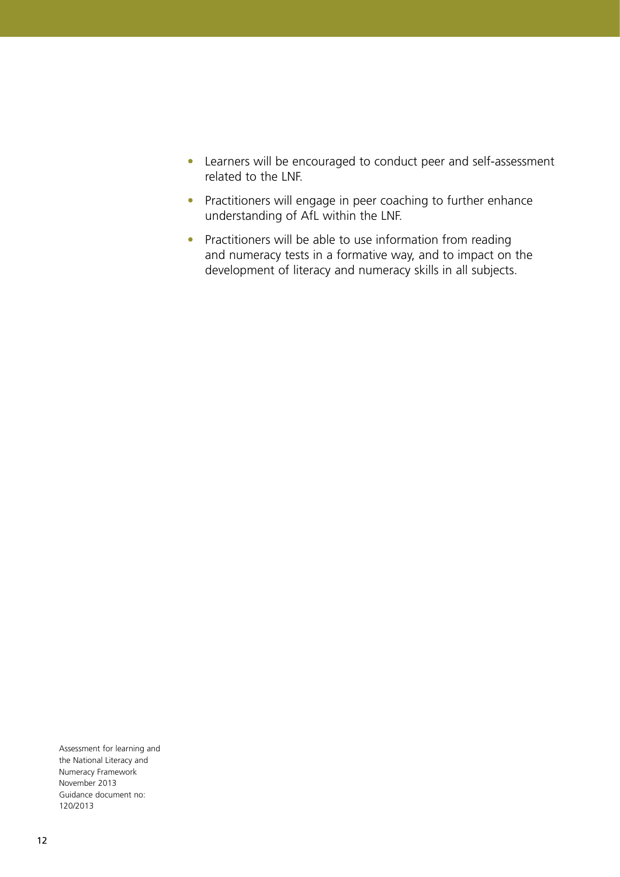- Learners will be encouraged to conduct peer and self-assessment related to the LNF.
- Practitioners will engage in peer coaching to further enhance understanding of AfL within the LNF.
- Practitioners will be able to use information from reading and numeracy tests in a formative way, and to impact on the development of literacy and numeracy skills in all subjects.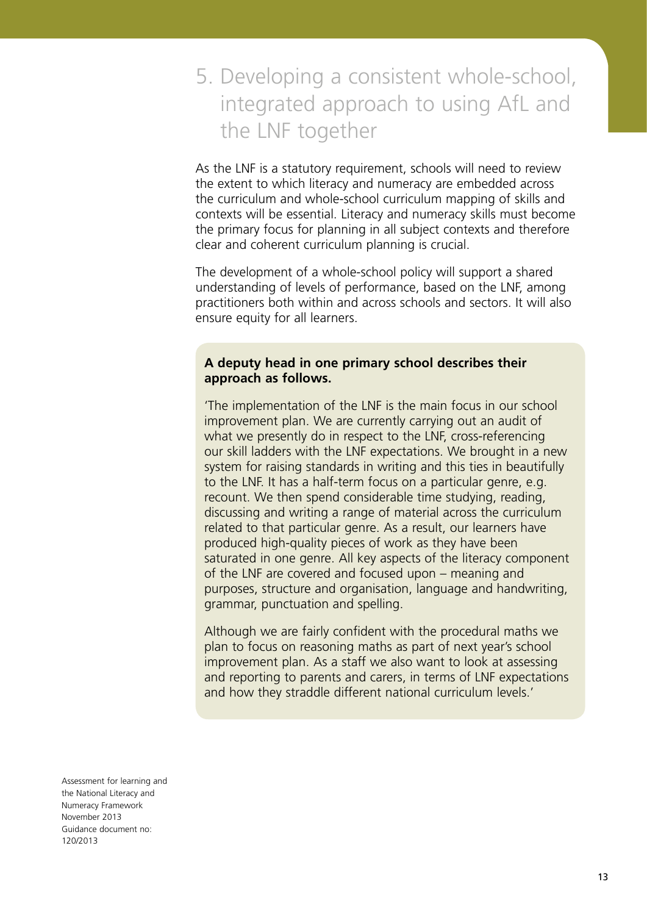## 5. Developing a consistent whole-school, integrated approach to using AfL and the LNF together

As the LNF is a statutory requirement, schools will need to review the extent to which literacy and numeracy are embedded across the curriculum and whole-school curriculum mapping of skills and contexts will be essential. Literacy and numeracy skills must become the primary focus for planning in all subject contexts and therefore clear and coherent curriculum planning is crucial.

The development of a whole-school policy will support a shared understanding of levels of performance, based on the LNF, among practitioners both within and across schools and sectors. It will also ensure equity for all learners.

**A deputy head in one primary school describes their approach as follows.**

'The implementation of the LNF is the main focus in our school improvement plan. We are currently carrying out an audit of what we presently do in respect to the LNF, cross-referencing our skill ladders with the LNF expectations. We brought in a new system for raising standards in writing and this ties in beautifully to the LNF. It has a half-term focus on a particular genre, e.g. recount. We then spend considerable time studying, reading, discussing and writing a range of material across the curriculum related to that particular genre. As a result, our learners have produced high-quality pieces of work as they have been saturated in one genre. All key aspects of the literacy component of the LNF are covered and focused upon – meaning and purposes, structure and organisation, language and handwriting, grammar, punctuation and spelling.

Although we are fairly confident with the procedural maths we plan to focus on reasoning maths as part of next year's school improvement plan. As a staff we also want to look at assessing and reporting to parents and carers, in terms of LNF expectations and how they straddle different national curriculum levels.'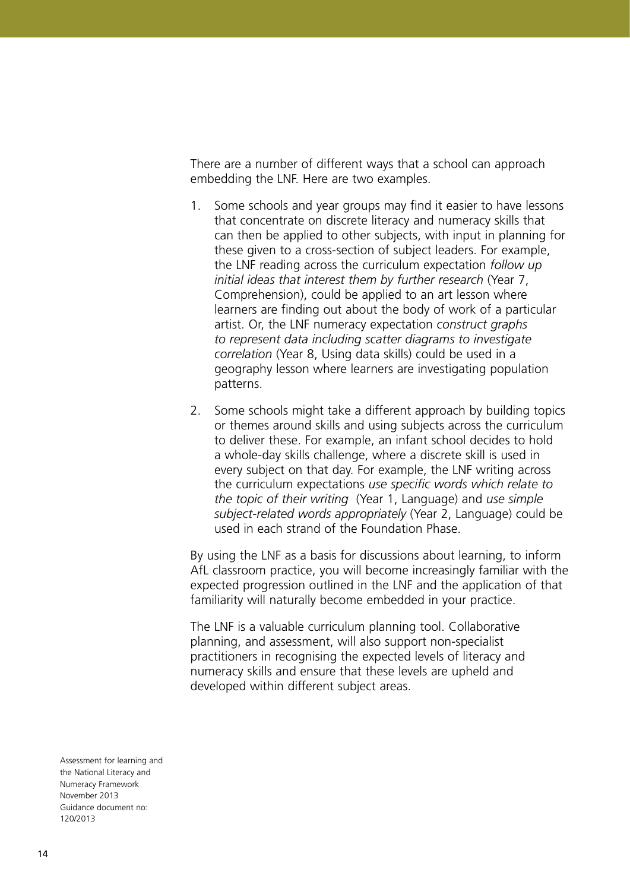There are a number of different ways that a school can approach embedding the LNF. Here are two examples.

1. Some schools and year groups may find it easier to have lessons that concentrate on discrete literacy and numeracy skills that can then be applied to other subjects, with input in planning for these given to a cross-section of subject leaders. For example, the LNF reading across the curriculum expectation *follow up initial ideas that interest them by further research* (Year 7, Comprehension), could be applied to an art lesson where learners are finding out about the body of work of a particular artist. Or, the LNF numeracy expectation *construct graphs to represent data including scatter diagrams to investigate correlation* (Year 8, Using data skills) could be used in a geography lesson where learners are investigating population patterns.

2. Some schools might take a different approach by building topics or themes around skills and using subjects across the curriculum to deliver these. For example, an infant school decides to hold a whole-day skills challenge, where a discrete skill is used in every subject on that day. For example, the LNF writing across the curriculum expectations *use specific words which relate to the topic of their writing* (Year 1, Language) and *use simple subject-related words appropriately* (Year 2, Language) could be used in each strand of the Foundation Phase.

By using the LNF as a basis for discussions about learning, to inform AfL classroom practice, you will become increasingly familiar with the expected progression outlined in the LNF and the application of that familiarity will naturally become embedded in your practice.

The LNF is a valuable curriculum planning tool. Collaborative planning, and assessment, will also support non-specialist practitioners in recognising the expected levels of literacy and numeracy skills and ensure that these levels are upheld and developed within different subject areas.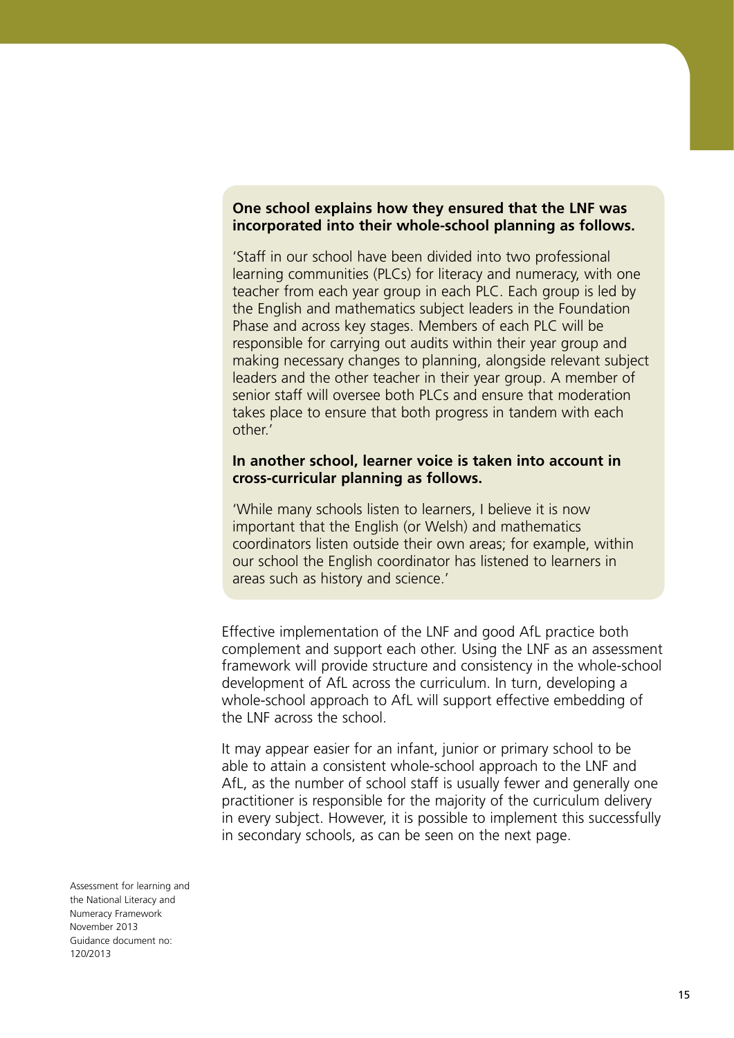**One school explains how they ensured that the LNF was incorporated into their whole-school planning as follows.**

'Staff in our school have been divided into two professional learning communities (PLCs) for literacy and numeracy, with one teacher from each year group in each PLC. Each group is led by the English and mathematics subject leaders in the Foundation Phase and across key stages. Members of each PLC will be responsible for carrying out audits within their year group and making necessary changes to planning, alongside relevant subject leaders and the other teacher in their year group. A member of senior staff will oversee both PLCs and ensure that moderation takes place to ensure that both progress in tandem with each other.'

**In another school, learner voice is taken into account in cross-curricular planning as follows.**

'While many schools listen to learners, I believe it is now important that the English (or Welsh) and mathematics coordinators listen outside their own areas; for example, within our school the English coordinator has listened to learners in areas such as history and science.'

Effective implementation of the LNF and good AfL practice both complement and support each other. Using the LNF as an assessment framework will provide structure and consistency in the whole-school development of AfL across the curriculum. In turn, developing a whole-school approach to AfL will support effective embedding of the LNF across the school.

It may appear easier for an infant, junior or primary school to be able to attain a consistent whole-school approach to the LNF and AfL, as the number of school staff is usually fewer and generally one practitioner is responsible for the majority of the curriculum delivery in every subject. However, it is possible to implement this successfully in secondary schools, as can be seen on the next page.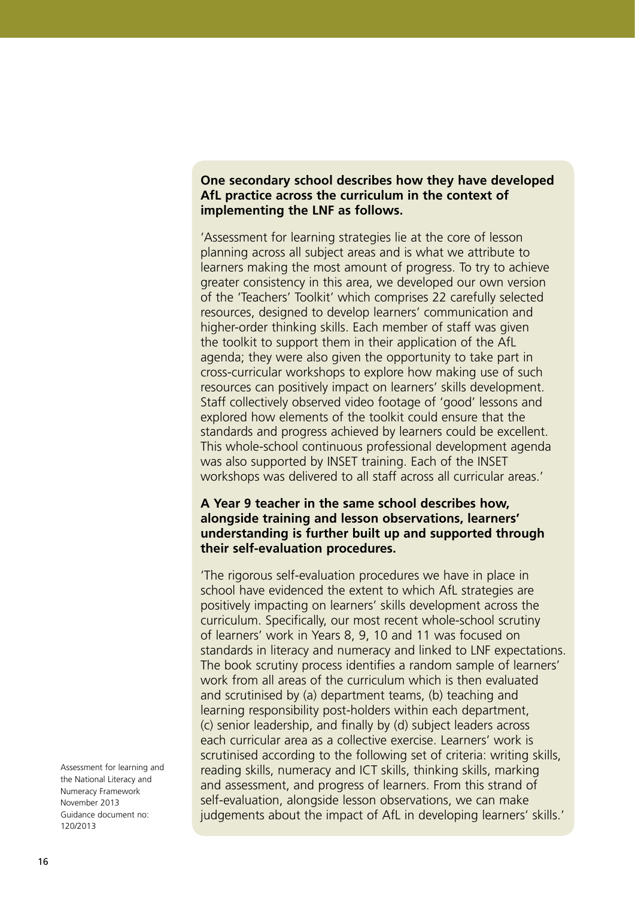**One secondary school describes how they have developed AfL practice across the curriculum in the context of implementing the LNF as follows.**

'Assessment for learning strategies lie at the core of lesson planning across all subject areas and is what we attribute to learners making the most amount of progress. To try to achieve greater consistency in this area, we developed our own version of the 'Teachers' Toolkit' which comprises 22 carefully selected resources, designed to develop learners' communication and higher-order thinking skills. Each member of staff was given the toolkit to support them in their application of the AfL agenda; they were also given the opportunity to take part in cross-curricular workshops to explore how making use of such resources can positively impact on learners' skills development. Staff collectively observed video footage of 'good' lessons and explored how elements of the toolkit could ensure that the standards and progress achieved by learners could be excellent. This whole-school continuous professional development agenda was also supported by INSET training. Each of the INSET workshops was delivered to all staff across all curricular areas.'

**A Year 9 teacher in the same school describes how, alongside training and lesson observations, learners' understanding is further built up and supported through their self-evaluation procedures.**

'The rigorous self-evaluation procedures we have in place in school have evidenced the extent to which AfL strategies are positively impacting on learners' skills development across the curriculum. Specifically, our most recent whole-school scrutiny of learners' work in Years 8, 9, 10 and 11 was focused on standards in literacy and numeracy and linked to LNF expectations. The book scrutiny process identifies a random sample of learners' work from all areas of the curriculum which is then evaluated and scrutinised by (a) department teams, (b) teaching and learning responsibility post-holders within each department, (c) senior leadership, and finally by (d) subject leaders across each curricular area as a collective exercise. Learners' work is scrutinised according to the following set of criteria: writing skills, reading skills, numeracy and ICT skills, thinking skills, marking and assessment, and progress of learners. From this strand of self-evaluation, alongside lesson observations, we can make judgements about the impact of AfL in developing learners' skills.'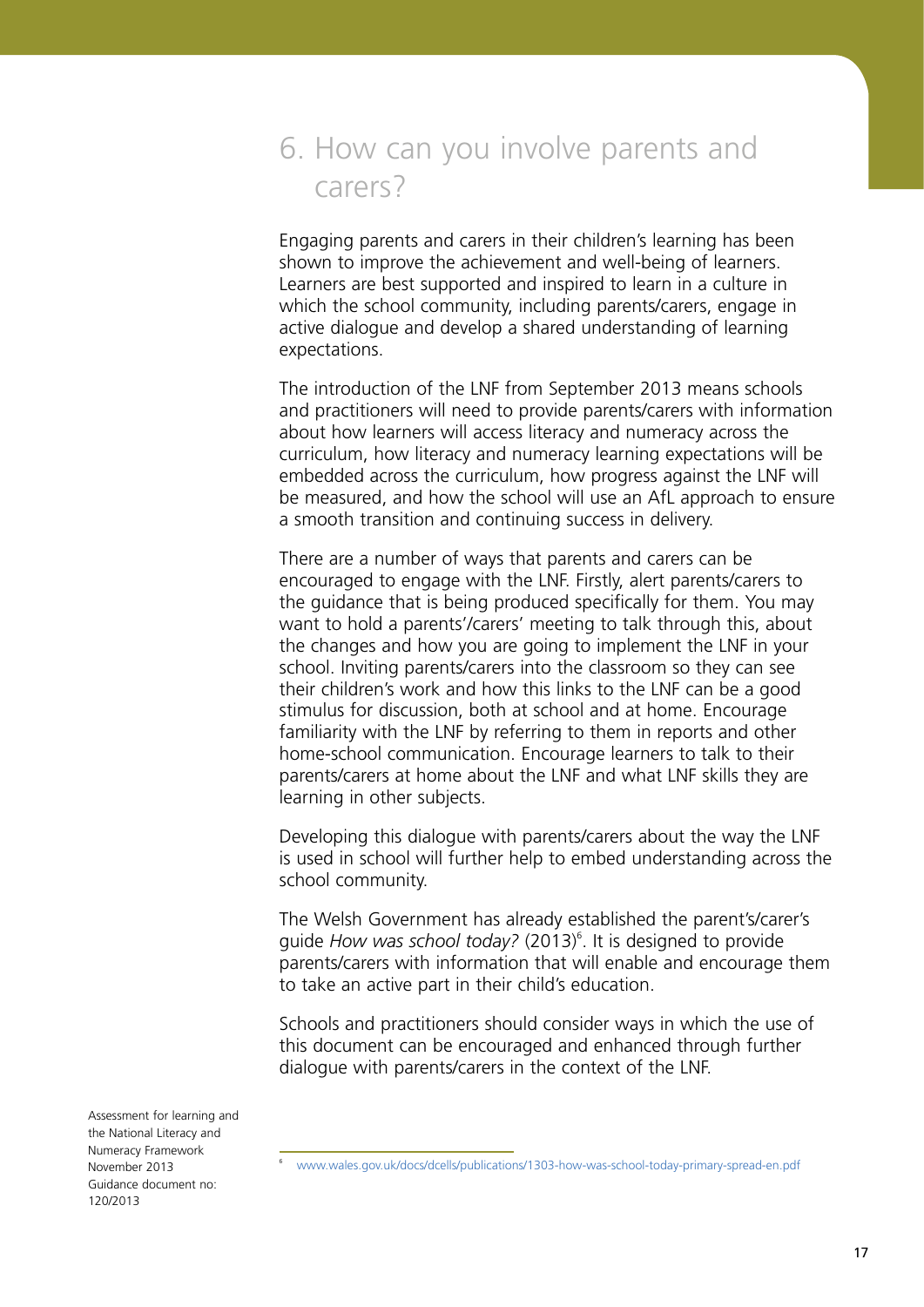# 6. How can you involve parents and carers?

Engaging parents and carers in their children's learning has been shown to improve the achievement and well-being of learners. Learners are best supported and inspired to learn in a culture in which the school community, including parents/carers, engage in active dialogue and develop a shared understanding of learning expectations.

The introduction of the LNF from September 2013 means schools and practitioners will need to provide parents/carers with information about how learners will access literacy and numeracy across the curriculum, how literacy and numeracy learning expectations will be embedded across the curriculum, how progress against the LNF will be measured, and how the school will use an AfL approach to ensure a smooth transition and continuing success in delivery.

There are a number of ways that parents and carers can be encouraged to engage with the LNF. Firstly, alert parents/carers to the guidance that is being produced specifically for them. You may want to hold a parents'/carers' meeting to talk through this, about the changes and how you are going to implement the LNF in your school. Inviting parents/carers into the classroom so they can see their children's work and how this links to the LNF can be a good stimulus for discussion, both at school and at home. Encourage familiarity with the LNF by referring to them in reports and other home-school communication. Encourage learners to talk to their parents/carers at home about the LNF and what LNF skills they are learning in other subjects.

Developing this dialogue with parents/carers about the way the LNF is used in school will further help to embed understanding across the school community.

The Welsh Government has already established the parent's/carer's guide *How was school today?* (2013)[6]. It is designed to provide parents/carers with information that will enable and encourage them to take an active part in their child's education.

Schools and practitioners should consider ways in which the use of this document can be encouraged and enhanced through further dialogue with parents/carers in the context of the LNF.

[6] www.wales.gov.uk/docs/dcells/publications/1303-how-was-school-today-primary-spread-en.pdf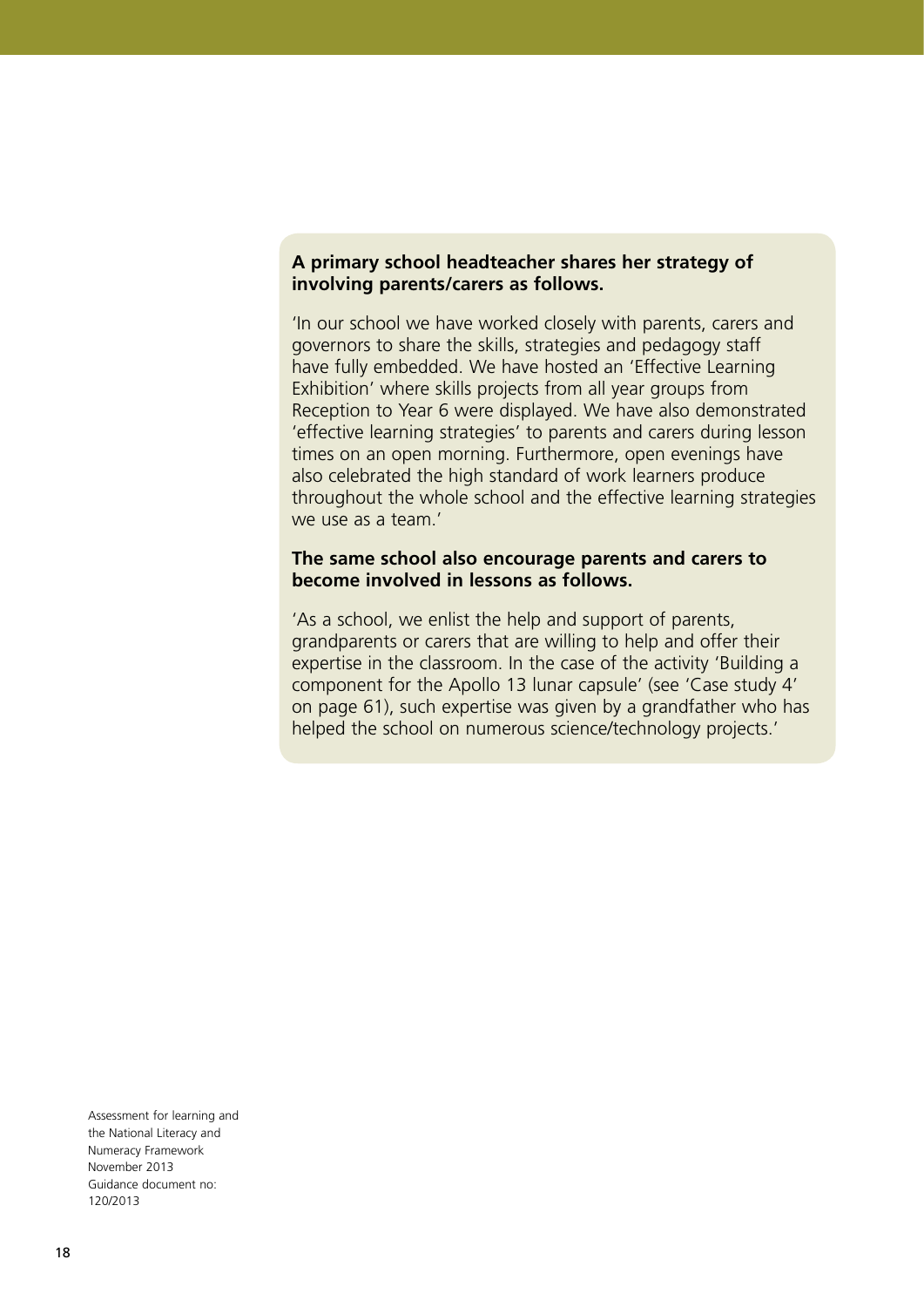**A primary school headteacher shares her strategy of involving parents/carers as follows.**

'In our school we have worked closely with parents, carers and governors to share the skills, strategies and pedagogy staff have fully embedded. We have hosted an 'Effective Learning Exhibition' where skills projects from all year groups from Reception to Year 6 were displayed. We have also demonstrated 'effective learning strategies' to parents and carers during lesson times on an open morning. Furthermore, open evenings have also celebrated the high standard of work learners produce throughout the whole school and the effective learning strategies we use as a team.'

**The same school also encourage parents and carers to become involved in lessons as follows.**

'As a school, we enlist the help and support of parents, grandparents or carers that are willing to help and offer their expertise in the classroom. In the case of the activity 'Building a component for the Apollo 13 lunar capsule' (see 'Case study 4' on page 61), such expertise was given by a grandfather who has helped the school on numerous science/technology projects.'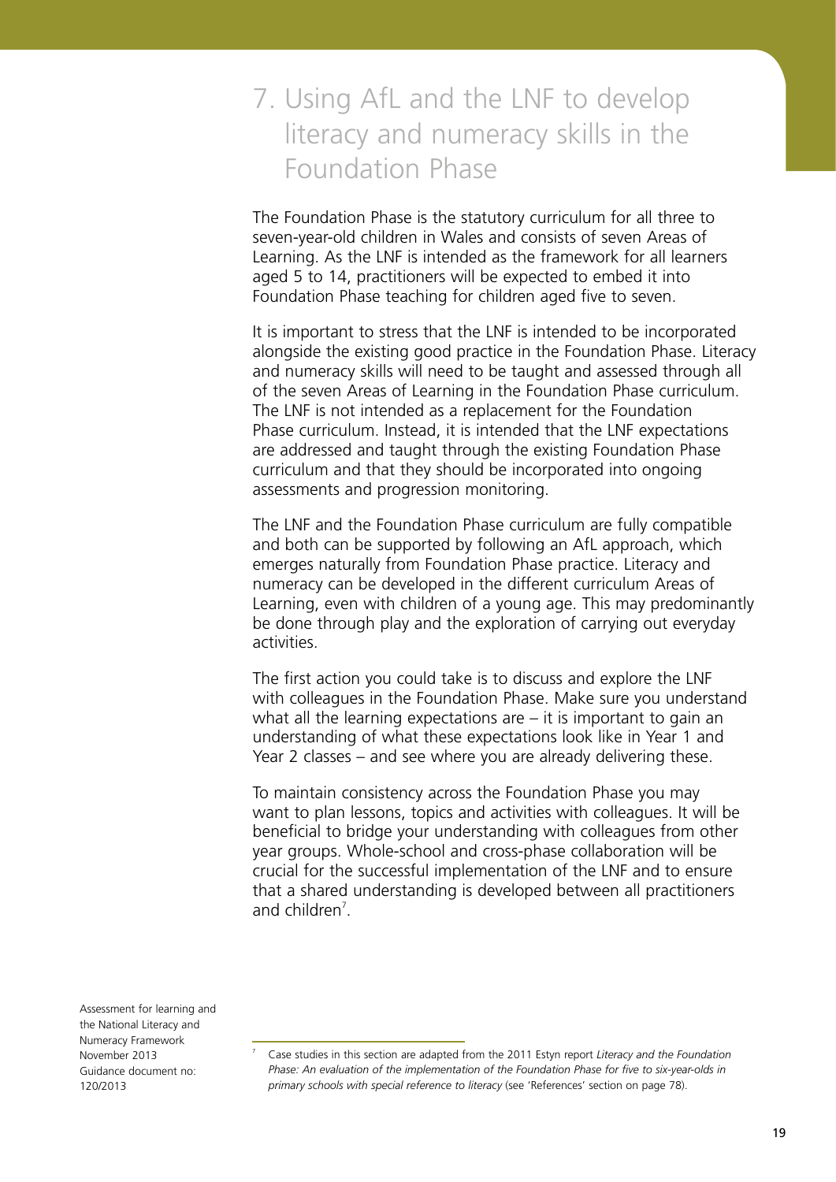# 7. Using AfL and the LNF to develop literacy and numeracy skills in the Foundation Phase

The Foundation Phase is the statutory curriculum for all three to seven-year-old children in Wales and consists of seven Areas of Learning. As the LNF is intended as the framework for all learners aged 5 to 14, practitioners will be expected to embed it into Foundation Phase teaching for children aged five to seven.

It is important to stress that the LNF is intended to be incorporated alongside the existing good practice in the Foundation Phase. Literacy and numeracy skills will need to be taught and assessed through all of the seven Areas of Learning in the Foundation Phase curriculum. The LNF is not intended as a replacement for the Foundation Phase curriculum. Instead, it is intended that the LNF expectations are addressed and taught through the existing Foundation Phase curriculum and that they should be incorporated into ongoing assessments and progression monitoring.

The LNF and the Foundation Phase curriculum are fully compatible and both can be supported by following an AfL approach, which emerges naturally from Foundation Phase practice. Literacy and numeracy can be developed in the different curriculum Areas of Learning, even with children of a young age. This may predominantly be done through play and the exploration of carrying out everyday activities.

The first action you could take is to discuss and explore the LNF with colleagues in the Foundation Phase. Make sure you understand what all the learning expectations are – it is important to gain an understanding of what these expectations look like in Year 1 and Year 2 classes – and see where you are already delivering these.

To maintain consistency across the Foundation Phase you may want to plan lessons, topics and activities with colleagues. It will be beneficial to bridge your understanding with colleagues from other year groups. Whole-school and cross-phase collaboration will be crucial for the successful implementation of the LNF and to ensure that a shared understanding is developed between all practitioners and children[7].

[7] Case studies in this section are adapted from the 2011 Estyn report *Literacy and the Foundation Phase: An evaluation of the implementation of the Foundation Phase for five to six-year-olds in primary schools with special reference to literacy* (see 'References' section on page 78).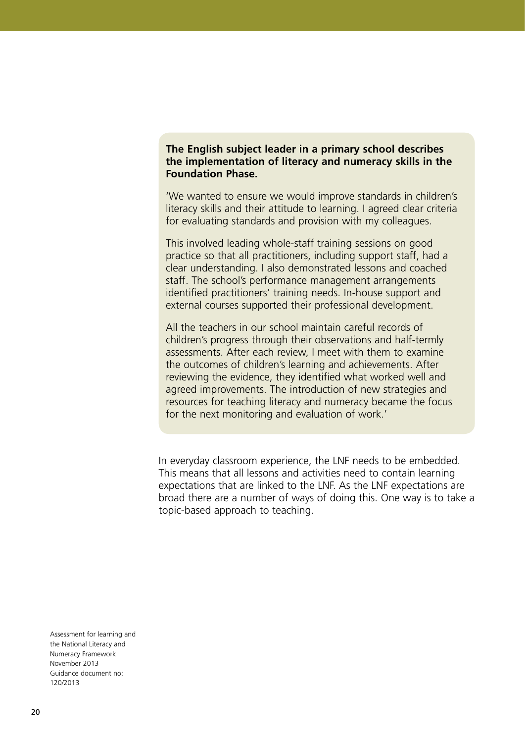**The English subject leader in a primary school describes the implementation of literacy and numeracy skills in the Foundation Phase.**

'We wanted to ensure we would improve standards in children's literacy skills and their attitude to learning. I agreed clear criteria for evaluating standards and provision with my colleagues.

This involved leading whole-staff training sessions on good practice so that all practitioners, including support staff, had a clear understanding. I also demonstrated lessons and coached staff. The school's performance management arrangements identified practitioners' training needs. In-house support and external courses supported their professional development.

All the teachers in our school maintain careful records of children's progress through their observations and half-termly assessments. After each review, I meet with them to examine the outcomes of children's learning and achievements. After reviewing the evidence, they identified what worked well and agreed improvements. The introduction of new strategies and resources for teaching literacy and numeracy became the focus for the next monitoring and evaluation of work.'

In everyday classroom experience, the LNF needs to be embedded. This means that all lessons and activities need to contain learning expectations that are linked to the LNF. As the LNF expectations are broad there are a number of ways of doing this. One way is to take a topic-based approach to teaching.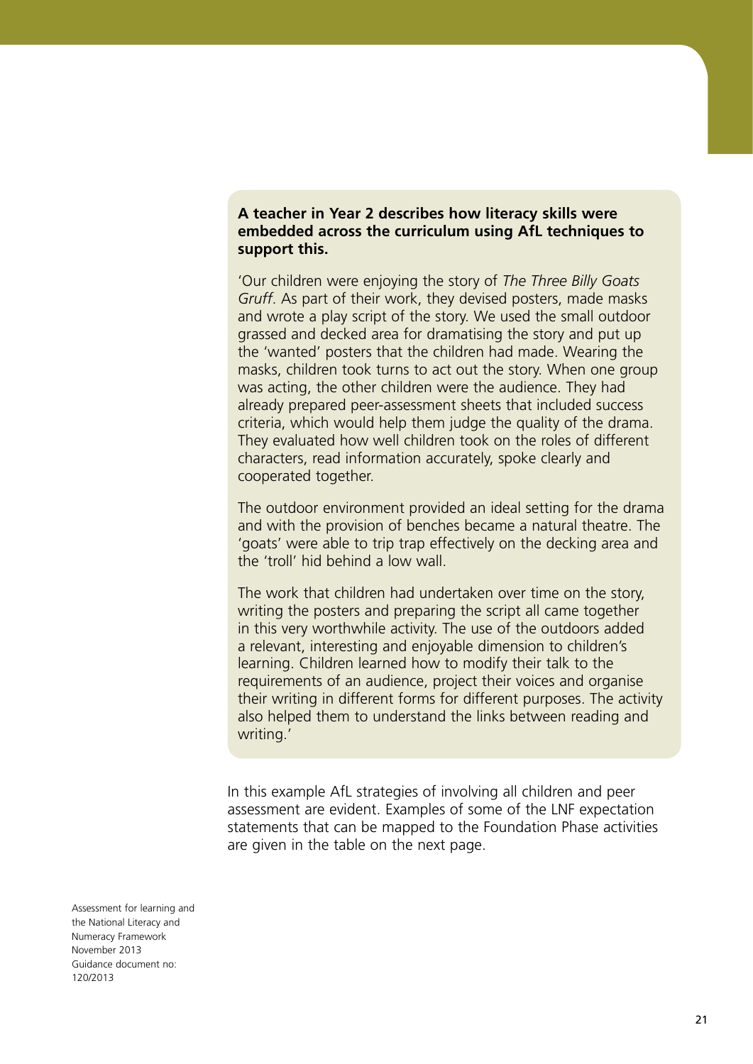**A teacher in Year 2 describes how literacy skills were embedded across the curriculum using AfL techniques to support this.**

'Our children were enjoying the story of *The Three Billy Goats Gruff*. As part of their work, they devised posters, made masks and wrote a play script of the story. We used the small outdoor grassed and decked area for dramatising the story and put up the 'wanted' posters that the children had made. Wearing the masks, children took turns to act out the story. When one group was acting, the other children were the audience. They had already prepared peer-assessment sheets that included success criteria, which would help them judge the quality of the drama. They evaluated how well children took on the roles of different characters, read information accurately, spoke clearly and cooperated together.

The outdoor environment provided an ideal setting for the drama and with the provision of benches became a natural theatre. The 'goats' were able to trip trap effectively on the decking area and the 'troll' hid behind a low wall.

The work that children had undertaken over time on the story, writing the posters and preparing the script all came together in this very worthwhile activity. The use of the outdoors added a relevant, interesting and enjoyable dimension to children's learning. Children learned how to modify their talk to the requirements of an audience, project their voices and organise their writing in different forms for different purposes. The activity also helped them to understand the links between reading and writing.'

In this example AfL strategies of involving all children and peer assessment are evident. Examples of some of the LNF expectation statements that can be mapped to the Foundation Phase activities are given in the table on the next page.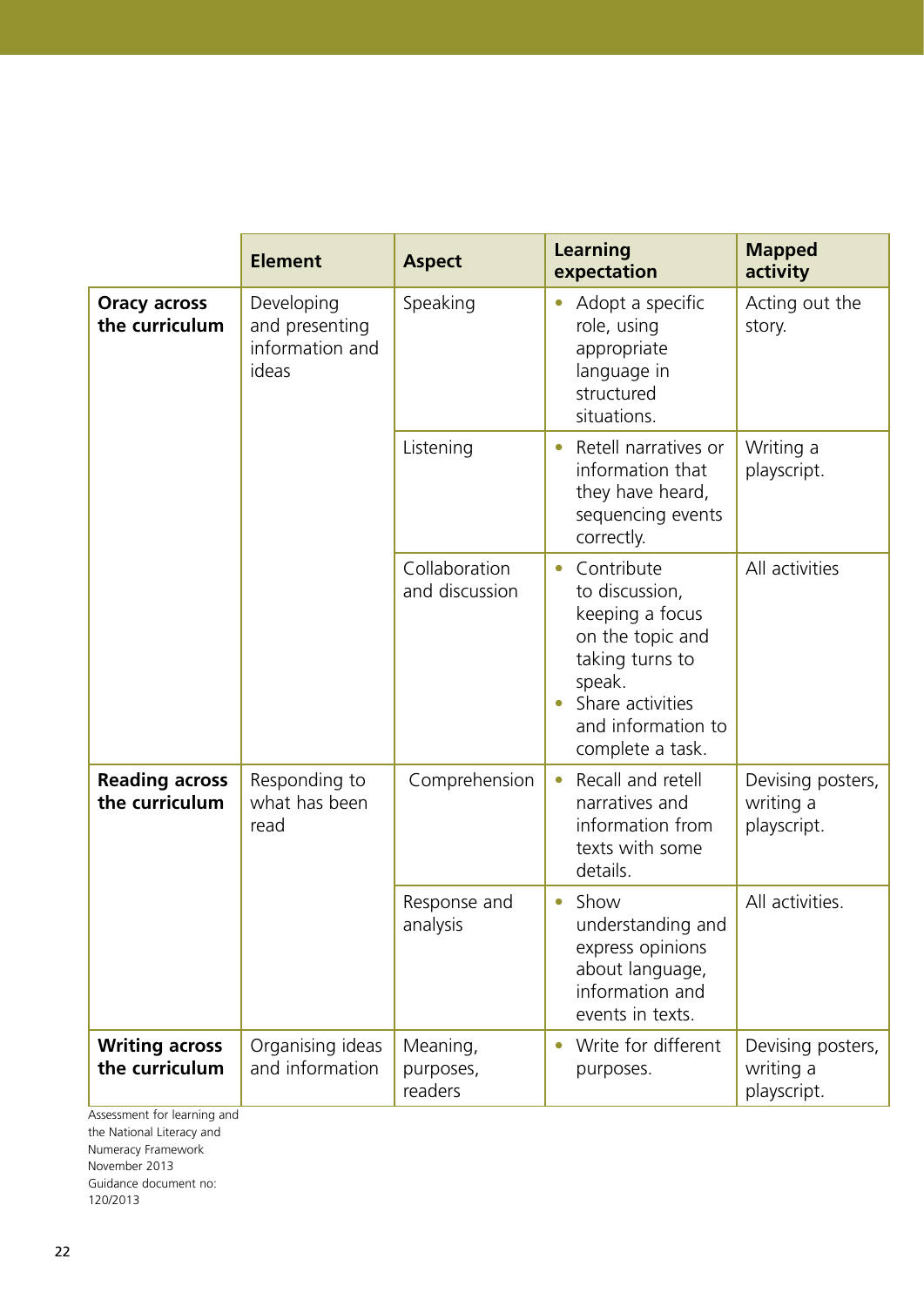| | Element | Aspect | Learning expectation | Mapped activity |
|---|---|---|---|---|
| **Oracy across the curriculum** | Developing and presenting information and ideas | Speaking | • Adopt a specific role, using appropriate language in structured situations. | Acting out the story. |
| | | Listening | • Retell narratives or information that they have heard, sequencing events correctly. | Writing a playscript. |
| | | Collaboration and discussion | • Contribute to discussion, keeping a focus on the topic and taking turns to speak. <br> • Share activities and information to complete a task. | All activities |
| **Reading across the curriculum** | Responding to what has been read | Comprehension | • Recall and retell narratives and information from texts with some details. | Devising posters, writing a playscript. |
| | | Response and analysis | • Show understanding and express opinions about language, information and events in texts. | All activities. |
| **Writing across the curriculum** | Organising ideas and information | Meaning, purposes, readers | • Write for different purposes. | Devising posters, writing a playscript. |

Assessment for learning and the National Literacy and Numeracy Framework
November 2013
Guidance document no: 120/2013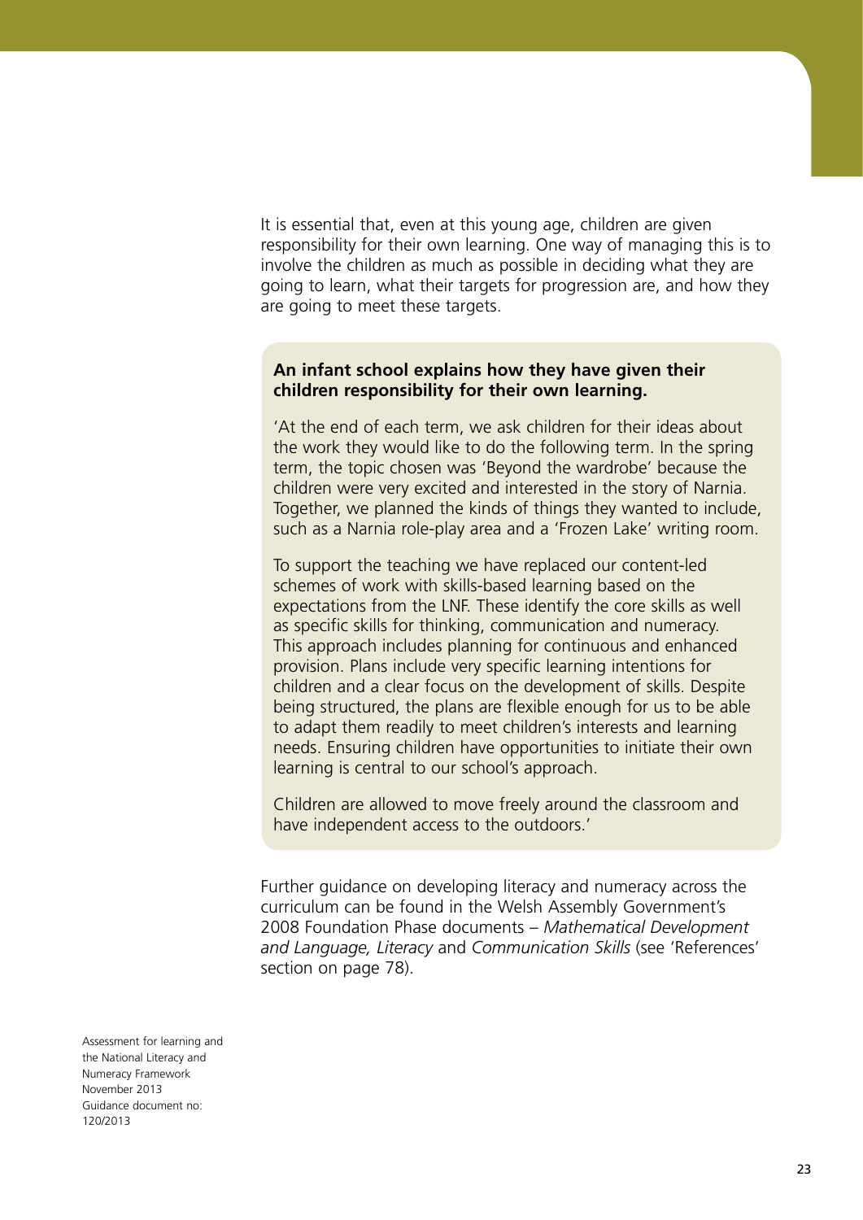It is essential that, even at this young age, children are given responsibility for their own learning. One way of managing this is to involve the children as much as possible in deciding what they are going to learn, what their targets for progression are, and how they are going to meet these targets.

**An infant school explains how they have given their children responsibility for their own learning.**

'At the end of each term, we ask children for their ideas about the work they would like to do the following term. In the spring term, the topic chosen was 'Beyond the wardrobe' because the children were very excited and interested in the story of Narnia. Together, we planned the kinds of things they wanted to include, such as a Narnia role-play area and a 'Frozen Lake' writing room.

To support the teaching we have replaced our content-led schemes of work with skills-based learning based on the expectations from the LNF. These identify the core skills as well as specific skills for thinking, communication and numeracy. This approach includes planning for continuous and enhanced provision. Plans include very specific learning intentions for children and a clear focus on the development of skills. Despite being structured, the plans are flexible enough for us to be able to adapt them readily to meet children's interests and learning needs. Ensuring children have opportunities to initiate their own learning is central to our school's approach.

Children are allowed to move freely around the classroom and have independent access to the outdoors.'

Further guidance on developing literacy and numeracy across the curriculum can be found in the Welsh Assembly Government's 2008 Foundation Phase documents – *Mathematical Development and Language, Literacy* and *Communication Skills* (see 'References' section on page 78).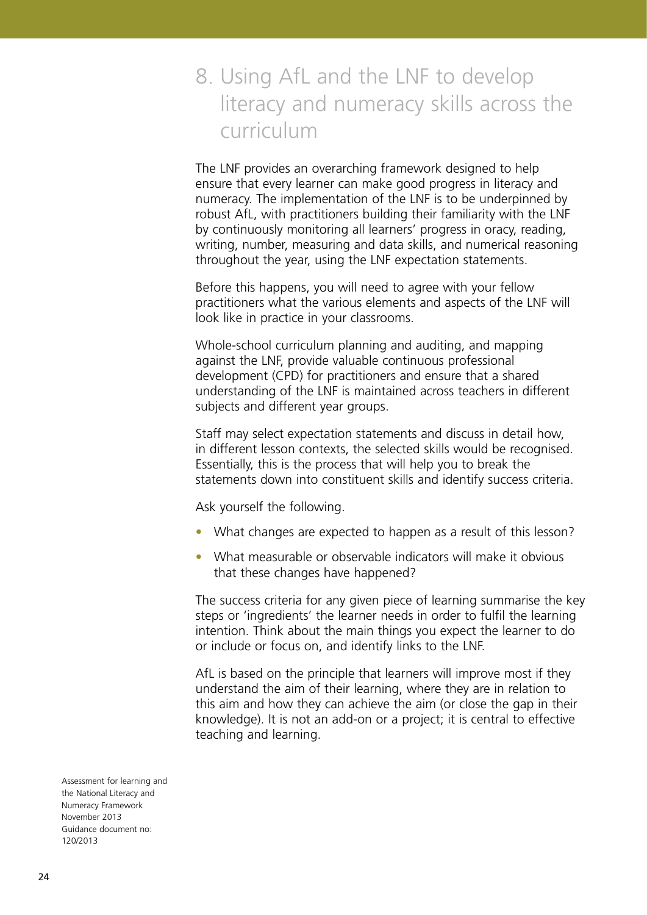# 8. Using AfL and the LNF to develop literacy and numeracy skills across the curriculum

The LNF provides an overarching framework designed to help ensure that every learner can make good progress in literacy and numeracy. The implementation of the LNF is to be underpinned by robust AfL, with practitioners building their familiarity with the LNF by continuously monitoring all learners' progress in oracy, reading, writing, number, measuring and data skills, and numerical reasoning throughout the year, using the LNF expectation statements.

Before this happens, you will need to agree with your fellow practitioners what the various elements and aspects of the LNF will look like in practice in your classrooms.

Whole-school curriculum planning and auditing, and mapping against the LNF, provide valuable continuous professional development (CPD) for practitioners and ensure that a shared understanding of the LNF is maintained across teachers in different subjects and different year groups.

Staff may select expectation statements and discuss in detail how, in different lesson contexts, the selected skills would be recognised. Essentially, this is the process that will help you to break the statements down into constituent skills and identify success criteria.

Ask yourself the following.

- What changes are expected to happen as a result of this lesson?
- What measurable or observable indicators will make it obvious that these changes have happened?

The success criteria for any given piece of learning summarise the key steps or 'ingredients' the learner needs in order to fulfil the learning intention. Think about the main things you expect the learner to do or include or focus on, and identify links to the LNF.

AfL is based on the principle that learners will improve most if they understand the aim of their learning, where they are in relation to this aim and how they can achieve the aim (or close the gap in their knowledge). It is not an add-on or a project; it is central to effective teaching and learning.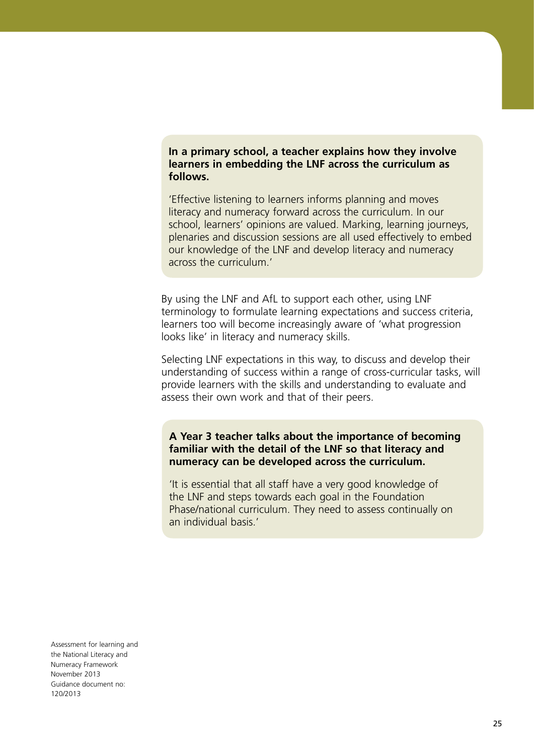**In a primary school, a teacher explains how they involve learners in embedding the LNF across the curriculum as follows.**

'Effective listening to learners informs planning and moves literacy and numeracy forward across the curriculum. In our school, learners' opinions are valued. Marking, learning journeys, plenaries and discussion sessions are all used effectively to embed our knowledge of the LNF and develop literacy and numeracy across the curriculum.'

By using the LNF and AfL to support each other, using LNF terminology to formulate learning expectations and success criteria, learners too will become increasingly aware of 'what progression looks like' in literacy and numeracy skills.

Selecting LNF expectations in this way, to discuss and develop their understanding of success within a range of cross-curricular tasks, will provide learners with the skills and understanding to evaluate and assess their own work and that of their peers.

**A Year 3 teacher talks about the importance of becoming familiar with the detail of the LNF so that literacy and numeracy can be developed across the curriculum.**

'It is essential that all staff have a very good knowledge of the LNF and steps towards each goal in the Foundation Phase/national curriculum. They need to assess continually on an individual basis.'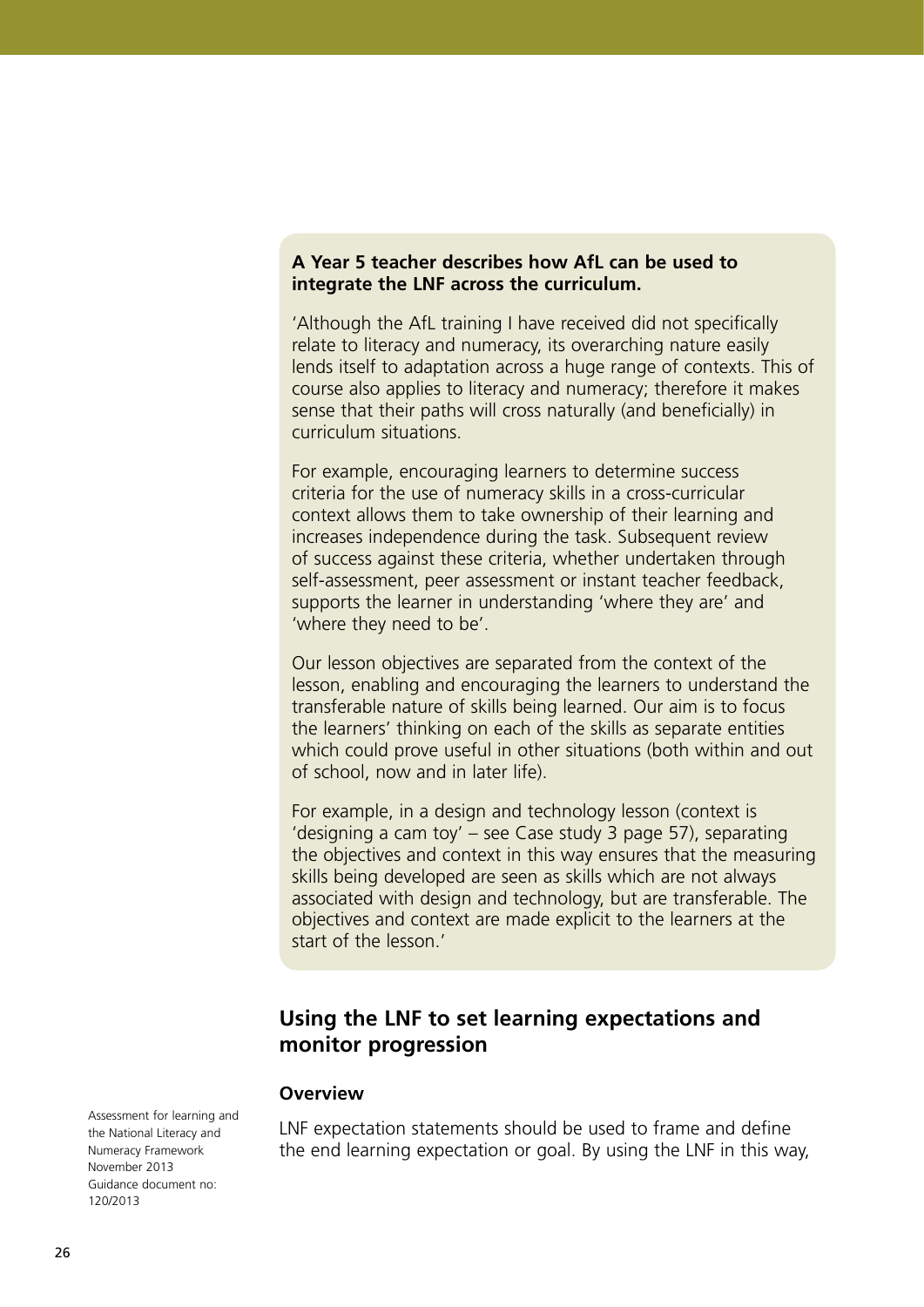**A Year 5 teacher describes how AfL can be used to integrate the LNF across the curriculum.**

'Although the AfL training I have received did not specifically relate to literacy and numeracy, its overarching nature easily lends itself to adaptation across a huge range of contexts. This of course also applies to literacy and numeracy; therefore it makes sense that their paths will cross naturally (and beneficially) in curriculum situations.

For example, encouraging learners to determine success criteria for the use of numeracy skills in a cross-curricular context allows them to take ownership of their learning and increases independence during the task. Subsequent review of success against these criteria, whether undertaken through self-assessment, peer assessment or instant teacher feedback, supports the learner in understanding 'where they are' and 'where they need to be'.

Our lesson objectives are separated from the context of the lesson, enabling and encouraging the learners to understand the transferable nature of skills being learned. Our aim is to focus the learners' thinking on each of the skills as separate entities which could prove useful in other situations (both within and out of school, now and in later life).

For example, in a design and technology lesson (context is 'designing a cam toy' – see Case study 3 page 57), separating the objectives and context in this way ensures that the measuring skills being developed are seen as skills which are not always associated with design and technology, but are transferable. The objectives and context are made explicit to the learners at the start of the lesson.'

## Using the LNF to set learning expectations and monitor progression

### Overview

LNF expectation statements should be used to frame and define the end learning expectation or goal. By using the LNF in this way,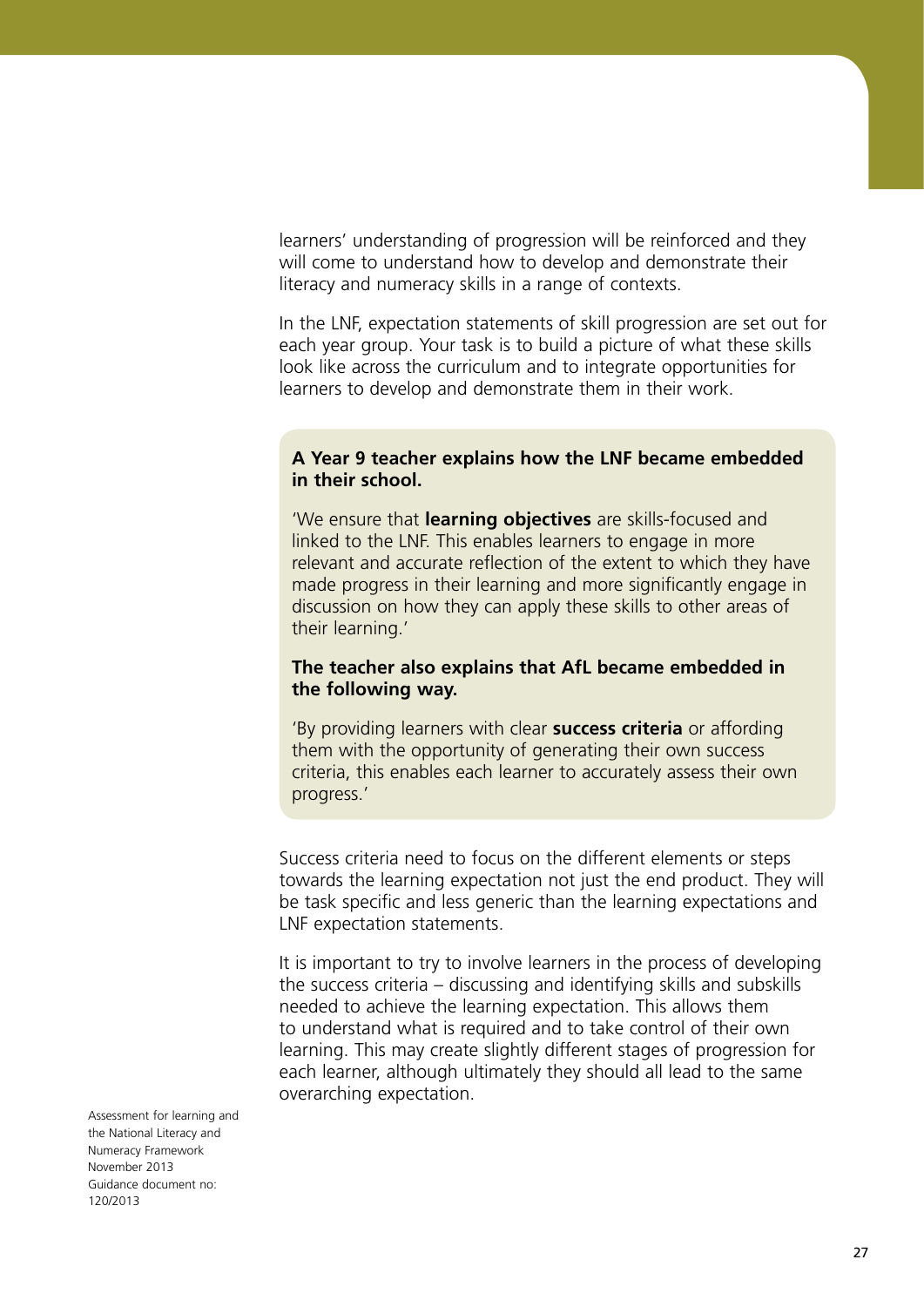learners' understanding of progression will be reinforced and they will come to understand how to develop and demonstrate their literacy and numeracy skills in a range of contexts.

In the LNF, expectation statements of skill progression are set out for each year group. Your task is to build a picture of what these skills look like across the curriculum and to integrate opportunities for learners to develop and demonstrate them in their work.

> **A Year 9 teacher explains how the LNF became embedded in their school.**
>
> 'We ensure that **learning objectives** are skills-focused and linked to the LNF. This enables learners to engage in more relevant and accurate reflection of the extent to which they have made progress in their learning and more significantly engage in discussion on how they can apply these skills to other areas of their learning.'
>
> **The teacher also explains that AfL became embedded in the following way.**
>
> 'By providing learners with clear **success criteria** or affording them with the opportunity of generating their own success criteria, this enables each learner to accurately assess their own progress.'

Success criteria need to focus on the different elements or steps towards the learning expectation not just the end product. They will be task specific and less generic than the learning expectations and LNF expectation statements.

It is important to try to involve learners in the process of developing the success criteria – discussing and identifying skills and subskills needed to achieve the learning expectation. This allows them to understand what is required and to take control of their own learning. This may create slightly different stages of progression for each learner, although ultimately they should all lead to the same overarching expectation.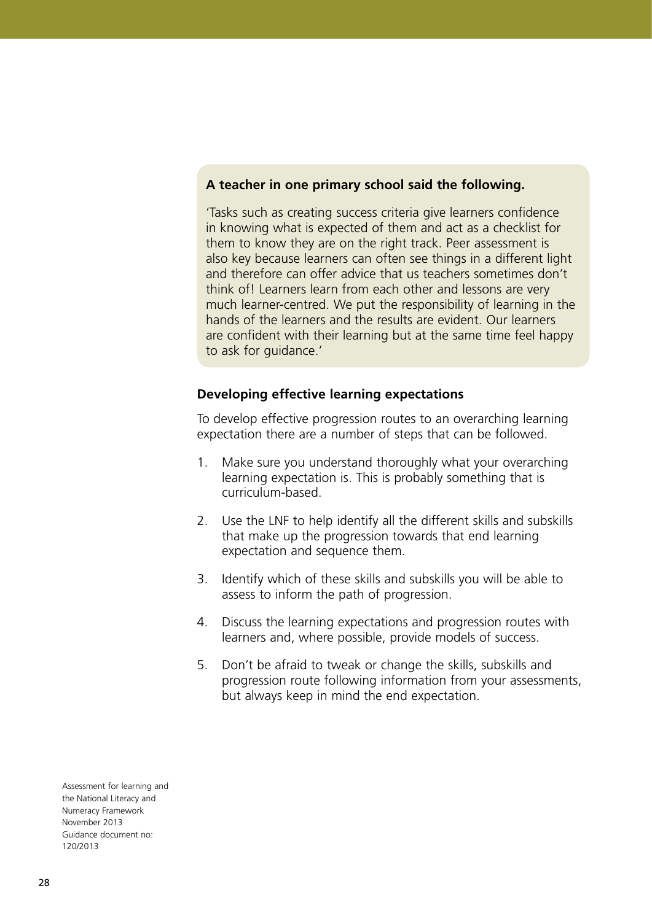**A teacher in one primary school said the following.**

'Tasks such as creating success criteria give learners confidence in knowing what is expected of them and act as a checklist for them to know they are on the right track. Peer assessment is also key because learners can often see things in a different light and therefore can offer advice that us teachers sometimes don't think of! Learners learn from each other and lessons are very much learner-centred. We put the responsibility of learning in the hands of the learners and the results are evident. Our learners are confident with their learning but at the same time feel happy to ask for guidance.'

### Developing effective learning expectations

To develop effective progression routes to an overarching learning expectation there are a number of steps that can be followed.

1. Make sure you understand thoroughly what your overarching learning expectation is. This is probably something that is curriculum-based.
2. Use the LNF to help identify all the different skills and subskills that make up the progression towards that end learning expectation and sequence them.
3. Identify which of these skills and subskills you will be able to assess to inform the path of progression.
4. Discuss the learning expectations and progression routes with learners and, where possible, provide models of success.
5. Don't be afraid to tweak or change the skills, subskills and progression route following information from your assessments, but always keep in mind the end expectation.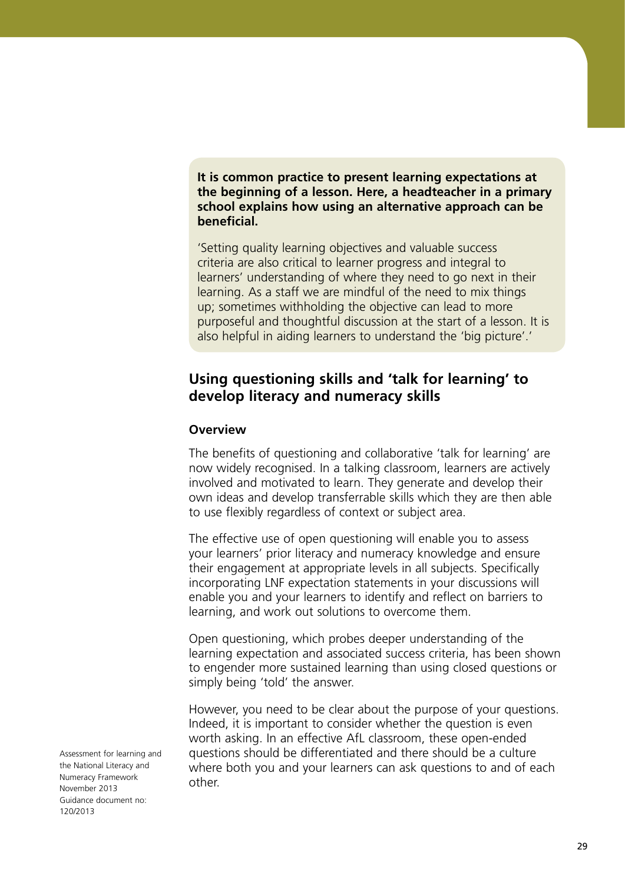**It is common practice to present learning expectations at the beginning of a lesson. Here, a headteacher in a primary school explains how using an alternative approach can be beneficial.**

'Setting quality learning objectives and valuable success criteria are also critical to learner progress and integral to learners' understanding of where they need to go next in their learning. As a staff we are mindful of the need to mix things up; sometimes withholding the objective can lead to more purposeful and thoughtful discussion at the start of a lesson. It is also helpful in aiding learners to understand the 'big picture'.'

## Using questioning skills and 'talk for learning' to develop literacy and numeracy skills

### Overview

The benefits of questioning and collaborative 'talk for learning' are now widely recognised. In a talking classroom, learners are actively involved and motivated to learn. They generate and develop their own ideas and develop transferrable skills which they are then able to use flexibly regardless of context or subject area.

The effective use of open questioning will enable you to assess your learners' prior literacy and numeracy knowledge and ensure their engagement at appropriate levels in all subjects. Specifically incorporating LNF expectation statements in your discussions will enable you and your learners to identify and reflect on barriers to learning, and work out solutions to overcome them.

Open questioning, which probes deeper understanding of the learning expectation and associated success criteria, has been shown to engender more sustained learning than using closed questions or simply being 'told' the answer.

However, you need to be clear about the purpose of your questions. Indeed, it is important to consider whether the question is even worth asking. In an effective AfL classroom, these open-ended questions should be differentiated and there should be a culture where both you and your learners can ask questions to and of each other.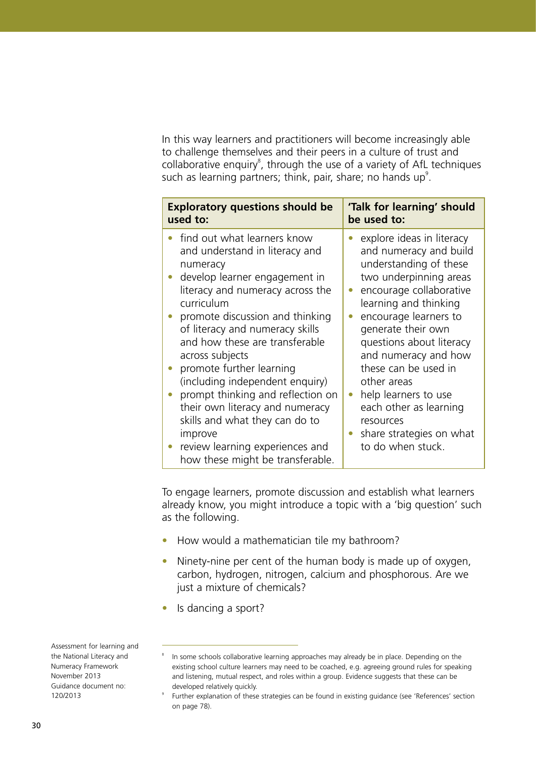In this way learners and practitioners will become increasingly able to challenge themselves and their peers in a culture of trust and collaborative enquiry[8], through the use of a variety of AfL techniques such as learning partners; think, pair, share; no hands up[9].

| Exploratory questions should be used to: | 'Talk for learning' should be used to: |
|---|---|
| • find out what learners know and understand in literacy and numeracy<br>• develop learner engagement in literacy and numeracy across the curriculum<br>• promote discussion and thinking of literacy and numeracy skills and how these are transferable across subjects<br>• promote further learning (including independent enquiry)<br>• prompt thinking and reflection on their own literacy and numeracy skills and what they can do to improve<br>• review learning experiences and how these might be transferable. | • explore ideas in literacy and numeracy and build understanding of these two underpinning areas<br>• encourage collaborative learning and thinking<br>• encourage learners to generate their own questions about literacy and numeracy and how these can be used in other areas<br>• help learners to use each other as learning resources<br>• share strategies on what to do when stuck. |

To engage learners, promote discussion and establish what learners already know, you might introduce a topic with a 'big question' such as the following.

- How would a mathematician tile my bathroom?
- Ninety-nine per cent of the human body is made up of oxygen, carbon, hydrogen, nitrogen, calcium and phosphorous. Are we just a mixture of chemicals?
- Is dancing a sport?

Assessment for learning and the National Literacy and Numeracy Framework
November 2013
Guidance document no: 120/2013

[8] In some schools collaborative learning approaches may already be in place. Depending on the existing school culture learners may need to be coached, e.g. agreeing ground rules for speaking and listening, mutual respect, and roles within a group. Evidence suggests that these can be developed relatively quickly.

[9] Further explanation of these strategies can be found in existing guidance (see 'References' section on page 78).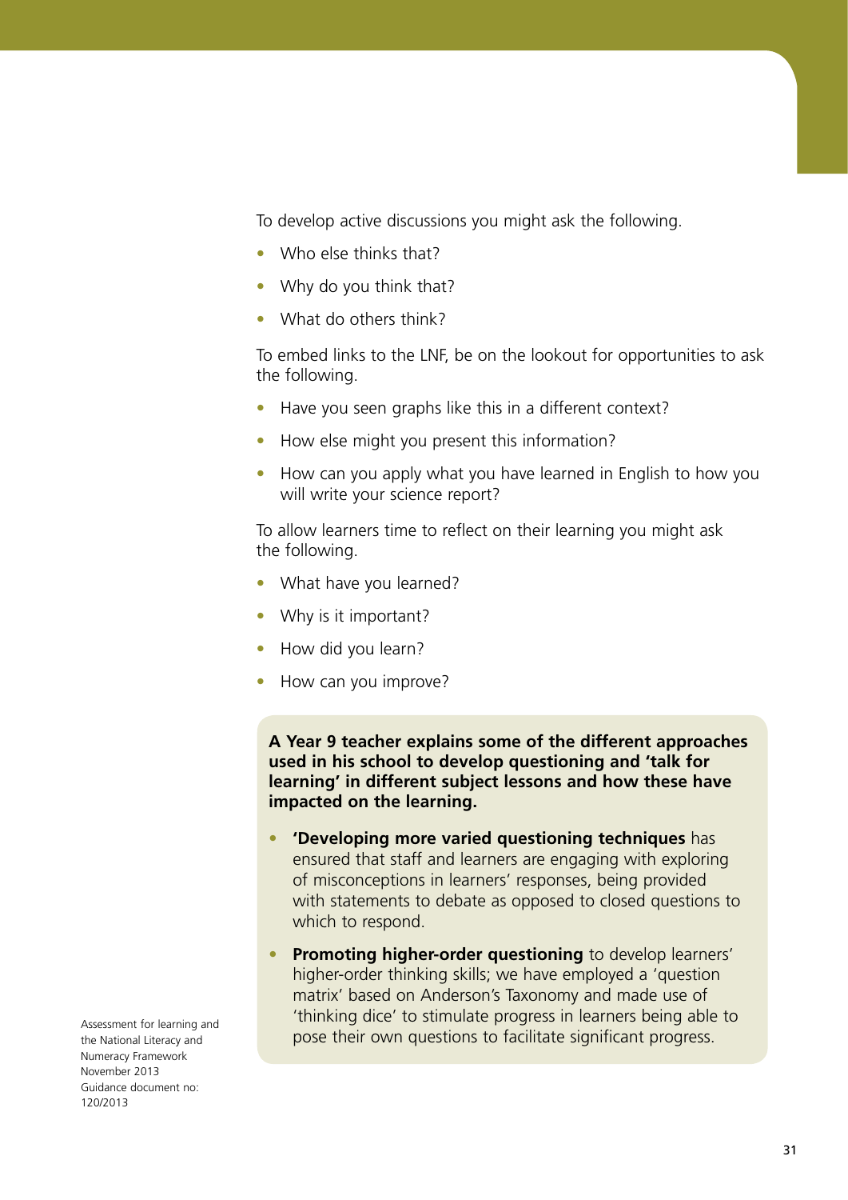To develop active discussions you might ask the following.

- Who else thinks that?
- Why do you think that?
- What do others think?

To embed links to the LNF, be on the lookout for opportunities to ask the following.

- Have you seen graphs like this in a different context?
- How else might you present this information?
- How can you apply what you have learned in English to how you will write your science report?

To allow learners time to reflect on their learning you might ask the following.

- What have you learned?
- Why is it important?
- How did you learn?
- How can you improve?

**A Year 9 teacher explains some of the different approaches used in his school to develop questioning and 'talk for learning' in different subject lessons and how these have impacted on the learning.**

- **'Developing more varied questioning techniques** has ensured that staff and learners are engaging with exploring of misconceptions in learners' responses, being provided with statements to debate as opposed to closed questions to which to respond.
- **Promoting higher-order questioning** to develop learners' higher-order thinking skills; we have employed a 'question matrix' based on Anderson's Taxonomy and made use of 'thinking dice' to stimulate progress in learners being able to pose their own questions to facilitate significant progress.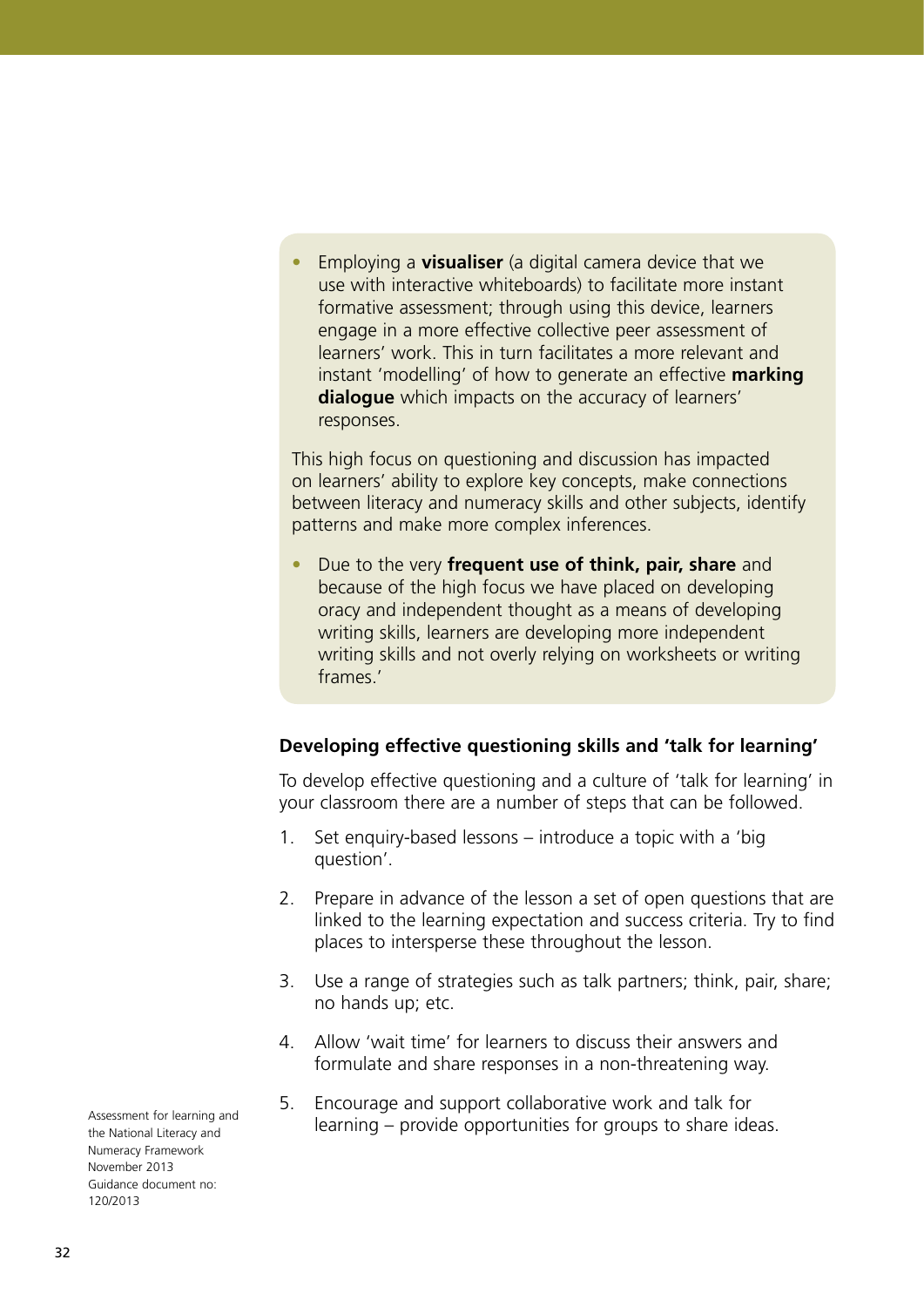- Employing a **visualiser** (a digital camera device that we use with interactive whiteboards) to facilitate more instant formative assessment; through using this device, learners engage in a more effective collective peer assessment of learners' work. This in turn facilitates a more relevant and instant 'modelling' of how to generate an effective **marking dialogue** which impacts on the accuracy of learners' responses.

This high focus on questioning and discussion has impacted on learners' ability to explore key concepts, make connections between literacy and numeracy skills and other subjects, identify patterns and make more complex inferences.

- Due to the very **frequent use of think, pair, share** and because of the high focus we have placed on developing oracy and independent thought as a means of developing writing skills, learners are developing more independent writing skills and not overly relying on worksheets or writing frames.'

### Developing effective questioning skills and 'talk for learning'

To develop effective questioning and a culture of 'talk for learning' in your classroom there are a number of steps that can be followed.

1. Set enquiry-based lessons – introduce a topic with a 'big question'.
2. Prepare in advance of the lesson a set of open questions that are linked to the learning expectation and success criteria. Try to find places to intersperse these throughout the lesson.
3. Use a range of strategies such as talk partners; think, pair, share; no hands up; etc.
4. Allow 'wait time' for learners to discuss their answers and formulate and share responses in a non-threatening way.
5. Encourage and support collaborative work and talk for learning – provide opportunities for groups to share ideas.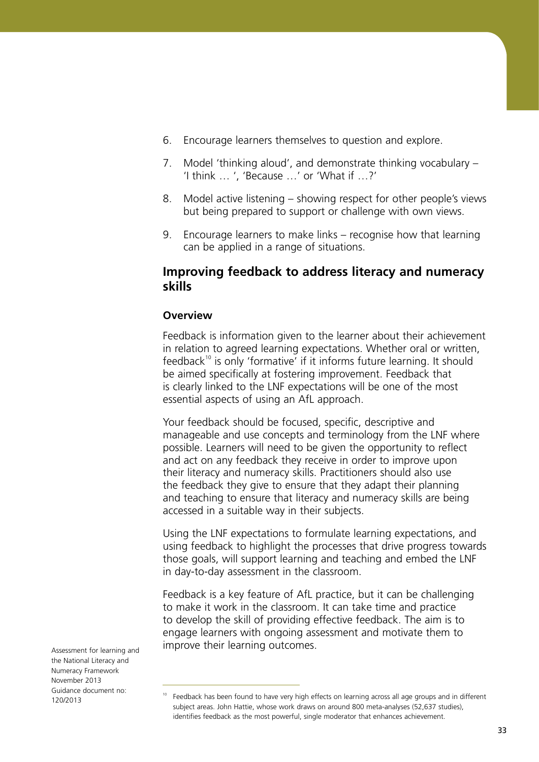6. Encourage learners themselves to question and explore.

7. Model 'thinking aloud', and demonstrate thinking vocabulary – 'I think … ', 'Because …' or 'What if …?'

8. Model active listening – showing respect for other people's views but being prepared to support or challenge with own views.

9. Encourage learners to make links – recognise how that learning can be applied in a range of situations.

## Improving feedback to address literacy and numeracy skills

### Overview

Feedback is information given to the learner about their achievement in relation to agreed learning expectations. Whether oral or written, feedback[10] is only 'formative' if it informs future learning. It should be aimed specifically at fostering improvement. Feedback that is clearly linked to the LNF expectations will be one of the most essential aspects of using an AfL approach.

Your feedback should be focused, specific, descriptive and manageable and use concepts and terminology from the LNF where possible. Learners will need to be given the opportunity to reflect and act on any feedback they receive in order to improve upon their literacy and numeracy skills. Practitioners should also use the feedback they give to ensure that they adapt their planning and teaching to ensure that literacy and numeracy skills are being accessed in a suitable way in their subjects.

Using the LNF expectations to formulate learning expectations, and using feedback to highlight the processes that drive progress towards those goals, will support learning and teaching and embed the LNF in day-to-day assessment in the classroom.

Feedback is a key feature of AfL practice, but it can be challenging to make it work in the classroom. It can take time and practice to develop the skill of providing effective feedback. The aim is to engage learners with ongoing assessment and motivate them to improve their learning outcomes.

---

[10] Feedback has been found to have very high effects on learning across all age groups and in different subject areas. John Hattie, whose work draws on around 800 meta-analyses (52,637 studies), identifies feedback as the most powerful, single moderator that enhances achievement.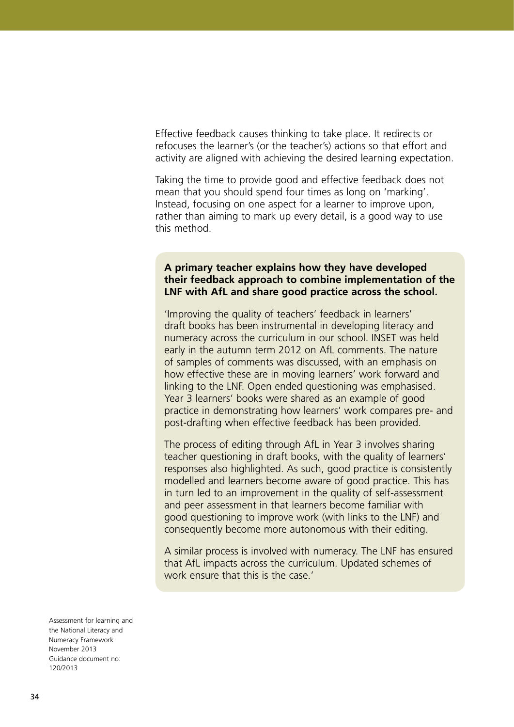Effective feedback causes thinking to take place. It redirects or refocuses the learner's (or the teacher's) actions so that effort and activity are aligned with achieving the desired learning expectation.

Taking the time to provide good and effective feedback does not mean that you should spend four times as long on 'marking'. Instead, focusing on one aspect for a learner to improve upon, rather than aiming to mark up every detail, is a good way to use this method.

**A primary teacher explains how they have developed their feedback approach to combine implementation of the LNF with AfL and share good practice across the school.**

'Improving the quality of teachers' feedback in learners' draft books has been instrumental in developing literacy and numeracy across the curriculum in our school. INSET was held early in the autumn term 2012 on AfL comments. The nature of samples of comments was discussed, with an emphasis on how effective these are in moving learners' work forward and linking to the LNF. Open ended questioning was emphasised. Year 3 learners' books were shared as an example of good practice in demonstrating how learners' work compares pre- and post-drafting when effective feedback has been provided.

The process of editing through AfL in Year 3 involves sharing teacher questioning in draft books, with the quality of learners' responses also highlighted. As such, good practice is consistently modelled and learners become aware of good practice. This has in turn led to an improvement in the quality of self-assessment and peer assessment in that learners become familiar with good questioning to improve work (with links to the LNF) and consequently become more autonomous with their editing.

A similar process is involved with numeracy. The LNF has ensured that AfL impacts across the curriculum. Updated schemes of work ensure that this is the case.'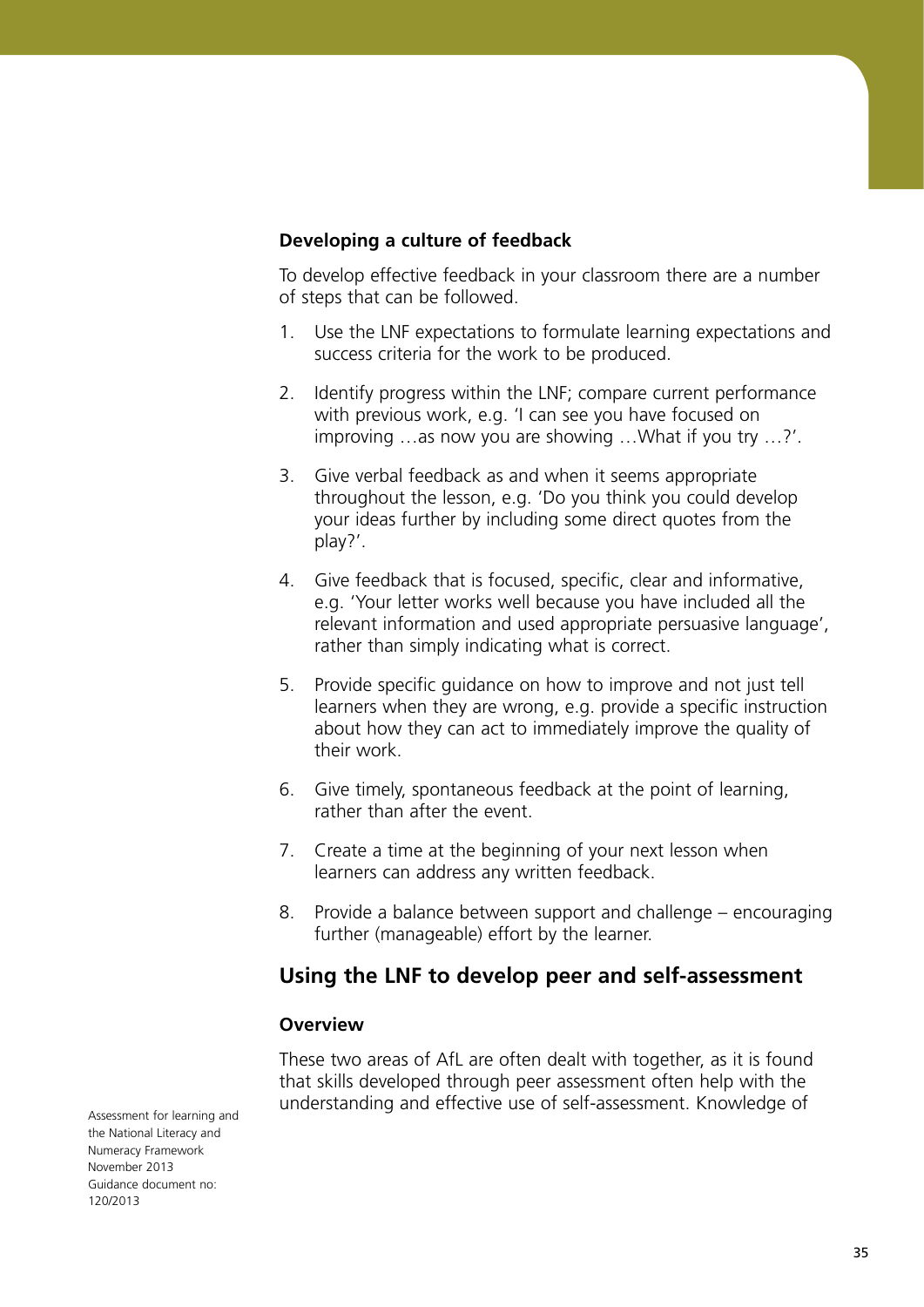### Developing a culture of feedback

To develop effective feedback in your classroom there are a number of steps that can be followed.

1. Use the LNF expectations to formulate learning expectations and success criteria for the work to be produced.

2. Identify progress within the LNF; compare current performance with previous work, e.g. 'I can see you have focused on improving …as now you are showing …What if you try …?'.

3. Give verbal feedback as and when it seems appropriate throughout the lesson, e.g. 'Do you think you could develop your ideas further by including some direct quotes from the play?'.

4. Give feedback that is focused, specific, clear and informative, e.g. 'Your letter works well because you have included all the relevant information and used appropriate persuasive language', rather than simply indicating what is correct.

5. Provide specific guidance on how to improve and not just tell learners when they are wrong, e.g. provide a specific instruction about how they can act to immediately improve the quality of their work.

6. Give timely, spontaneous feedback at the point of learning, rather than after the event.

7. Create a time at the beginning of your next lesson when learners can address any written feedback.

8. Provide a balance between support and challenge – encouraging further (manageable) effort by the learner.

## Using the LNF to develop peer and self-assessment

### Overview

These two areas of AfL are often dealt with together, as it is found that skills developed through peer assessment often help with the understanding and effective use of self-assessment. Knowledge of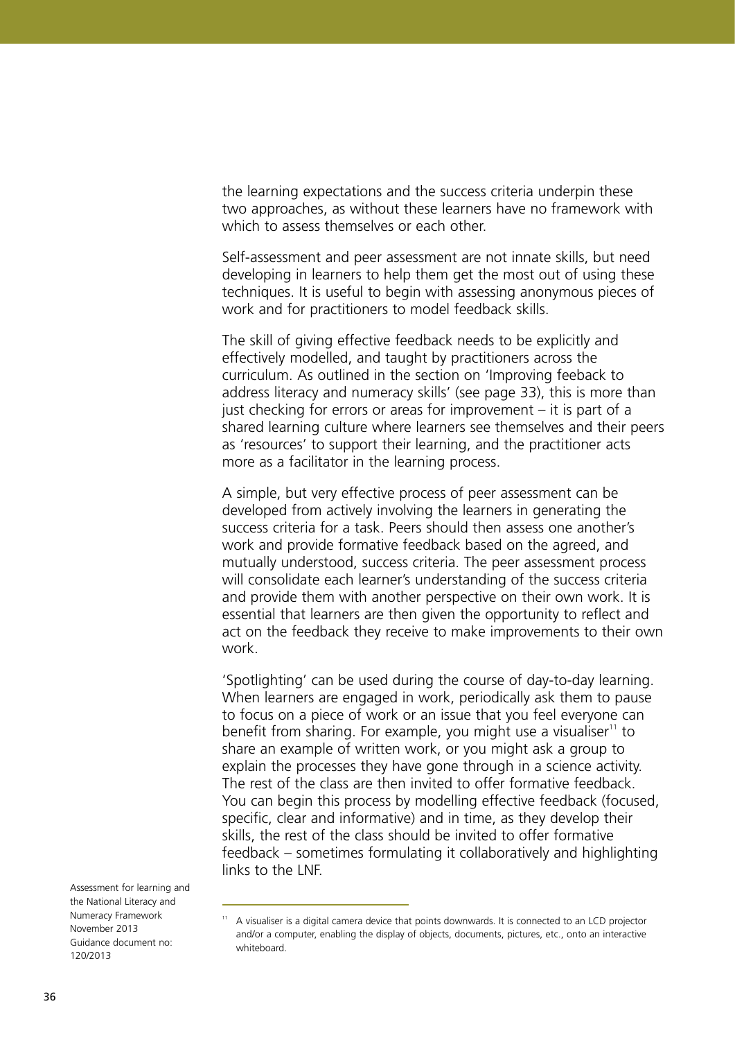the learning expectations and the success criteria underpin these two approaches, as without these learners have no framework with which to assess themselves or each other.

Self-assessment and peer assessment are not innate skills, but need developing in learners to help them get the most out of using these techniques. It is useful to begin with assessing anonymous pieces of work and for practitioners to model feedback skills.

The skill of giving effective feedback needs to be explicitly and effectively modelled, and taught by practitioners across the curriculum. As outlined in the section on 'Improving feeback to address literacy and numeracy skills' (see page 33), this is more than just checking for errors or areas for improvement – it is part of a shared learning culture where learners see themselves and their peers as 'resources' to support their learning, and the practitioner acts more as a facilitator in the learning process.

A simple, but very effective process of peer assessment can be developed from actively involving the learners in generating the success criteria for a task. Peers should then assess one another's work and provide formative feedback based on the agreed, and mutually understood, success criteria. The peer assessment process will consolidate each learner's understanding of the success criteria and provide them with another perspective on their own work. It is essential that learners are then given the opportunity to reflect and act on the feedback they receive to make improvements to their own work.

'Spotlighting' can be used during the course of day-to-day learning. When learners are engaged in work, periodically ask them to pause to focus on a piece of work or an issue that you feel everyone can benefit from sharing. For example, you might use a visualiser[11] to share an example of written work, or you might ask a group to explain the processes they have gone through in a science activity. The rest of the class are then invited to offer formative feedback. You can begin this process by modelling effective feedback (focused, specific, clear and informative) and in time, as they develop their skills, the rest of the class should be invited to offer formative feedback – sometimes formulating it collaboratively and highlighting links to the LNF.

[11] A visualiser is a digital camera device that points downwards. It is connected to an LCD projector and/or a computer, enabling the display of objects, documents, pictures, etc., onto an interactive whiteboard.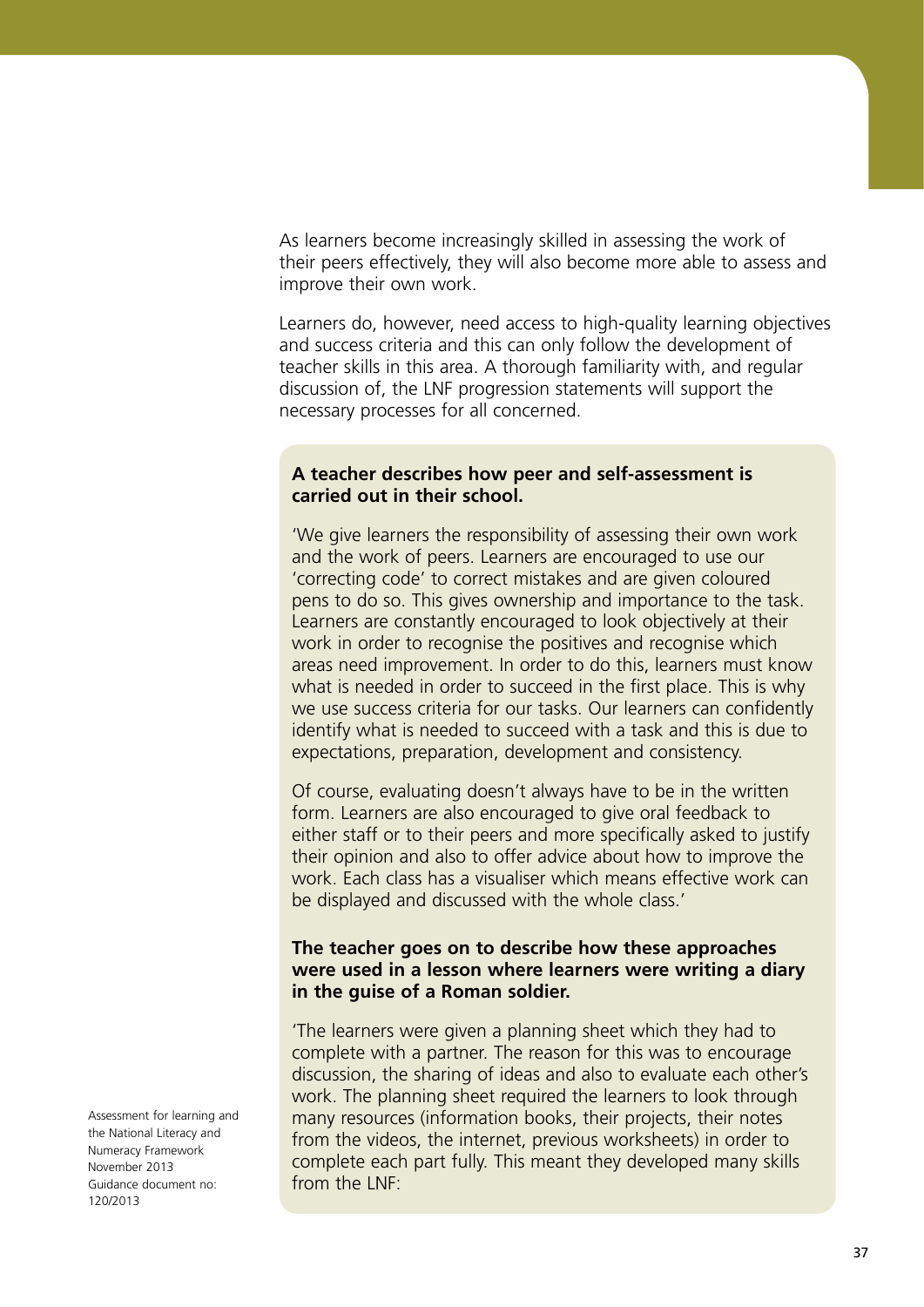As learners become increasingly skilled in assessing the work of their peers effectively, they will also become more able to assess and improve their own work.

Learners do, however, need access to high-quality learning objectives and success criteria and this can only follow the development of teacher skills in this area. A thorough familiarity with, and regular discussion of, the LNF progression statements will support the necessary processes for all concerned.

**A teacher describes how peer and self-assessment is carried out in their school.**

'We give learners the responsibility of assessing their own work and the work of peers. Learners are encouraged to use our 'correcting code' to correct mistakes and are given coloured pens to do so. This gives ownership and importance to the task. Learners are constantly encouraged to look objectively at their work in order to recognise the positives and recognise which areas need improvement. In order to do this, learners must know what is needed in order to succeed in the first place. This is why we use success criteria for our tasks. Our learners can confidently identify what is needed to succeed with a task and this is due to expectations, preparation, development and consistency.

Of course, evaluating doesn't always have to be in the written form. Learners are also encouraged to give oral feedback to either staff or to their peers and more specifically asked to justify their opinion and also to offer advice about how to improve the work. Each class has a visualiser which means effective work can be displayed and discussed with the whole class.'

**The teacher goes on to describe how these approaches were used in a lesson where learners were writing a diary in the guise of a Roman soldier.**

'The learners were given a planning sheet which they had to complete with a partner. The reason for this was to encourage discussion, the sharing of ideas and also to evaluate each other's work. The planning sheet required the learners to look through many resources (information books, their projects, their notes from the videos, the internet, previous worksheets) in order to complete each part fully. This meant they developed many skills from the LNF: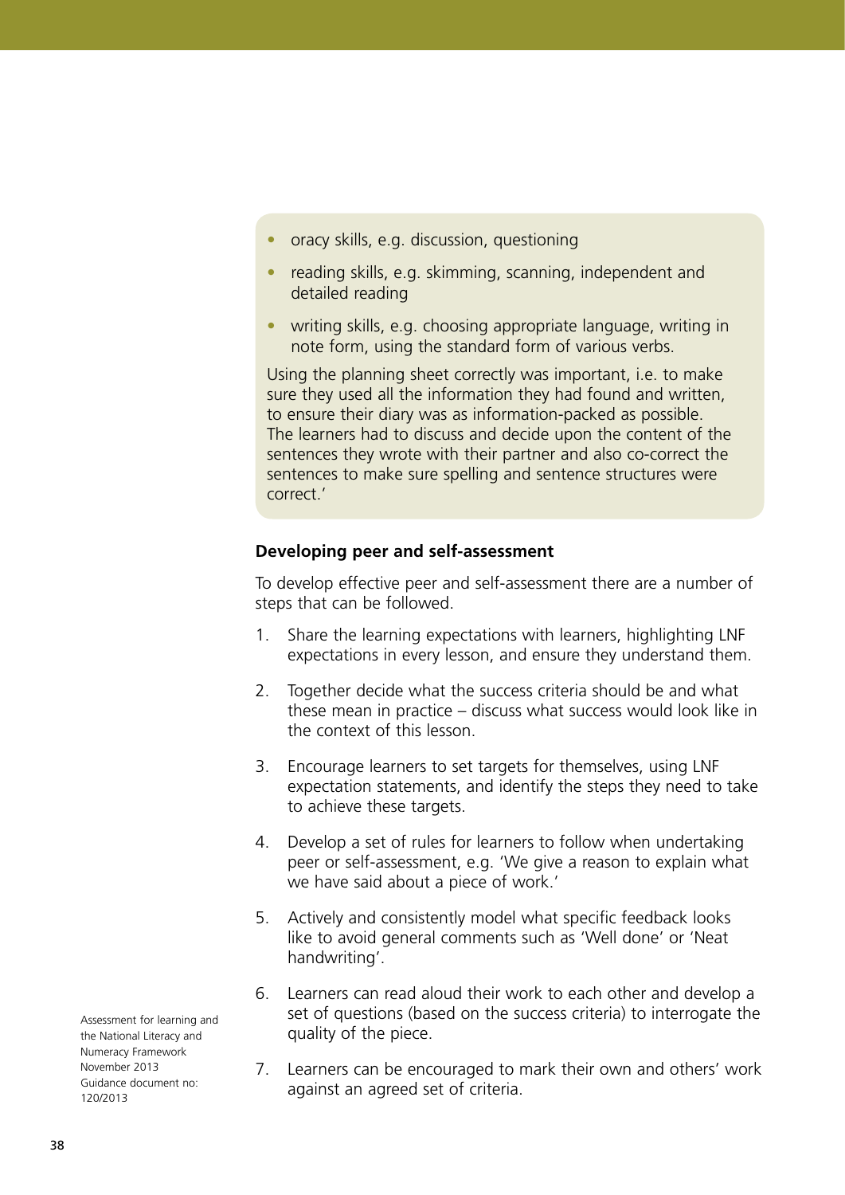- oracy skills, e.g. discussion, questioning
- reading skills, e.g. skimming, scanning, independent and detailed reading
- writing skills, e.g. choosing appropriate language, writing in note form, using the standard form of various verbs.

Using the planning sheet correctly was important, i.e. to make sure they used all the information they had found and written, to ensure their diary was as information-packed as possible. The learners had to discuss and decide upon the content of the sentences they wrote with their partner and also co-correct the sentences to make sure spelling and sentence structures were correct.'

**Developing peer and self-assessment**

To develop effective peer and self-assessment there are a number of steps that can be followed.

1. Share the learning expectations with learners, highlighting LNF expectations in every lesson, and ensure they understand them.
2. Together decide what the success criteria should be and what these mean in practice – discuss what success would look like in the context of this lesson.
3. Encourage learners to set targets for themselves, using LNF expectation statements, and identify the steps they need to take to achieve these targets.
4. Develop a set of rules for learners to follow when undertaking peer or self-assessment, e.g. 'We give a reason to explain what we have said about a piece of work.'
5. Actively and consistently model what specific feedback looks like to avoid general comments such as 'Well done' or 'Neat handwriting'.
6. Learners can read aloud their work to each other and develop a set of questions (based on the success criteria) to interrogate the quality of the piece.
7. Learners can be encouraged to mark their own and others' work against an agreed set of criteria.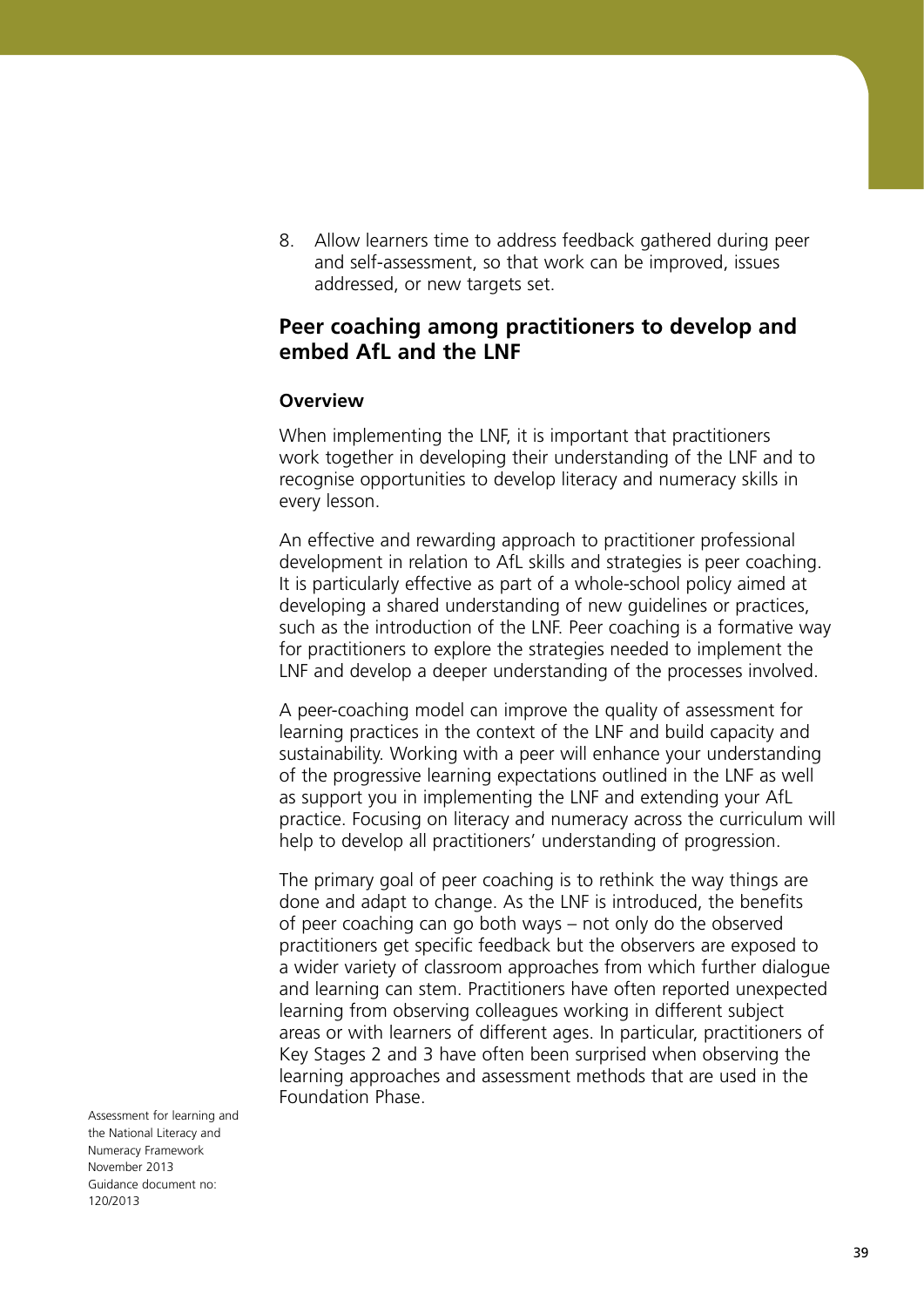8. Allow learners time to address feedback gathered during peer and self-assessment, so that work can be improved, issues addressed, or new targets set.

## Peer coaching among practitioners to develop and embed AfL and the LNF

### Overview

When implementing the LNF, it is important that practitioners work together in developing their understanding of the LNF and to recognise opportunities to develop literacy and numeracy skills in every lesson.

An effective and rewarding approach to practitioner professional development in relation to AfL skills and strategies is peer coaching. It is particularly effective as part of a whole-school policy aimed at developing a shared understanding of new guidelines or practices, such as the introduction of the LNF. Peer coaching is a formative way for practitioners to explore the strategies needed to implement the LNF and develop a deeper understanding of the processes involved.

A peer-coaching model can improve the quality of assessment for learning practices in the context of the LNF and build capacity and sustainability. Working with a peer will enhance your understanding of the progressive learning expectations outlined in the LNF as well as support you in implementing the LNF and extending your AfL practice. Focusing on literacy and numeracy across the curriculum will help to develop all practitioners' understanding of progression.

The primary goal of peer coaching is to rethink the way things are done and adapt to change. As the LNF is introduced, the benefits of peer coaching can go both ways – not only do the observed practitioners get specific feedback but the observers are exposed to a wider variety of classroom approaches from which further dialogue and learning can stem. Practitioners have often reported unexpected learning from observing colleagues working in different subject areas or with learners of different ages. In particular, practitioners of Key Stages 2 and 3 have often been surprised when observing the learning approaches and assessment methods that are used in the Foundation Phase.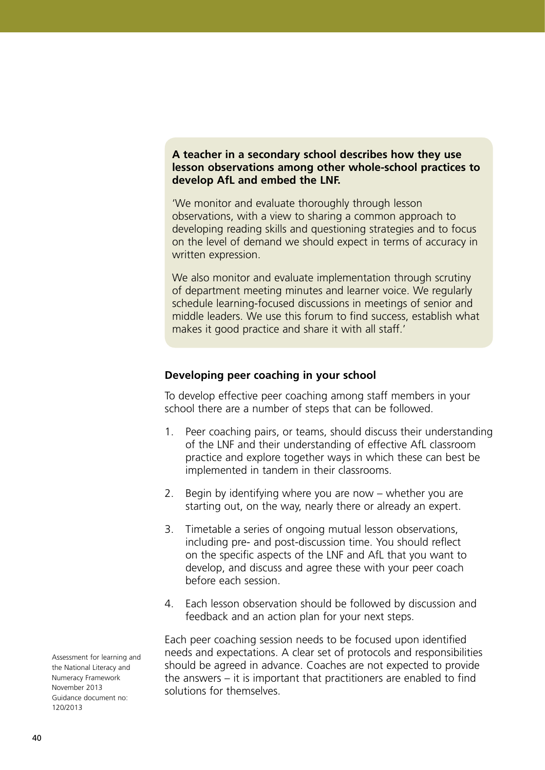**A teacher in a secondary school describes how they use lesson observations among other whole-school practices to develop AfL and embed the LNF.**

'We monitor and evaluate thoroughly through lesson observations, with a view to sharing a common approach to developing reading skills and questioning strategies and to focus on the level of demand we should expect in terms of accuracy in written expression.

We also monitor and evaluate implementation through scrutiny of department meeting minutes and learner voice. We regularly schedule learning-focused discussions in meetings of senior and middle leaders. We use this forum to find success, establish what makes it good practice and share it with all staff.'

### Developing peer coaching in your school

To develop effective peer coaching among staff members in your school there are a number of steps that can be followed.

1. Peer coaching pairs, or teams, should discuss their understanding of the LNF and their understanding of effective AfL classroom practice and explore together ways in which these can best be implemented in tandem in their classrooms.
2. Begin by identifying where you are now – whether you are starting out, on the way, nearly there or already an expert.
3. Timetable a series of ongoing mutual lesson observations, including pre- and post-discussion time. You should reflect on the specific aspects of the LNF and AfL that you want to develop, and discuss and agree these with your peer coach before each session.
4. Each lesson observation should be followed by discussion and feedback and an action plan for your next steps.

Each peer coaching session needs to be focused upon identified needs and expectations. A clear set of protocols and responsibilities should be agreed in advance. Coaches are not expected to provide the answers – it is important that practitioners are enabled to find solutions for themselves.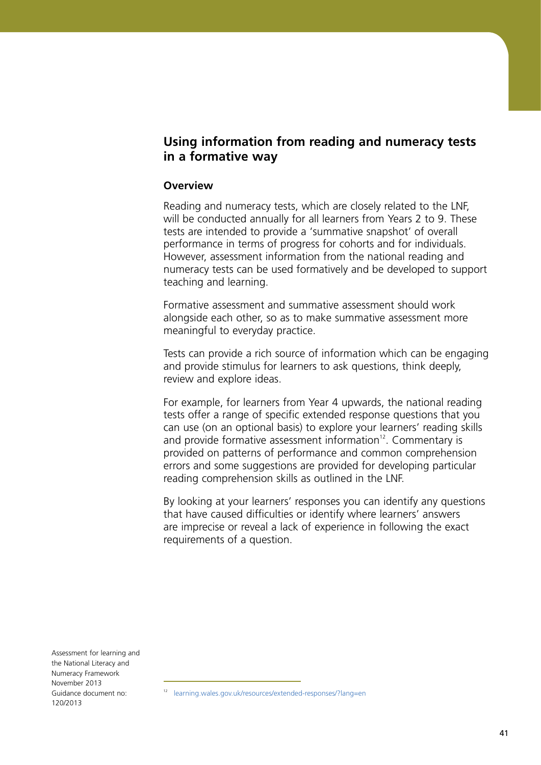## Using information from reading and numeracy tests in a formative way

### Overview

Reading and numeracy tests, which are closely related to the LNF, will be conducted annually for all learners from Years 2 to 9. These tests are intended to provide a 'summative snapshot' of overall performance in terms of progress for cohorts and for individuals. However, assessment information from the national reading and numeracy tests can be used formatively and be developed to support teaching and learning.

Formative assessment and summative assessment should work alongside each other, so as to make summative assessment more meaningful to everyday practice.

Tests can provide a rich source of information which can be engaging and provide stimulus for learners to ask questions, think deeply, review and explore ideas.

For example, for learners from Year 4 upwards, the national reading tests offer a range of specific extended response questions that you can use (on an optional basis) to explore your learners' reading skills and provide formative assessment information[12]. Commentary is provided on patterns of performance and common comprehension errors and some suggestions are provided for developing particular reading comprehension skills as outlined in the LNF.

By looking at your learners' responses you can identify any questions that have caused difficulties or identify where learners' answers are imprecise or reveal a lack of experience in following the exact requirements of a question.

[12] learning.wales.gov.uk/resources/extended-responses/?lang=en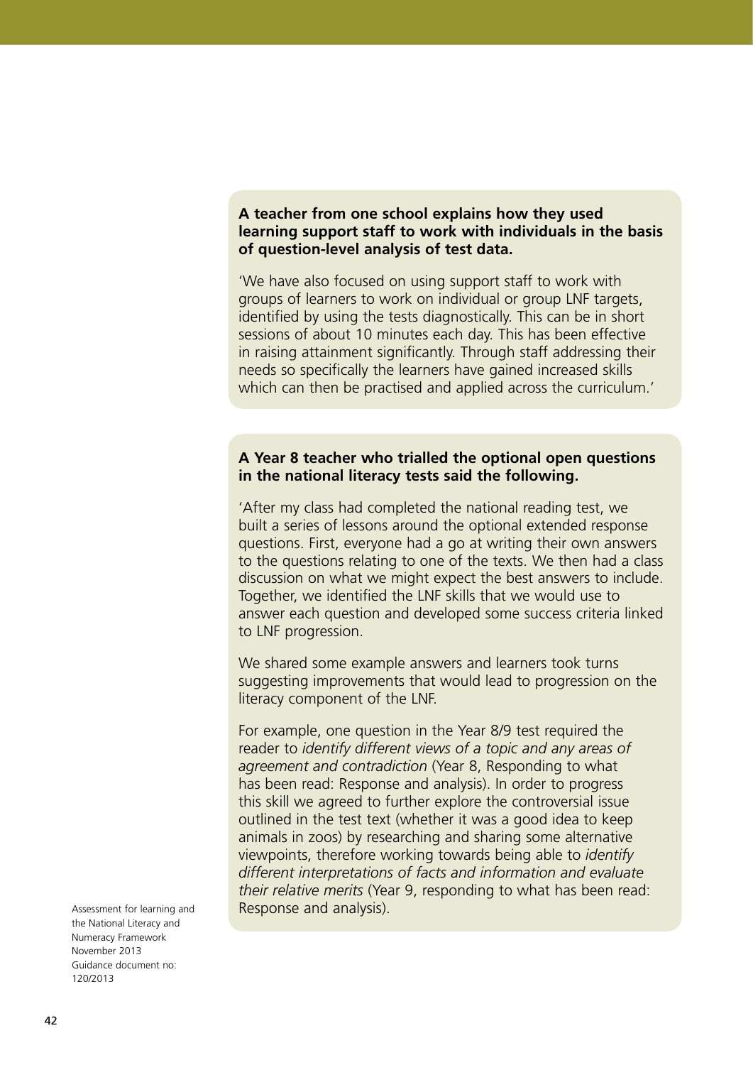**A teacher from one school explains how they used learning support staff to work with individuals in the basis of question-level analysis of test data.**

'We have also focused on using support staff to work with groups of learners to work on individual or group LNF targets, identified by using the tests diagnostically. This can be in short sessions of about 10 minutes each day. This has been effective in raising attainment significantly. Through staff addressing their needs so specifically the learners have gained increased skills which can then be practised and applied across the curriculum.'

**A Year 8 teacher who trialled the optional open questions in the national literacy tests said the following.**

'After my class had completed the national reading test, we built a series of lessons around the optional extended response questions. First, everyone had a go at writing their own answers to the questions relating to one of the texts. We then had a class discussion on what we might expect the best answers to include. Together, we identified the LNF skills that we would use to answer each question and developed some success criteria linked to LNF progression.

We shared some example answers and learners took turns suggesting improvements that would lead to progression on the literacy component of the LNF.

For example, one question in the Year 8/9 test required the reader to *identify different views of a topic and any areas of agreement and contradiction* (Year 8, Responding to what has been read: Response and analysis). In order to progress this skill we agreed to further explore the controversial issue outlined in the test text (whether it was a good idea to keep animals in zoos) by researching and sharing some alternative viewpoints, therefore working towards being able to *identify different interpretations of facts and information and evaluate their relative merits* (Year 9, responding to what has been read: Response and analysis).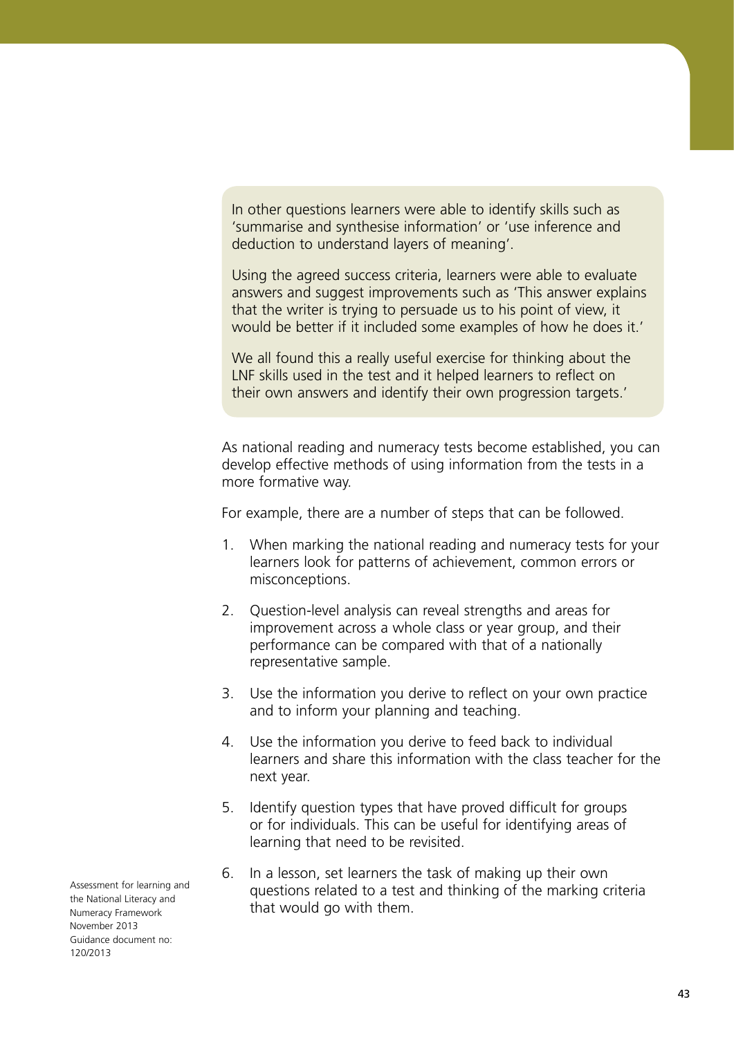> In other questions learners were able to identify skills such as 'summarise and synthesise information' or 'use inference and deduction to understand layers of meaning'.
>
> Using the agreed success criteria, learners were able to evaluate answers and suggest improvements such as 'This answer explains that the writer is trying to persuade us to his point of view, it would be better if it included some examples of how he does it.'
>
> We all found this a really useful exercise for thinking about the LNF skills used in the test and it helped learners to reflect on their own answers and identify their own progression targets.'

As national reading and numeracy tests become established, you can develop effective methods of using information from the tests in a more formative way.

For example, there are a number of steps that can be followed.

1. When marking the national reading and numeracy tests for your learners look for patterns of achievement, common errors or misconceptions.
2. Question-level analysis can reveal strengths and areas for improvement across a whole class or year group, and their performance can be compared with that of a nationally representative sample.
3. Use the information you derive to reflect on your own practice and to inform your planning and teaching.
4. Use the information you derive to feed back to individual learners and share this information with the class teacher for the next year.
5. Identify question types that have proved difficult for groups or for individuals. This can be useful for identifying areas of learning that need to be revisited.
6. In a lesson, set learners the task of making up their own questions related to a test and thinking of the marking criteria that would go with them.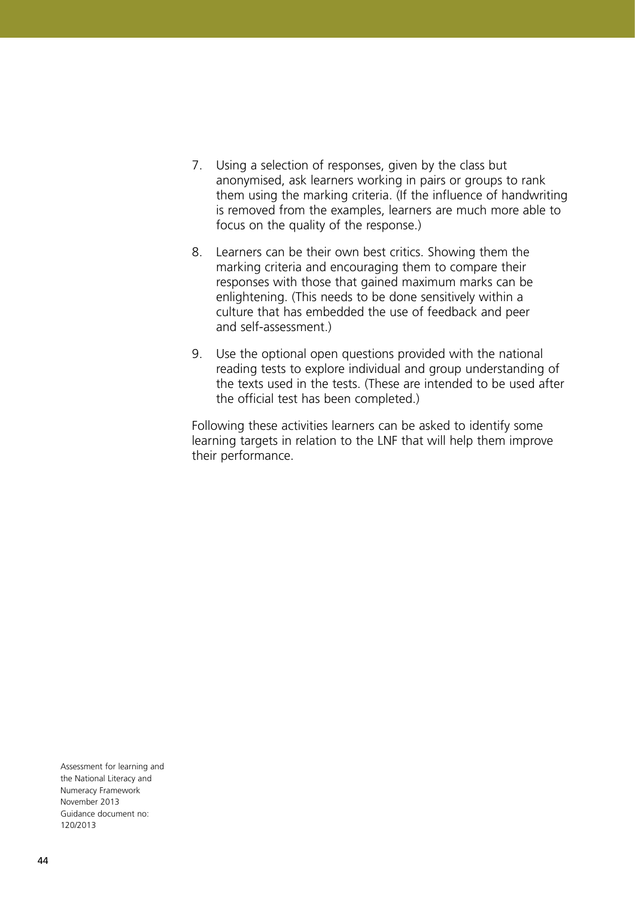7. Using a selection of responses, given by the class but anonymised, ask learners working in pairs or groups to rank them using the marking criteria. (If the influence of handwriting is removed from the examples, learners are much more able to focus on the quality of the response.)

8. Learners can be their own best critics. Showing them the marking criteria and encouraging them to compare their responses with those that gained maximum marks can be enlightening. (This needs to be done sensitively within a culture that has embedded the use of feedback and peer and self-assessment.)

9. Use the optional open questions provided with the national reading tests to explore individual and group understanding of the texts used in the tests. (These are intended to be used after the official test has been completed.)

Following these activities learners can be asked to identify some learning targets in relation to the LNF that will help them improve their performance.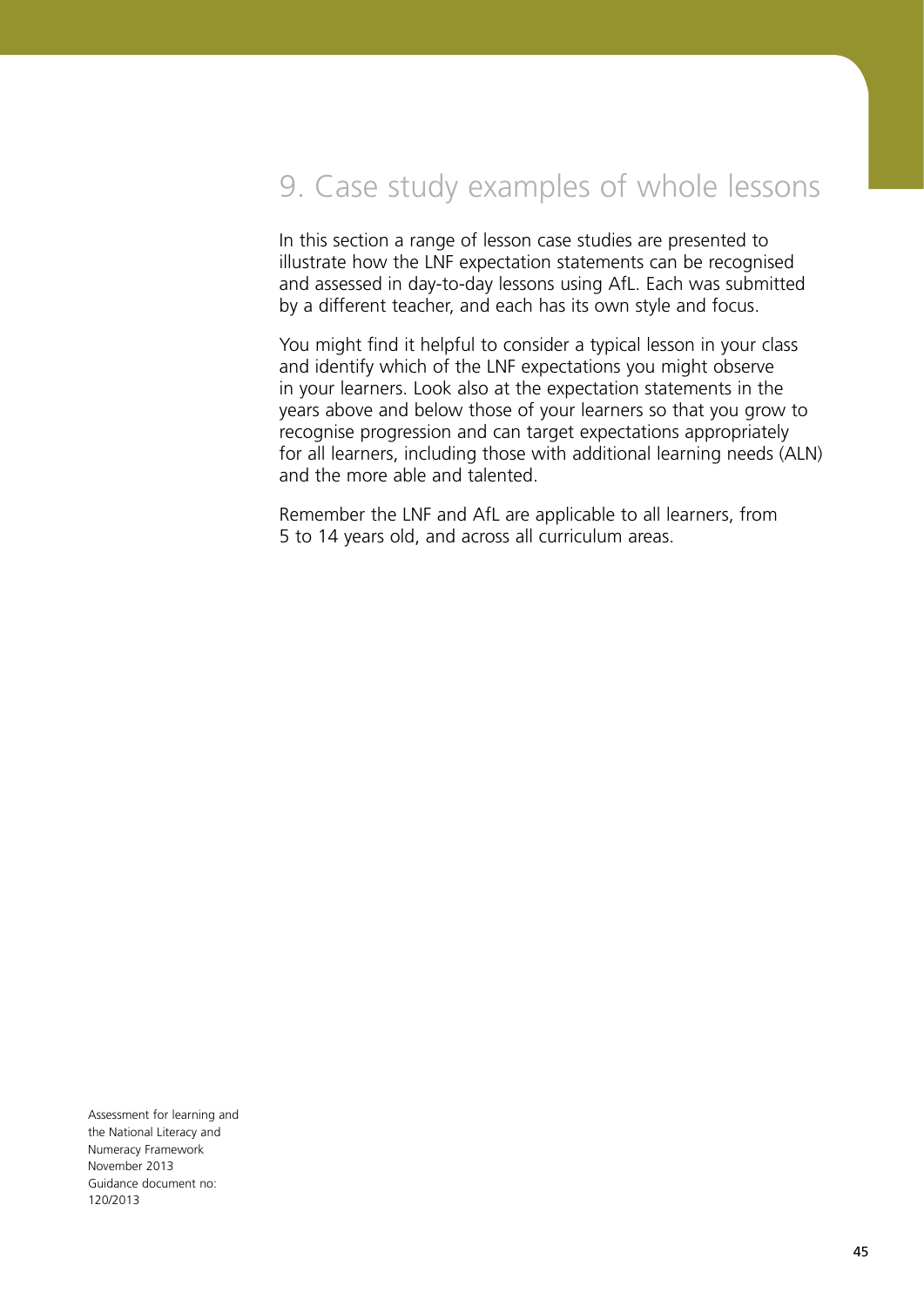# 9. Case study examples of whole lessons

In this section a range of lesson case studies are presented to illustrate how the LNF expectation statements can be recognised and assessed in day-to-day lessons using AfL. Each was submitted by a different teacher, and each has its own style and focus.

You might find it helpful to consider a typical lesson in your class and identify which of the LNF expectations you might observe in your learners. Look also at the expectation statements in the years above and below those of your learners so that you grow to recognise progression and can target expectations appropriately for all learners, including those with additional learning needs (ALN) and the more able and talented.

Remember the LNF and AfL are applicable to all learners, from 5 to 14 years old, and across all curriculum areas.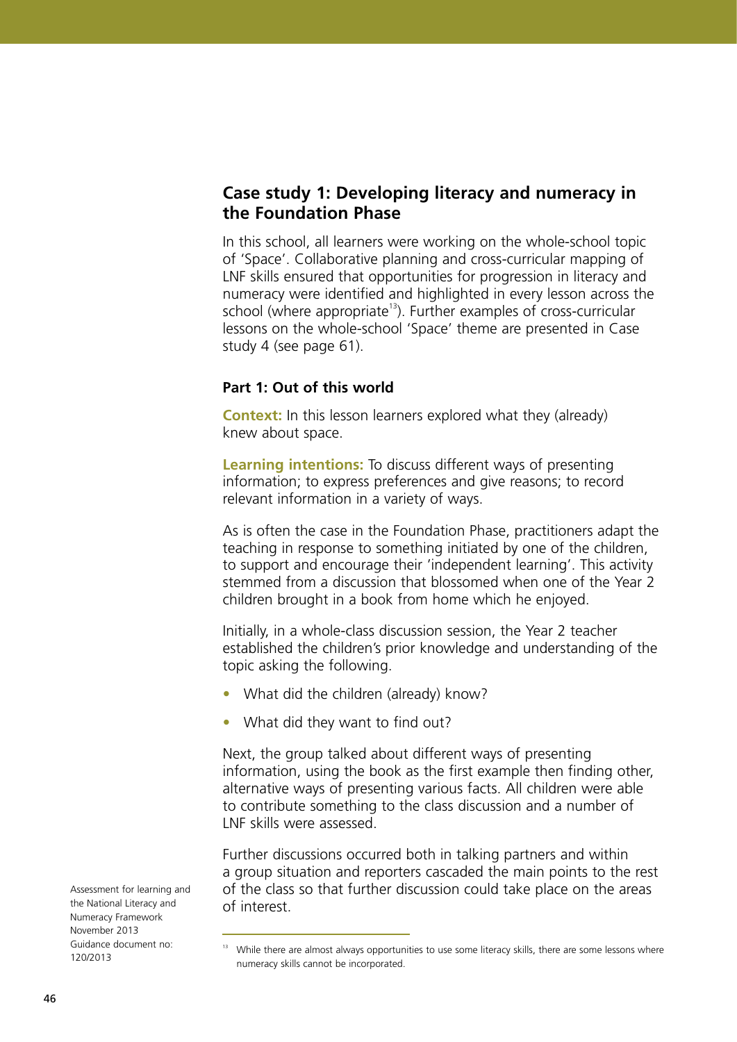## Case study 1: Developing literacy and numeracy in the Foundation Phase

In this school, all learners were working on the whole-school topic of 'Space'. Collaborative planning and cross-curricular mapping of LNF skills ensured that opportunities for progression in literacy and numeracy were identified and highlighted in every lesson across the school (where appropriate[13]). Further examples of cross-curricular lessons on the whole-school 'Space' theme are presented in Case study 4 (see page 61).

### Part 1: Out of this world

**Context:** In this lesson learners explored what they (already) knew about space.

**Learning intentions:** To discuss different ways of presenting information; to express preferences and give reasons; to record relevant information in a variety of ways.

As is often the case in the Foundation Phase, practitioners adapt the teaching in response to something initiated by one of the children, to support and encourage their 'independent learning'. This activity stemmed from a discussion that blossomed when one of the Year 2 children brought in a book from home which he enjoyed.

Initially, in a whole-class discussion session, the Year 2 teacher established the children's prior knowledge and understanding of the topic asking the following.

- What did the children (already) know?
- What did they want to find out?

Next, the group talked about different ways of presenting information, using the book as the first example then finding other, alternative ways of presenting various facts. All children were able to contribute something to the class discussion and a number of LNF skills were assessed.

Further discussions occurred both in talking partners and within a group situation and reporters cascaded the main points to the rest of the class so that further discussion could take place on the areas of interest.

[13] While there are almost always opportunities to use some literacy skills, there are some lessons where numeracy skills cannot be incorporated.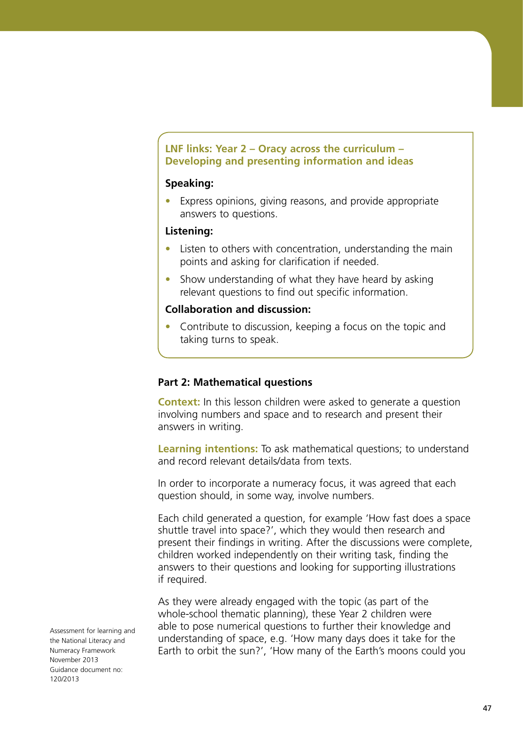**LNF links: Year 2 – Oracy across the curriculum – Developing and presenting information and ideas**

**Speaking:**

- Express opinions, giving reasons, and provide appropriate answers to questions.

**Listening:**

- Listen to others with concentration, understanding the main points and asking for clarification if needed.
- Show understanding of what they have heard by asking relevant questions to find out specific information.

**Collaboration and discussion:**

- Contribute to discussion, keeping a focus on the topic and taking turns to speak.

**Part 2: Mathematical questions**

**Context:** In this lesson children were asked to generate a question involving numbers and space and to research and present their answers in writing.

**Learning intentions:** To ask mathematical questions; to understand and record relevant details/data from texts.

In order to incorporate a numeracy focus, it was agreed that each question should, in some way, involve numbers.

Each child generated a question, for example 'How fast does a space shuttle travel into space?', which they would then research and present their findings in writing. After the discussions were complete, children worked independently on their writing task, finding the answers to their questions and looking for supporting illustrations if required.

As they were already engaged with the topic (as part of the whole-school thematic planning), these Year 2 children were able to pose numerical questions to further their knowledge and understanding of space, e.g. 'How many days does it take for the Earth to orbit the sun?', 'How many of the Earth's moons could you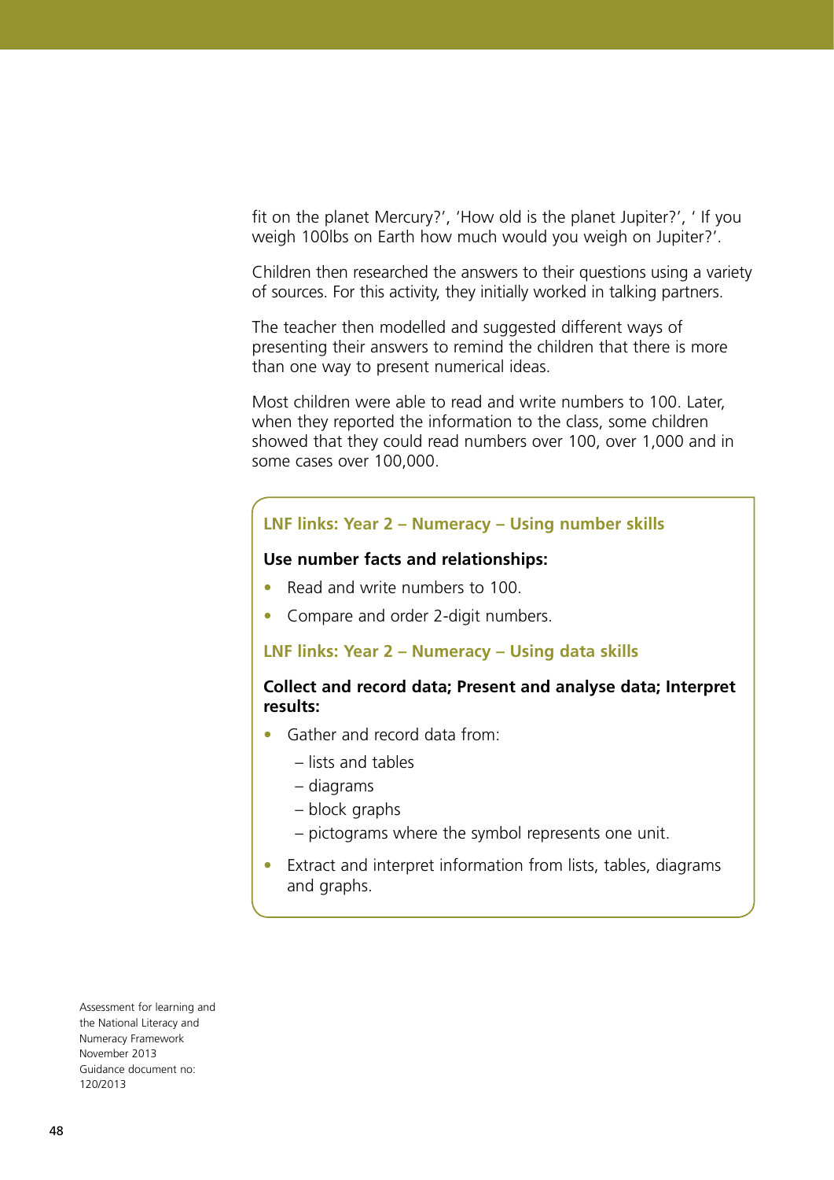fit on the planet Mercury?', 'How old is the planet Jupiter?', ' If you weigh 100lbs on Earth how much would you weigh on Jupiter?'.

Children then researched the answers to their questions using a variety of sources. For this activity, they initially worked in talking partners.

The teacher then modelled and suggested different ways of presenting their answers to remind the children that there is more than one way to present numerical ideas.

Most children were able to read and write numbers to 100. Later, when they reported the information to the class, some children showed that they could read numbers over 100, over 1,000 and in some cases over 100,000.

### LNF links: Year 2 – Numeracy – Using number skills

**Use number facts and relationships:**

- Read and write numbers to 100.
- Compare and order 2-digit numbers.

### LNF links: Year 2 – Numeracy – Using data skills

**Collect and record data; Present and analyse data; Interpret results:**

- Gather and record data from:
  - lists and tables
  - diagrams
  - block graphs
  - pictograms where the symbol represents one unit.
- Extract and interpret information from lists, tables, diagrams and graphs.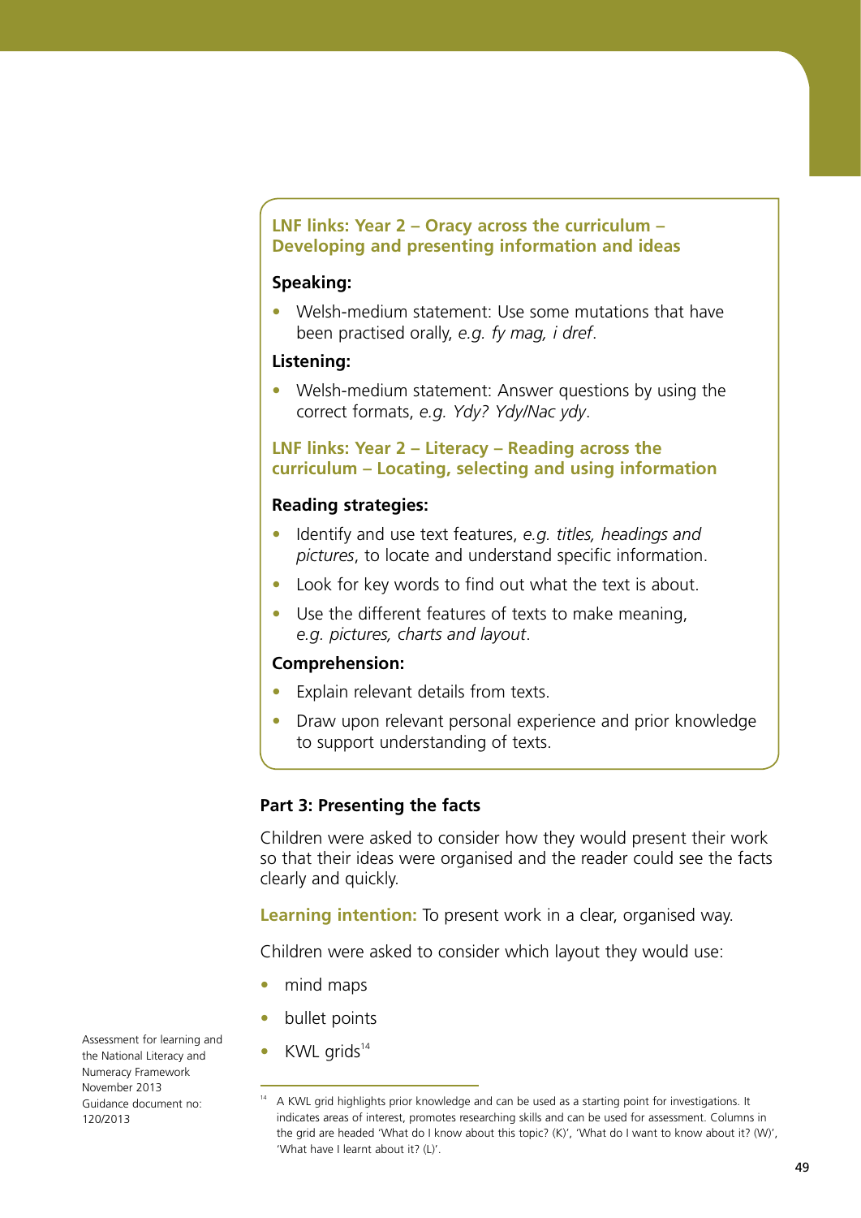**LNF links: Year 2 – Oracy across the curriculum – Developing and presenting information and ideas**

**Speaking:**

- Welsh-medium statement: Use some mutations that have been practised orally, *e.g. fy mag, i dref*.

**Listening:**

- Welsh-medium statement: Answer questions by using the correct formats, *e.g. Ydy? Ydy/Nac ydy*.

**LNF links: Year 2 – Literacy – Reading across the curriculum – Locating, selecting and using information**

**Reading strategies:**

- Identify and use text features, *e.g. titles, headings and pictures*, to locate and understand specific information.
- Look for key words to find out what the text is about.
- Use the different features of texts to make meaning, *e.g. pictures, charts and layout*.

**Comprehension:**

- Explain relevant details from texts.
- Draw upon relevant personal experience and prior knowledge to support understanding of texts.

**Part 3: Presenting the facts**

Children were asked to consider how they would present their work so that their ideas were organised and the reader could see the facts clearly and quickly.

**Learning intention:** To present work in a clear, organised way.

Children were asked to consider which layout they would use:

- mind maps
- bullet points
- KWL grids[14]

[14] A KWL grid highlights prior knowledge and can be used as a starting point for investigations. It indicates areas of interest, promotes researching skills and can be used for assessment. Columns in the grid are headed 'What do I know about this topic? (K)', 'What do I want to know about it? (W)', 'What have I learnt about it? (L)'.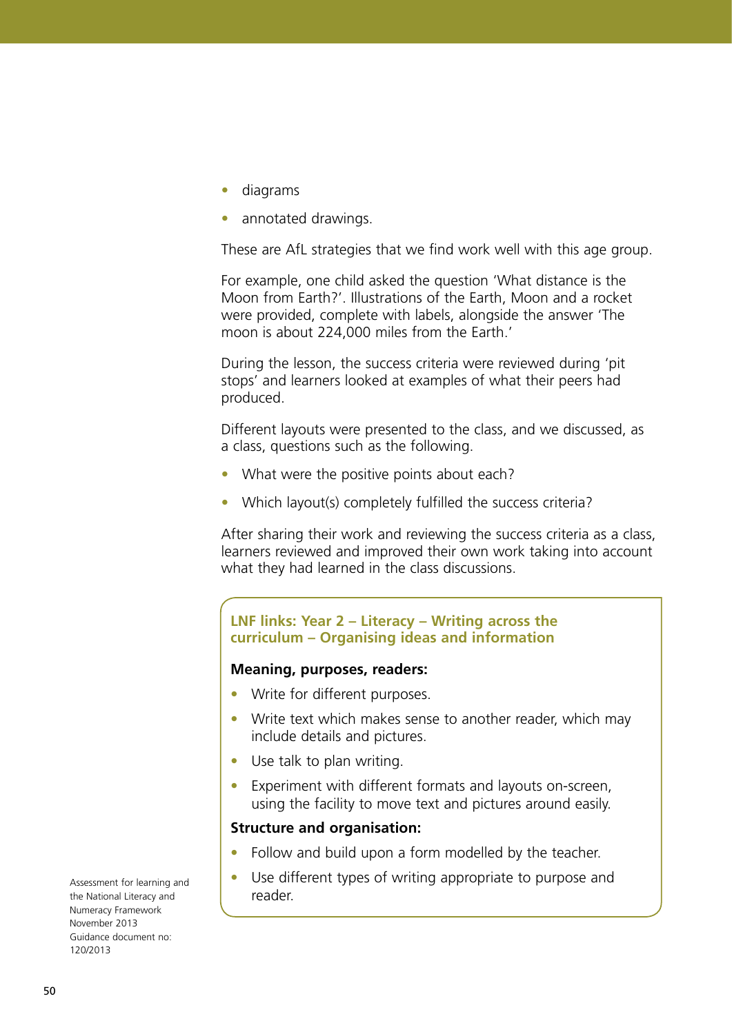- diagrams
- annotated drawings.

These are AfL strategies that we find work well with this age group.

For example, one child asked the question 'What distance is the Moon from Earth?'. Illustrations of the Earth, Moon and a rocket were provided, complete with labels, alongside the answer 'The moon is about 224,000 miles from the Earth.'

During the lesson, the success criteria were reviewed during 'pit stops' and learners looked at examples of what their peers had produced.

Different layouts were presented to the class, and we discussed, as a class, questions such as the following.

- What were the positive points about each?
- Which layout(s) completely fulfilled the success criteria?

After sharing their work and reviewing the success criteria as a class, learners reviewed and improved their own work taking into account what they had learned in the class discussions.

### LNF links: Year 2 – Literacy – Writing across the curriculum – Organising ideas and information

**Meaning, purposes, readers:**

- Write for different purposes.
- Write text which makes sense to another reader, which may include details and pictures.
- Use talk to plan writing.
- Experiment with different formats and layouts on-screen, using the facility to move text and pictures around easily.

**Structure and organisation:**

- Follow and build upon a form modelled by the teacher.
- Use different types of writing appropriate to purpose and reader.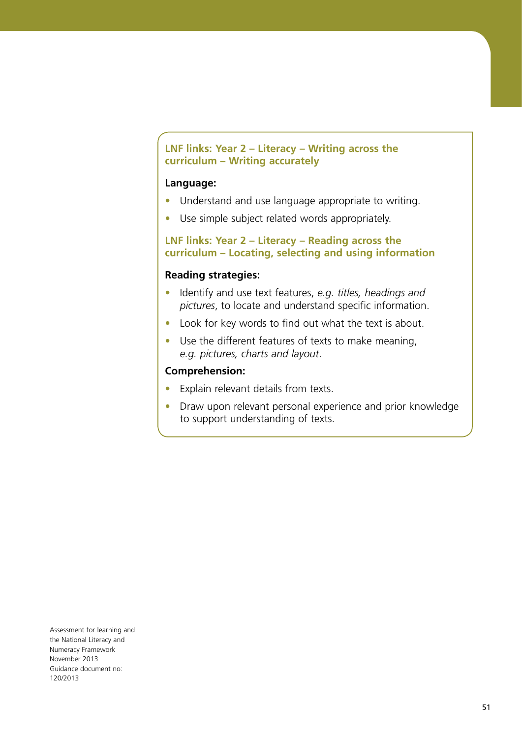### LNF links: Year 2 – Literacy – Writing across the curriculum – Writing accurately

**Language:**

- Understand and use language appropriate to writing.
- Use simple subject related words appropriately.

### LNF links: Year 2 – Literacy – Reading across the curriculum – Locating, selecting and using information

**Reading strategies:**

- Identify and use text features, *e.g. titles, headings and pictures*, to locate and understand specific information.
- Look for key words to find out what the text is about.
- Use the different features of texts to make meaning, *e.g. pictures, charts and layout*.

**Comprehension:**

- Explain relevant details from texts.
- Draw upon relevant personal experience and prior knowledge to support understanding of texts.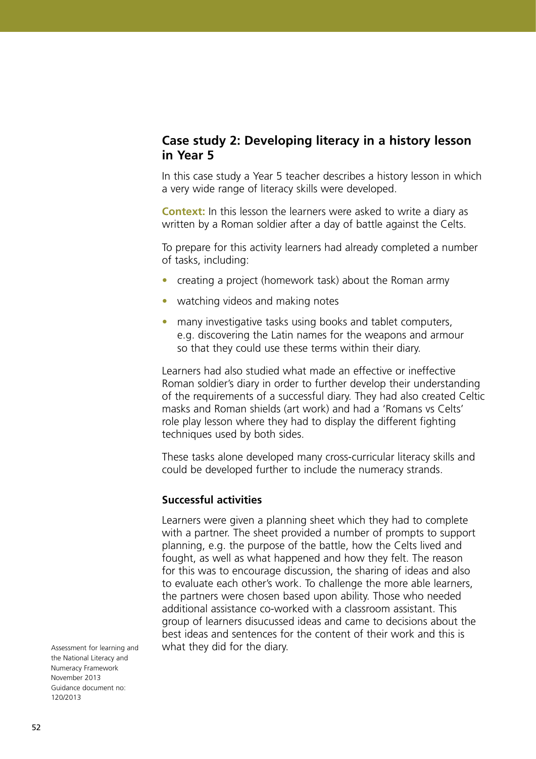## Case study 2: Developing literacy in a history lesson in Year 5

In this case study a Year 5 teacher describes a history lesson in which a very wide range of literacy skills were developed.

**Context:** In this lesson the learners were asked to write a diary as written by a Roman soldier after a day of battle against the Celts.

To prepare for this activity learners had already completed a number of tasks, including:

- creating a project (homework task) about the Roman army
- watching videos and making notes
- many investigative tasks using books and tablet computers, e.g. discovering the Latin names for the weapons and armour so that they could use these terms within their diary.

Learners had also studied what made an effective or ineffective Roman soldier's diary in order to further develop their understanding of the requirements of a successful diary. They had also created Celtic masks and Roman shields (art work) and had a 'Romans vs Celts' role play lesson where they had to display the different fighting techniques used by both sides.

These tasks alone developed many cross-curricular literacy skills and could be developed further to include the numeracy strands.

### Successful activities

Learners were given a planning sheet which they had to complete with a partner. The sheet provided a number of prompts to support planning, e.g. the purpose of the battle, how the Celts lived and fought, as well as what happened and how they felt. The reason for this was to encourage discussion, the sharing of ideas and also to evaluate each other's work. To challenge the more able learners, the partners were chosen based upon ability. Those who needed additional assistance co-worked with a classroom assistant. This group of learners disucussed ideas and came to decisions about the best ideas and sentences for the content of their work and this is what they did for the diary.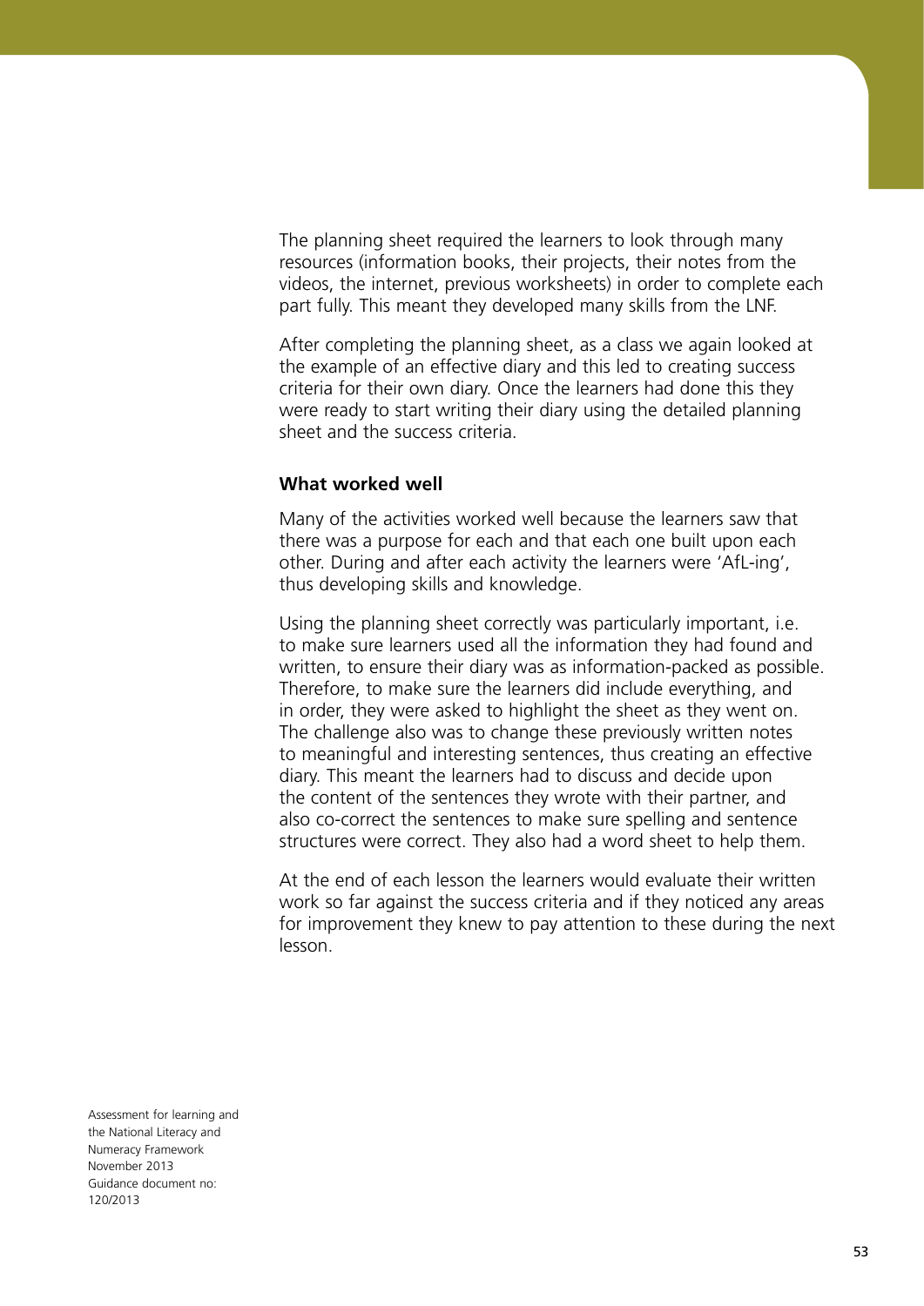The planning sheet required the learners to look through many resources (information books, their projects, their notes from the videos, the internet, previous worksheets) in order to complete each part fully. This meant they developed many skills from the LNF.

After completing the planning sheet, as a class we again looked at the example of an effective diary and this led to creating success criteria for their own diary. Once the learners had done this they were ready to start writing their diary using the detailed planning sheet and the success criteria.

**What worked well**

Many of the activities worked well because the learners saw that there was a purpose for each and that each one built upon each other. During and after each activity the learners were 'AfL-ing', thus developing skills and knowledge.

Using the planning sheet correctly was particularly important, i.e. to make sure learners used all the information they had found and written, to ensure their diary was as information-packed as possible. Therefore, to make sure the learners did include everything, and in order, they were asked to highlight the sheet as they went on. The challenge also was to change these previously written notes to meaningful and interesting sentences, thus creating an effective diary. This meant the learners had to discuss and decide upon the content of the sentences they wrote with their partner, and also co-correct the sentences to make sure spelling and sentence structures were correct. They also had a word sheet to help them.

At the end of each lesson the learners would evaluate their written work so far against the success criteria and if they noticed any areas for improvement they knew to pay attention to these during the next lesson.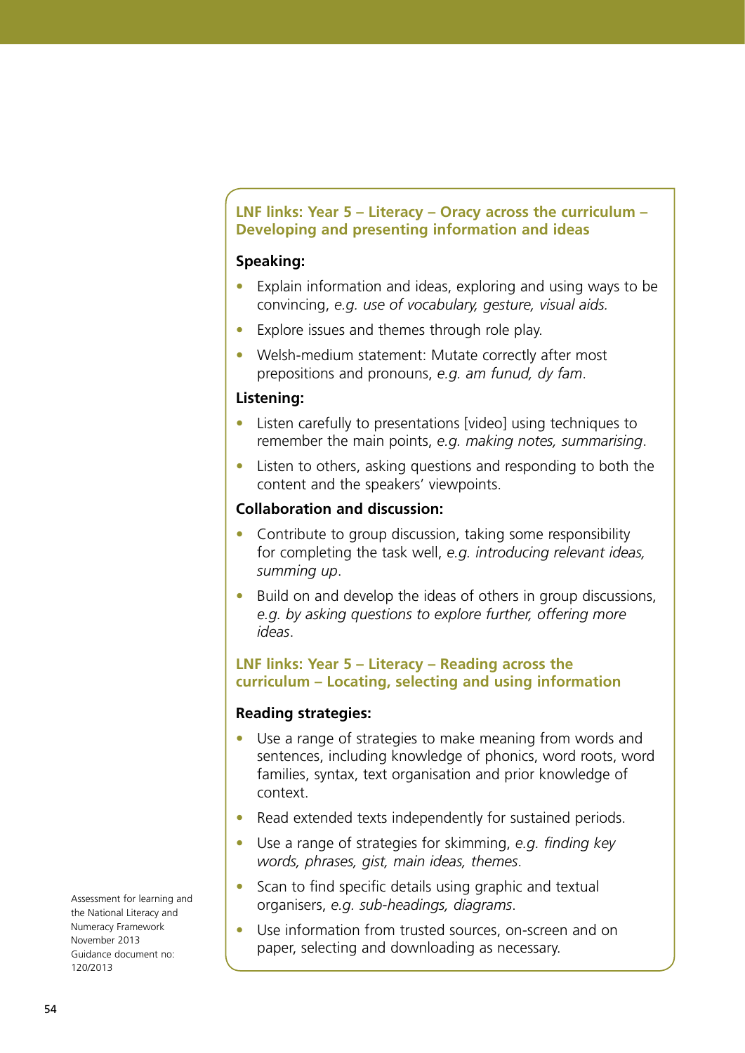## LNF links: Year 5 – Literacy – Oracy across the curriculum – Developing and presenting information and ideas

**Speaking:**

- Explain information and ideas, exploring and using ways to be convincing, *e.g. use of vocabulary, gesture, visual aids.*
- Explore issues and themes through role play.
- Welsh-medium statement: Mutate correctly after most prepositions and pronouns, *e.g. am funud, dy fam*.

**Listening:**

- Listen carefully to presentations [video] using techniques to remember the main points, *e.g. making notes, summarising*.
- Listen to others, asking questions and responding to both the content and the speakers' viewpoints.

**Collaboration and discussion:**

- Contribute to group discussion, taking some responsibility for completing the task well, *e.g. introducing relevant ideas, summing up*.
- Build on and develop the ideas of others in group discussions, *e.g. by asking questions to explore further, offering more ideas*.

## LNF links: Year 5 – Literacy – Reading across the curriculum – Locating, selecting and using information

**Reading strategies:**

- Use a range of strategies to make meaning from words and sentences, including knowledge of phonics, word roots, word families, syntax, text organisation and prior knowledge of context.
- Read extended texts independently for sustained periods.
- Use a range of strategies for skimming, *e.g. finding key words, phrases, gist, main ideas, themes*.
- Scan to find specific details using graphic and textual organisers, *e.g. sub-headings, diagrams*.
- Use information from trusted sources, on-screen and on paper, selecting and downloading as necessary.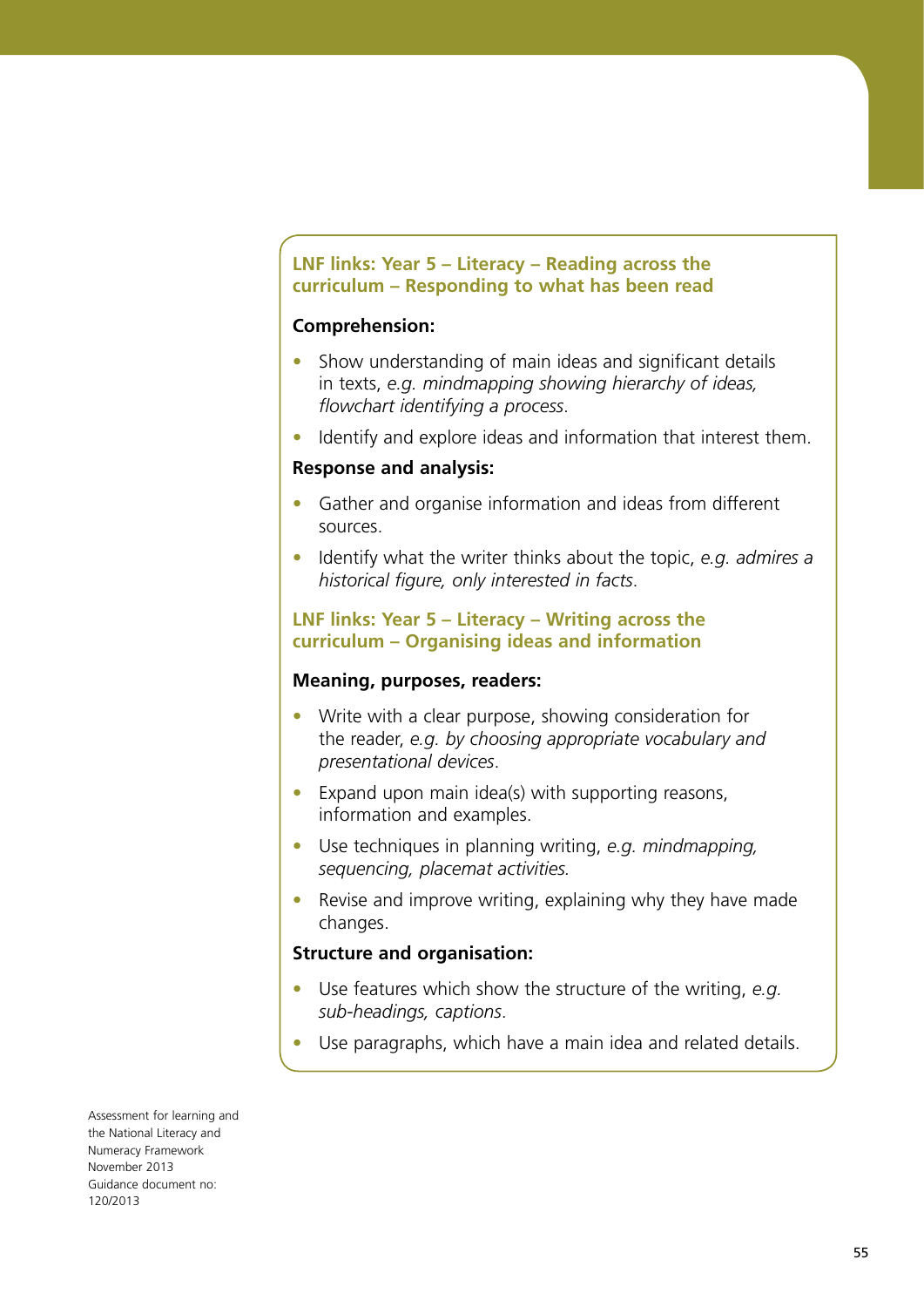### LNF links: Year 5 – Literacy – Reading across the curriculum – Responding to what has been read

**Comprehension:**

- Show understanding of main ideas and significant details in texts, *e.g. mindmapping showing hierarchy of ideas, flowchart identifying a process*.
- Identify and explore ideas and information that interest them.

**Response and analysis:**

- Gather and organise information and ideas from different sources.
- Identify what the writer thinks about the topic, *e.g. admires a historical figure, only interested in facts*.

### LNF links: Year 5 – Literacy – Writing across the curriculum – Organising ideas and information

**Meaning, purposes, readers:**

- Write with a clear purpose, showing consideration for the reader, *e.g. by choosing appropriate vocabulary and presentational devices*.
- Expand upon main idea(s) with supporting reasons, information and examples.
- Use techniques in planning writing, *e.g. mindmapping, sequencing, placemat activities*.
- Revise and improve writing, explaining why they have made changes.

**Structure and organisation:**

- Use features which show the structure of the writing, *e.g. sub-headings, captions*.
- Use paragraphs, which have a main idea and related details.

Assessment for learning and the National Literacy and Numeracy Framework
November 2013
Guidance document no: 120/2013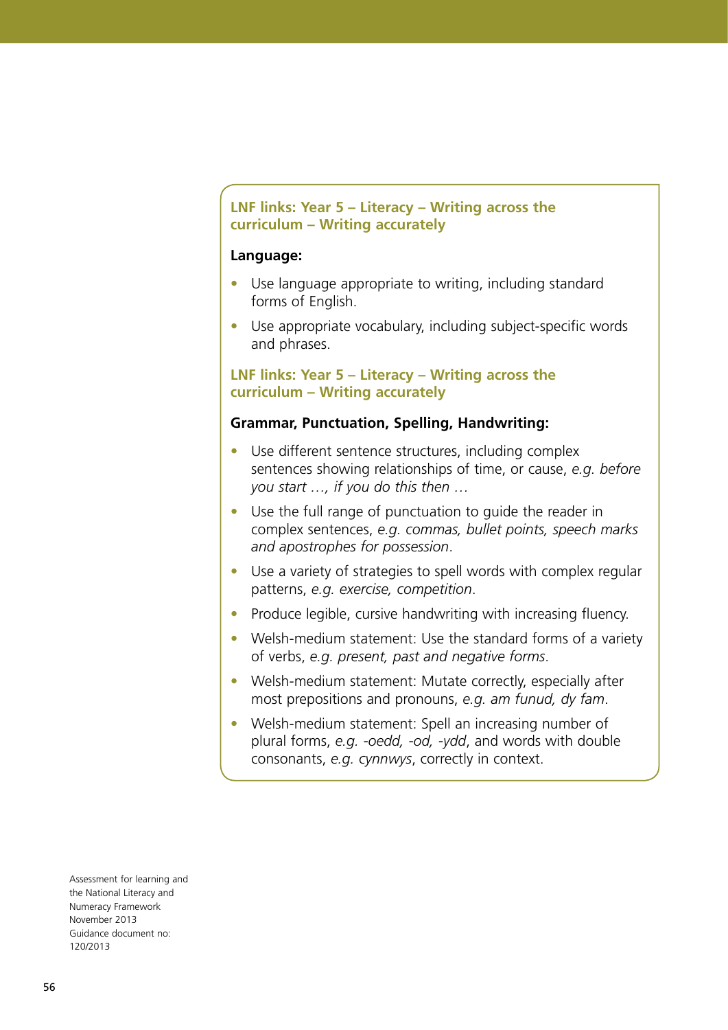### LNF links: Year 5 – Literacy – Writing across the curriculum – Writing accurately

**Language:**

- Use language appropriate to writing, including standard forms of English.
- Use appropriate vocabulary, including subject-specific words and phrases.

### LNF links: Year 5 – Literacy – Writing across the curriculum – Writing accurately

**Grammar, Punctuation, Spelling, Handwriting:**

- Use different sentence structures, including complex sentences showing relationships of time, or cause, *e.g. before you start …, if you do this then …*
- Use the full range of punctuation to guide the reader in complex sentences, *e.g. commas, bullet points, speech marks and apostrophes for possession*.
- Use a variety of strategies to spell words with complex regular patterns, *e.g. exercise, competition*.
- Produce legible, cursive handwriting with increasing fluency.
- Welsh-medium statement: Use the standard forms of a variety of verbs, *e.g. present, past and negative forms*.
- Welsh-medium statement: Mutate correctly, especially after most prepositions and pronouns, *e.g. am funud, dy fam*.
- Welsh-medium statement: Spell an increasing number of plural forms, *e.g. -oedd, -od, -ydd*, and words with double consonants, *e.g. cynnwys*, correctly in context.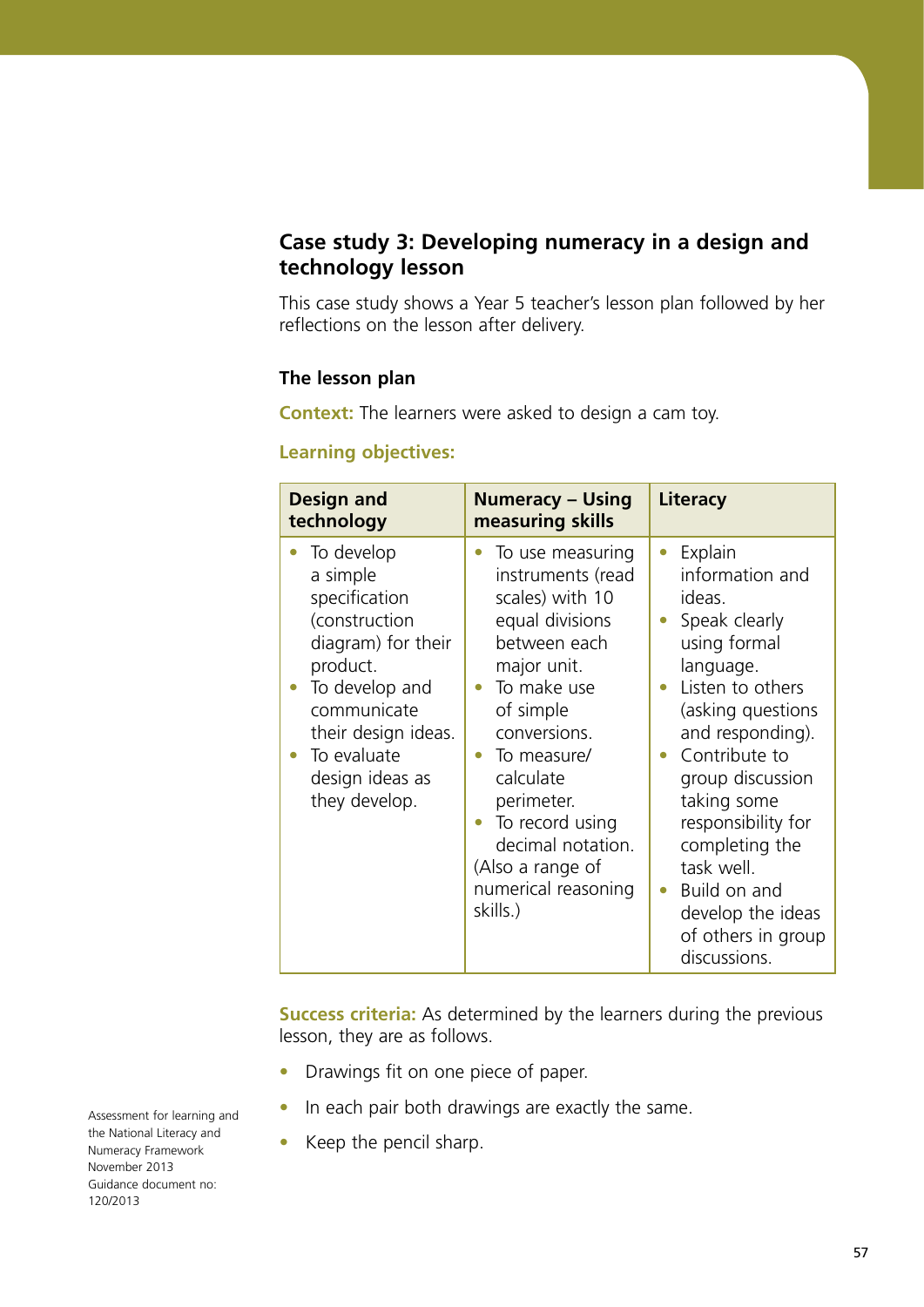## Case study 3: Developing numeracy in a design and technology lesson

This case study shows a Year 5 teacher's lesson plan followed by her reflections on the lesson after delivery.

### The lesson plan

**Context:** The learners were asked to design a cam toy.

**Learning objectives:**

| Design and technology | Numeracy – Using measuring skills | Literacy |
|---|---|---|
| • To develop a simple specification (construction diagram) for their product.<br>• To develop and communicate their design ideas.<br>• To evaluate design ideas as they develop. | • To use measuring instruments (read scales) with 10 equal divisions between each major unit.<br>• To make use of simple conversions.<br>• To measure/ calculate perimeter.<br>• To record using decimal notation.<br>(Also a range of numerical reasoning skills.) | • Explain information and ideas.<br>• Speak clearly using formal language.<br>• Listen to others (asking questions and responding).<br>• Contribute to group discussion taking some responsibility for completing the task well.<br>• Build on and develop the ideas of others in group discussions. |

**Success criteria:** As determined by the learners during the previous lesson, they are as follows.

- Drawings fit on one piece of paper.
- In each pair both drawings are exactly the same.
- Keep the pencil sharp.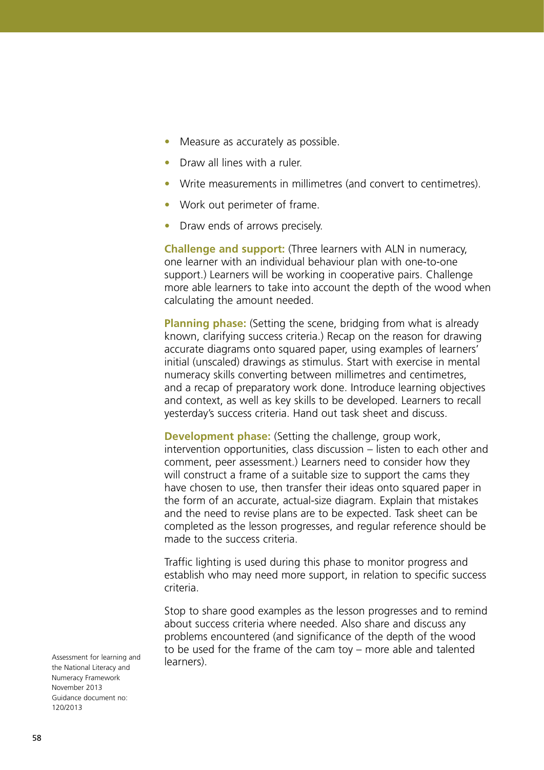- Measure as accurately as possible.
- Draw all lines with a ruler.
- Write measurements in millimetres (and convert to centimetres).
- Work out perimeter of frame.
- Draw ends of arrows precisely.

**Challenge and support:** (Three learners with ALN in numeracy, one learner with an individual behaviour plan with one-to-one support.) Learners will be working in cooperative pairs. Challenge more able learners to take into account the depth of the wood when calculating the amount needed.

**Planning phase:** (Setting the scene, bridging from what is already known, clarifying success criteria.) Recap on the reason for drawing accurate diagrams onto squared paper, using examples of learners' initial (unscaled) drawings as stimulus. Start with exercise in mental numeracy skills converting between millimetres and centimetres, and a recap of preparatory work done. Introduce learning objectives and context, as well as key skills to be developed. Learners to recall yesterday's success criteria. Hand out task sheet and discuss.

**Development phase:** (Setting the challenge, group work, intervention opportunities, class discussion – listen to each other and comment, peer assessment.) Learners need to consider how they will construct a frame of a suitable size to support the cams they have chosen to use, then transfer their ideas onto squared paper in the form of an accurate, actual-size diagram. Explain that mistakes and the need to revise plans are to be expected. Task sheet can be completed as the lesson progresses, and regular reference should be made to the success criteria.

Traffic lighting is used during this phase to monitor progress and establish who may need more support, in relation to specific success criteria.

Stop to share good examples as the lesson progresses and to remind about success criteria where needed. Also share and discuss any problems encountered (and significance of the depth of the wood to be used for the frame of the cam toy – more able and talented learners).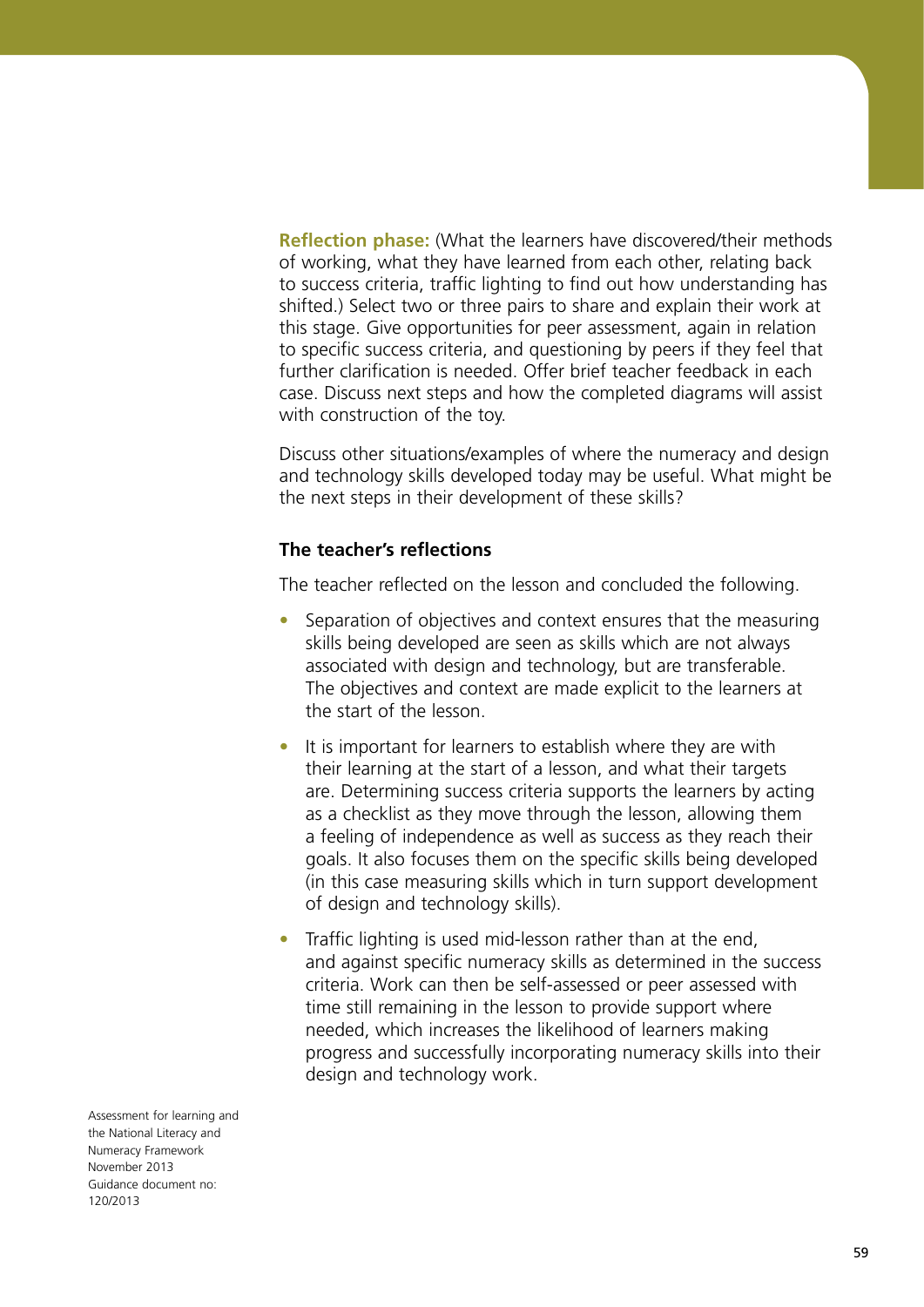**Reflection phase:** (What the learners have discovered/their methods of working, what they have learned from each other, relating back to success criteria, traffic lighting to find out how understanding has shifted.) Select two or three pairs to share and explain their work at this stage. Give opportunities for peer assessment, again in relation to specific success criteria, and questioning by peers if they feel that further clarification is needed. Offer brief teacher feedback in each case. Discuss next steps and how the completed diagrams will assist with construction of the toy.

Discuss other situations/examples of where the numeracy and design and technology skills developed today may be useful. What might be the next steps in their development of these skills?

### The teacher's reflections

The teacher reflected on the lesson and concluded the following.

- Separation of objectives and context ensures that the measuring skills being developed are seen as skills which are not always associated with design and technology, but are transferable. The objectives and context are made explicit to the learners at the start of the lesson.
- It is important for learners to establish where they are with their learning at the start of a lesson, and what their targets are. Determining success criteria supports the learners by acting as a checklist as they move through the lesson, allowing them a feeling of independence as well as success as they reach their goals. It also focuses them on the specific skills being developed (in this case measuring skills which in turn support development of design and technology skills).
- Traffic lighting is used mid-lesson rather than at the end, and against specific numeracy skills as determined in the success criteria. Work can then be self-assessed or peer assessed with time still remaining in the lesson to provide support where needed, which increases the likelihood of learners making progress and successfully incorporating numeracy skills into their design and technology work.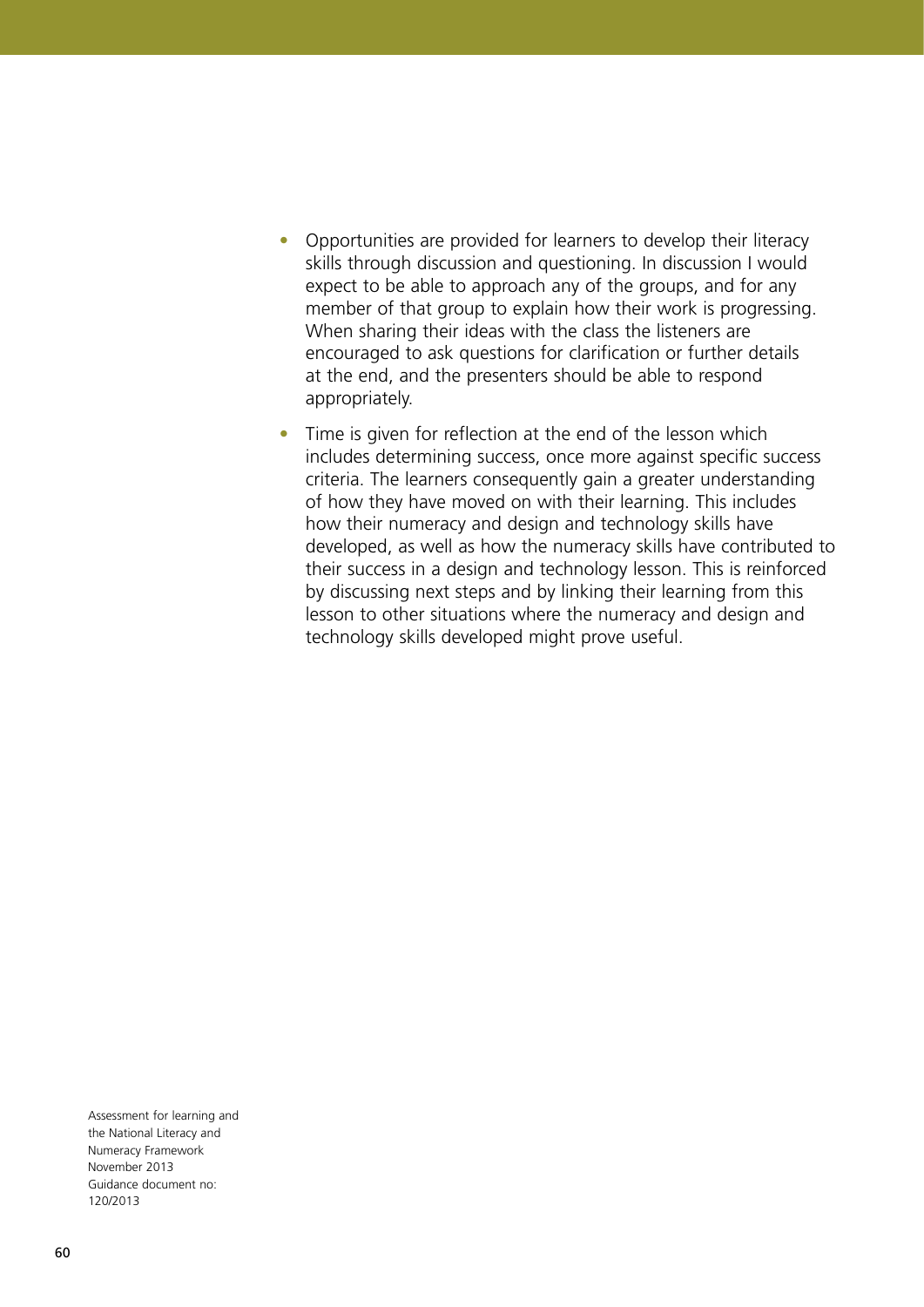- Opportunities are provided for learners to develop their literacy skills through discussion and questioning. In discussion I would expect to be able to approach any of the groups, and for any member of that group to explain how their work is progressing. When sharing their ideas with the class the listeners are encouraged to ask questions for clarification or further details at the end, and the presenters should be able to respond appropriately.
- Time is given for reflection at the end of the lesson which includes determining success, once more against specific success criteria. The learners consequently gain a greater understanding of how they have moved on with their learning. This includes how their numeracy and design and technology skills have developed, as well as how the numeracy skills have contributed to their success in a design and technology lesson. This is reinforced by discussing next steps and by linking their learning from this lesson to other situations where the numeracy and design and technology skills developed might prove useful.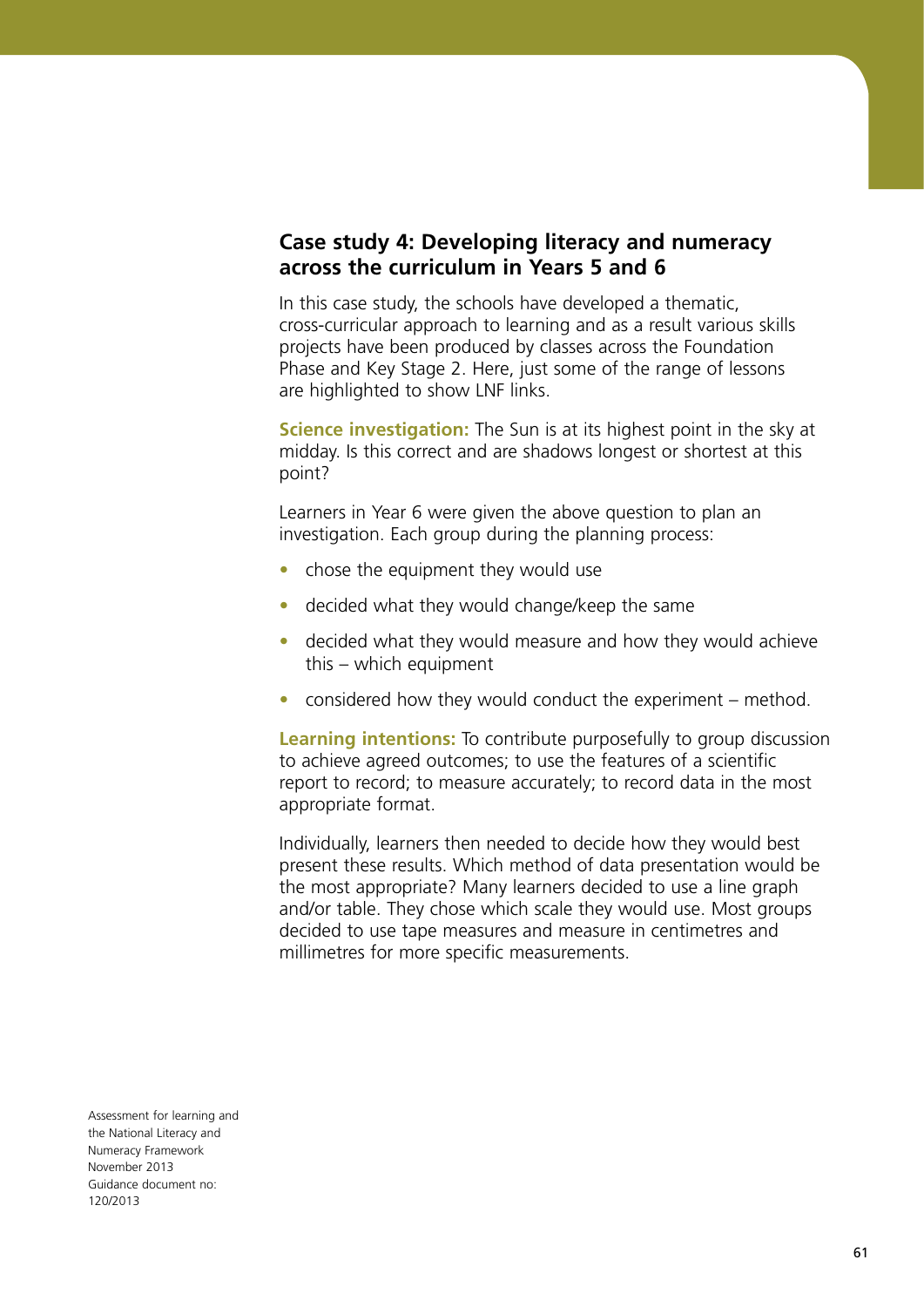## Case study 4: Developing literacy and numeracy across the curriculum in Years 5 and 6

In this case study, the schools have developed a thematic, cross-curricular approach to learning and as a result various skills projects have been produced by classes across the Foundation Phase and Key Stage 2. Here, just some of the range of lessons are highlighted to show LNF links.

**Science investigation:** The Sun is at its highest point in the sky at midday. Is this correct and are shadows longest or shortest at this point?

Learners in Year 6 were given the above question to plan an investigation. Each group during the planning process:

- chose the equipment they would use
- decided what they would change/keep the same
- decided what they would measure and how they would achieve this – which equipment
- considered how they would conduct the experiment – method.

**Learning intentions:** To contribute purposefully to group discussion to achieve agreed outcomes; to use the features of a scientific report to record; to measure accurately; to record data in the most appropriate format.

Individually, learners then needed to decide how they would best present these results. Which method of data presentation would be the most appropriate? Many learners decided to use a line graph and/or table. They chose which scale they would use. Most groups decided to use tape measures and measure in centimetres and millimetres for more specific measurements.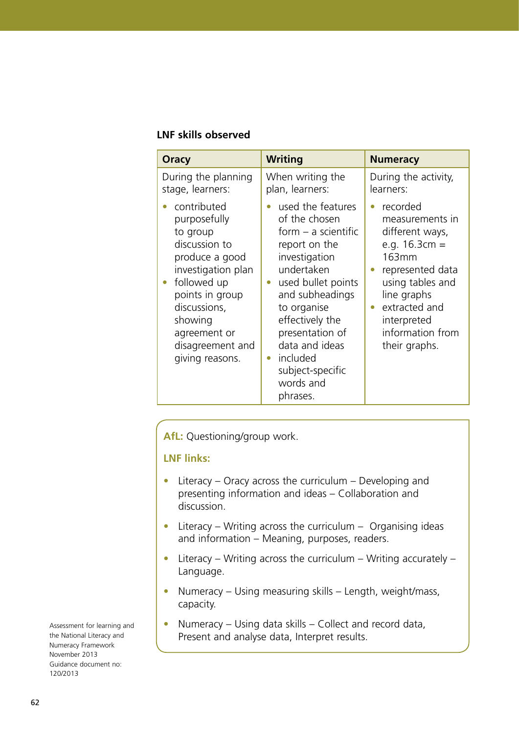## LNF skills observed

| Oracy | Writing | Numeracy |
|---|---|---|
| During the planning stage, learners:<br>• contributed purposefully to group discussion to produce a good investigation plan<br>• followed up points in group discussions, showing agreement or disagreement and giving reasons. | When writing the plan, learners:<br>• used the features of the chosen form – a scientific report on the investigation undertaken<br>• used bullet points and subheadings to organise effectively the presentation of data and ideas<br>• included subject-specific words and phrases. | During the activity, learners:<br>• recorded measurements in different ways, e.g. 16.3cm = 163mm<br>• represented data using tables and line graphs<br>• extracted and interpreted information from their graphs. |

**AfL:** Questioning/group work.

**LNF links:**

- Literacy – Oracy across the curriculum – Developing and presenting information and ideas – Collaboration and discussion.
- Literacy – Writing across the curriculum – Organising ideas and information – Meaning, purposes, readers.
- Literacy – Writing across the curriculum – Writing accurately – Language.
- Numeracy – Using measuring skills – Length, weight/mass, capacity.
- Numeracy – Using data skills – Collect and record data, Present and analyse data, Interpret results.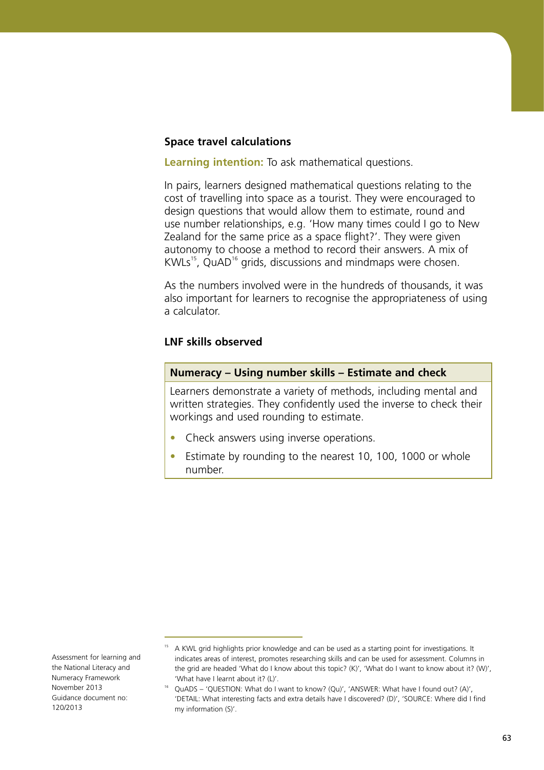### Space travel calculations

**Learning intention:** To ask mathematical questions.

In pairs, learners designed mathematical questions relating to the cost of travelling into space as a tourist. They were encouraged to design questions that would allow them to estimate, round and use number relationships, e.g. 'How many times could I go to New Zealand for the same price as a space flight?'. They were given autonomy to choose a method to record their answers. A mix of KWLs[15], QuAD[16] grids, discussions and mindmaps were chosen.

As the numbers involved were in the hundreds of thousands, it was also important for learners to recognise the appropriateness of using a calculator.

### LNF skills observed

| Numeracy – Using number skills – Estimate and check |
|---|
| Learners demonstrate a variety of methods, including mental and written strategies. They confidently used the inverse to check their workings and used rounding to estimate.<br>• Check answers using inverse operations.<br>• Estimate by rounding to the nearest 10, 100, 1000 or whole number. |

Assessment for learning and the National Literacy and Numeracy Framework
November 2013
Guidance document no: 120/2013

[15] A KWL grid highlights prior knowledge and can be used as a starting point for investigations. It indicates areas of interest, promotes researching skills and can be used for assessment. Columns in the grid are headed 'What do I know about this topic? (K)', 'What do I want to know about it? (W)', 'What have I learnt about it? (L)'.

[16] QuADS – 'QUESTION: What do I want to know? (Qu)', 'ANSWER: What have I found out? (A)', 'DETAIL: What interesting facts and extra details have I discovered? (D)', 'SOURCE: Where did I find my information (S)'.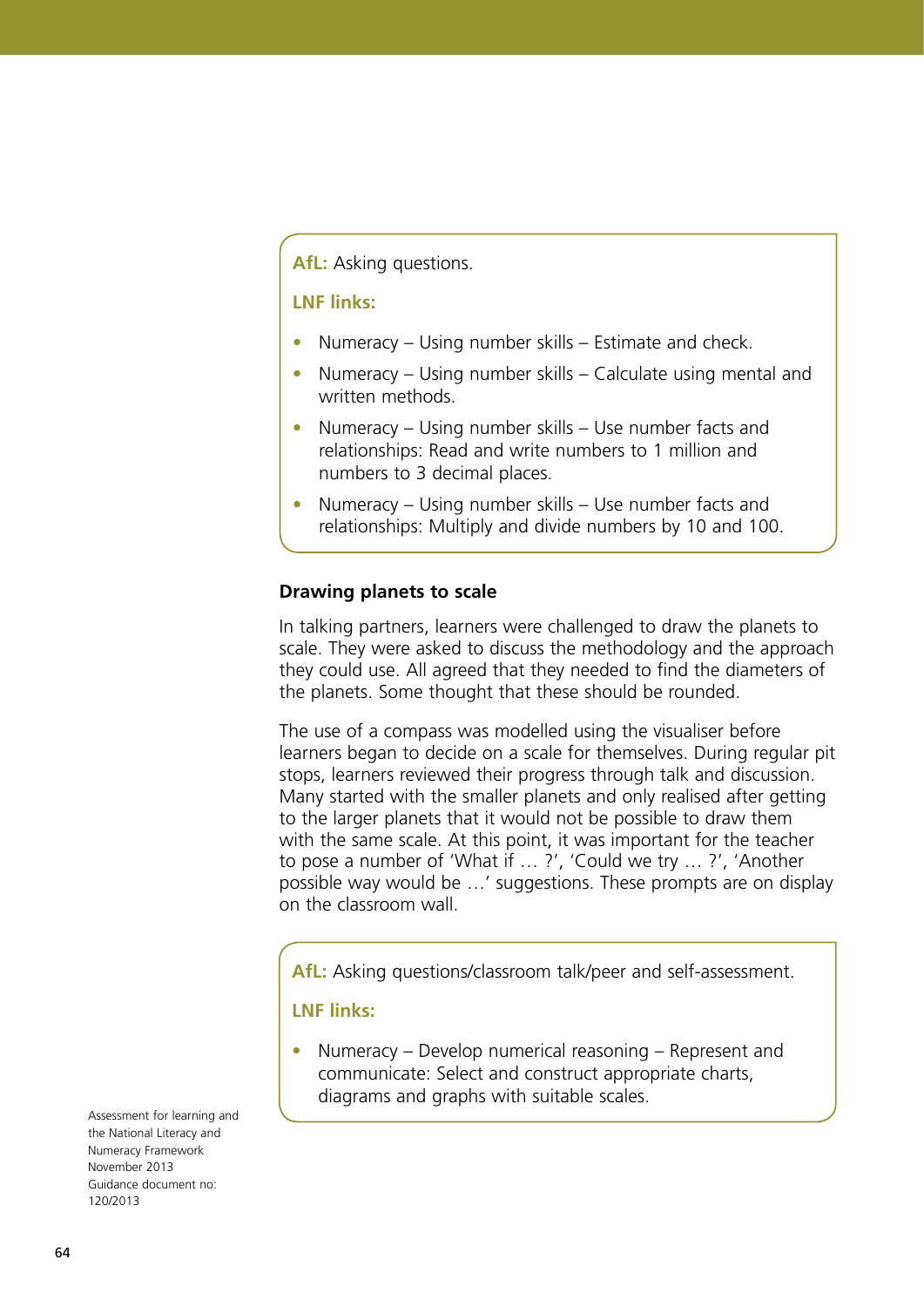**AfL:** Asking questions.

**LNF links:**

- Numeracy – Using number skills – Estimate and check.
- Numeracy – Using number skills – Calculate using mental and written methods.
- Numeracy – Using number skills – Use number facts and relationships: Read and write numbers to 1 million and numbers to 3 decimal places.
- Numeracy – Using number skills – Use number facts and relationships: Multiply and divide numbers by 10 and 100.

**Drawing planets to scale**

In talking partners, learners were challenged to draw the planets to scale. They were asked to discuss the methodology and the approach they could use. All agreed that they needed to find the diameters of the planets. Some thought that these should be rounded.

The use of a compass was modelled using the visualiser before learners began to decide on a scale for themselves. During regular pit stops, learners reviewed their progress through talk and discussion. Many started with the smaller planets and only realised after getting to the larger planets that it would not be possible to draw them with the same scale. At this point, it was important for the teacher to pose a number of 'What if … ?', 'Could we try … ?', 'Another possible way would be …' suggestions. These prompts are on display on the classroom wall.

**AfL:** Asking questions/classroom talk/peer and self-assessment.

**LNF links:**

- Numeracy – Develop numerical reasoning – Represent and communicate: Select and construct appropriate charts, diagrams and graphs with suitable scales.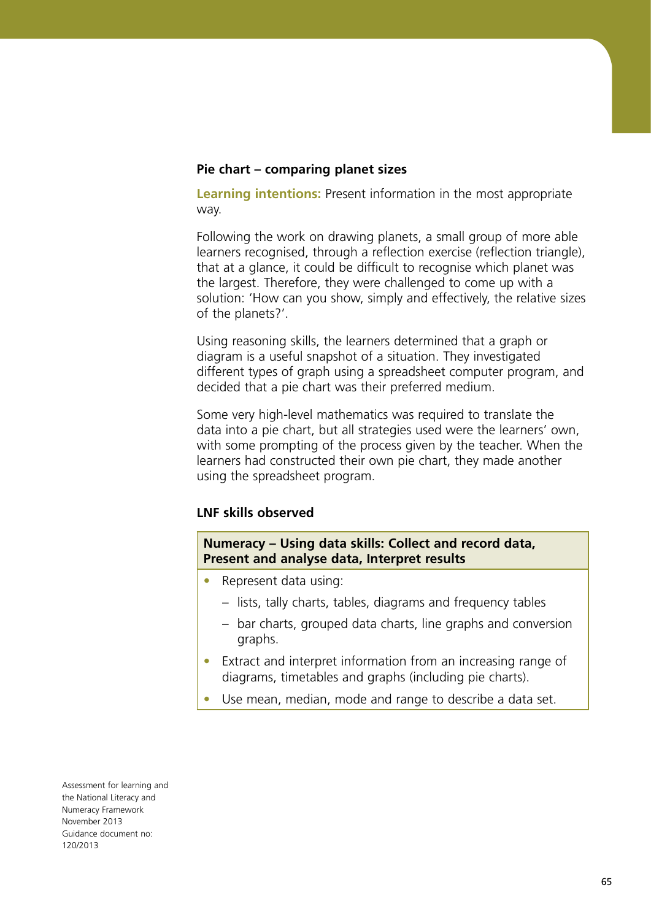### Pie chart – comparing planet sizes

**Learning intentions:** Present information in the most appropriate way.

Following the work on drawing planets, a small group of more able learners recognised, through a reflection exercise (reflection triangle), that at a glance, it could be difficult to recognise which planet was the largest. Therefore, they were challenged to come up with a solution: 'How can you show, simply and effectively, the relative sizes of the planets?'.

Using reasoning skills, the learners determined that a graph or diagram is a useful snapshot of a situation. They investigated different types of graph using a spreadsheet computer program, and decided that a pie chart was their preferred medium.

Some very high-level mathematics was required to translate the data into a pie chart, but all strategies used were the learners' own, with some prompting of the process given by the teacher. When the learners had constructed their own pie chart, they made another using the spreadsheet program.

### LNF skills observed

**Numeracy – Using data skills: Collect and record data, Present and analyse data, Interpret results**

- Represent data using:
  - lists, tally charts, tables, diagrams and frequency tables
  - bar charts, grouped data charts, line graphs and conversion graphs.
- Extract and interpret information from an increasing range of diagrams, timetables and graphs (including pie charts).
- Use mean, median, mode and range to describe a data set.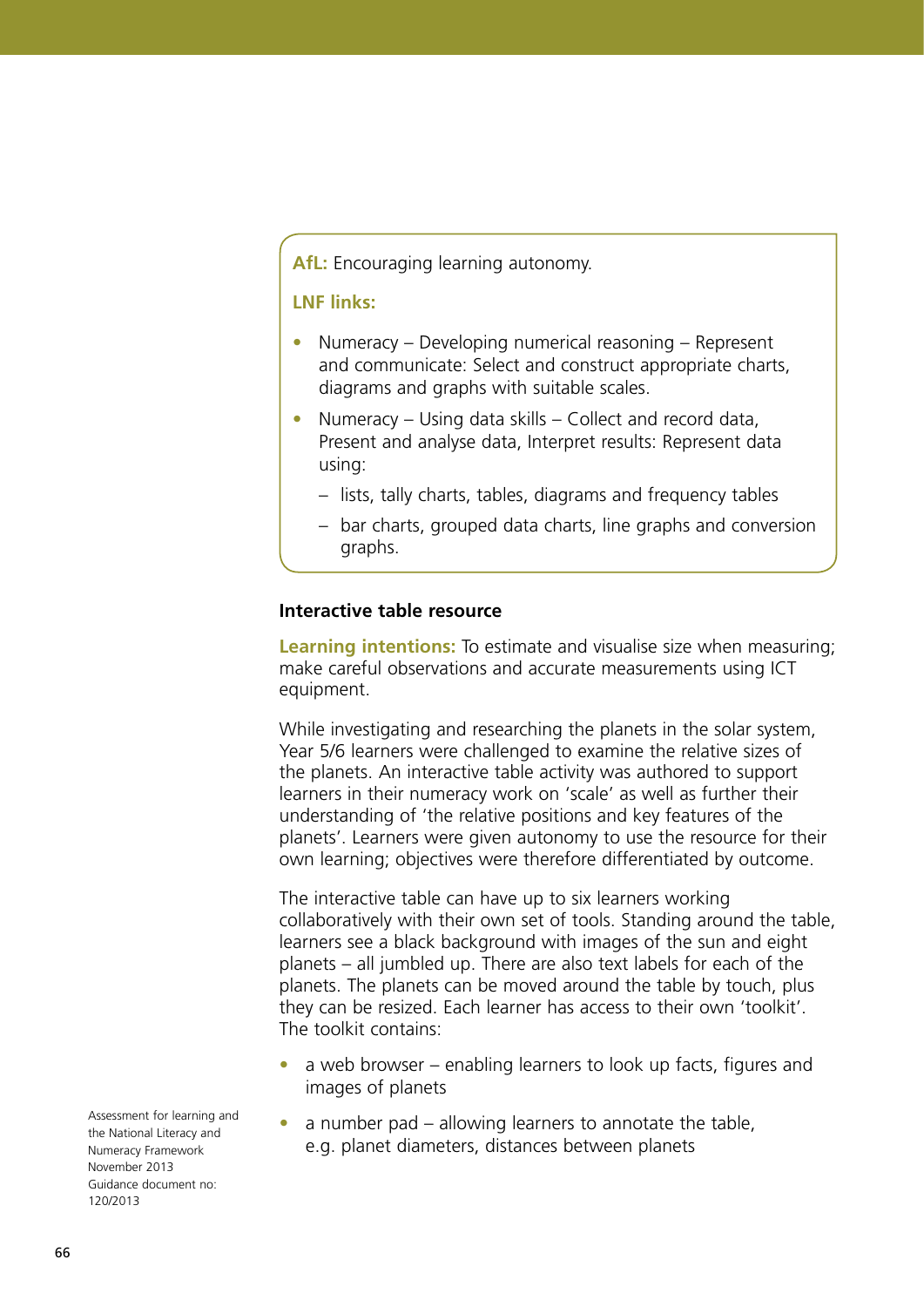**AfL:** Encouraging learning autonomy.

**LNF links:**

- Numeracy – Developing numerical reasoning – Represent and communicate: Select and construct appropriate charts, diagrams and graphs with suitable scales.
- Numeracy – Using data skills – Collect and record data, Present and analyse data, Interpret results: Represent data using:
  - lists, tally charts, tables, diagrams and frequency tables
  - bar charts, grouped data charts, line graphs and conversion graphs.

### Interactive table resource

**Learning intentions:** To estimate and visualise size when measuring; make careful observations and accurate measurements using ICT equipment.

While investigating and researching the planets in the solar system, Year 5/6 learners were challenged to examine the relative sizes of the planets. An interactive table activity was authored to support learners in their numeracy work on 'scale' as well as further their understanding of 'the relative positions and key features of the planets'. Learners were given autonomy to use the resource for their own learning; objectives were therefore differentiated by outcome.

The interactive table can have up to six learners working collaboratively with their own set of tools. Standing around the table, learners see a black background with images of the sun and eight planets – all jumbled up. There are also text labels for each of the planets. The planets can be moved around the table by touch, plus they can be resized. Each learner has access to their own 'toolkit'. The toolkit contains:

- a web browser – enabling learners to look up facts, figures and images of planets
- a number pad – allowing learners to annotate the table, e.g. planet diameters, distances between planets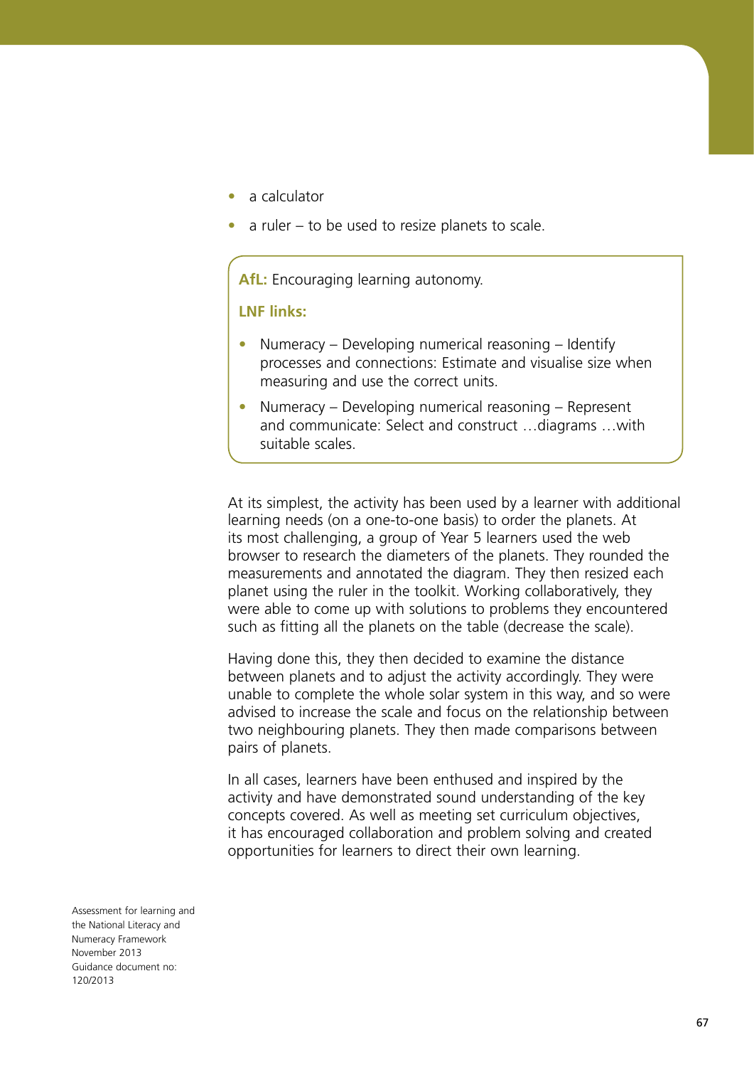- a calculator
- a ruler – to be used to resize planets to scale.

**AfL:** Encouraging learning autonomy.

**LNF links:**

- Numeracy – Developing numerical reasoning – Identify processes and connections: Estimate and visualise size when measuring and use the correct units.
- Numeracy – Developing numerical reasoning – Represent and communicate: Select and construct …diagrams …with suitable scales.

At its simplest, the activity has been used by a learner with additional learning needs (on a one-to-one basis) to order the planets. At its most challenging, a group of Year 5 learners used the web browser to research the diameters of the planets. They rounded the measurements and annotated the diagram. They then resized each planet using the ruler in the toolkit. Working collaboratively, they were able to come up with solutions to problems they encountered such as fitting all the planets on the table (decrease the scale).

Having done this, they then decided to examine the distance between planets and to adjust the activity accordingly. They were unable to complete the whole solar system in this way, and so were advised to increase the scale and focus on the relationship between two neighbouring planets. They then made comparisons between pairs of planets.

In all cases, learners have been enthused and inspired by the activity and have demonstrated sound understanding of the key concepts covered. As well as meeting set curriculum objectives, it has encouraged collaboration and problem solving and created opportunities for learners to direct their own learning.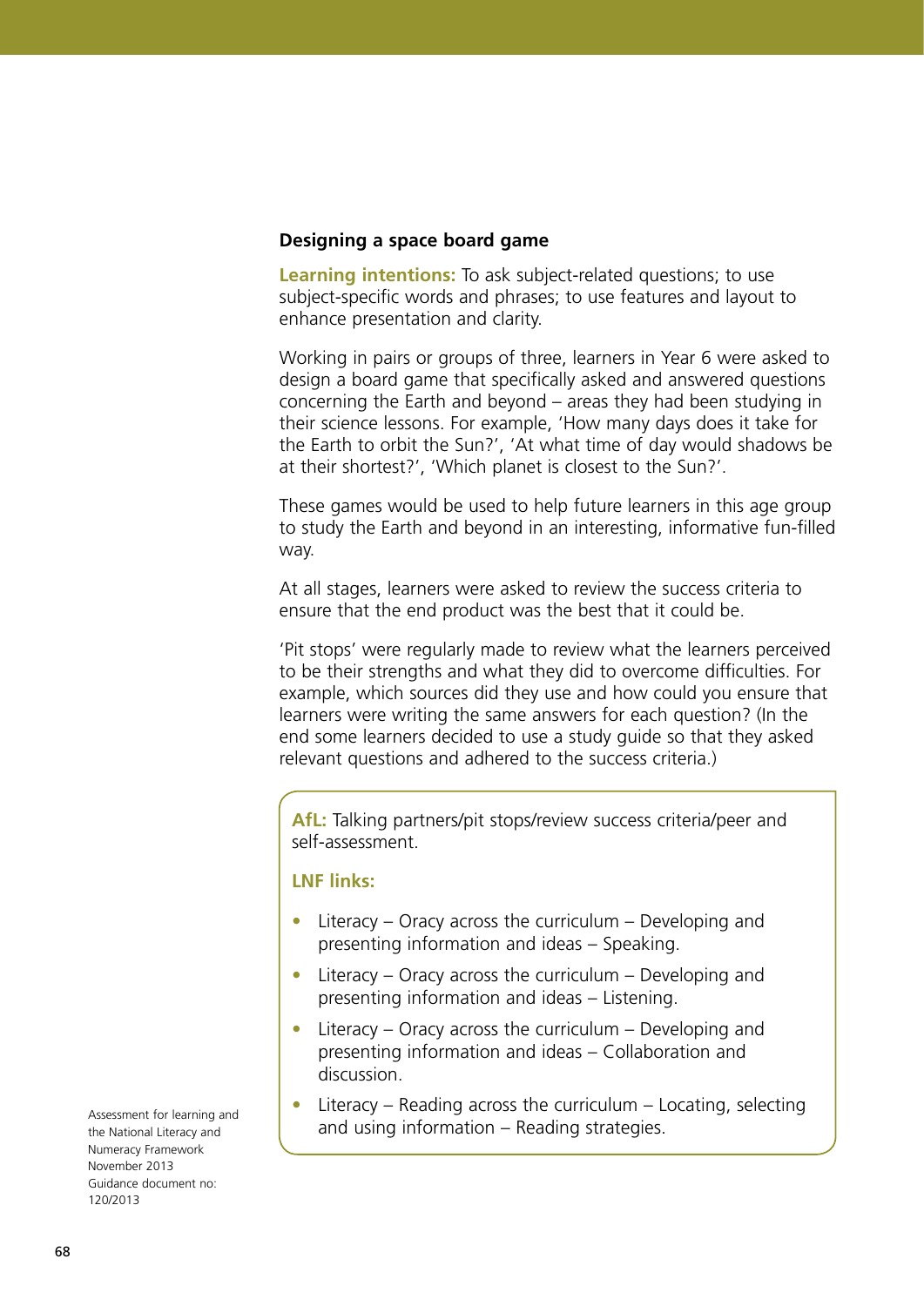### Designing a space board game

**Learning intentions:** To ask subject-related questions; to use subject-specific words and phrases; to use features and layout to enhance presentation and clarity.

Working in pairs or groups of three, learners in Year 6 were asked to design a board game that specifically asked and answered questions concerning the Earth and beyond – areas they had been studying in their science lessons. For example, 'How many days does it take for the Earth to orbit the Sun?', 'At what time of day would shadows be at their shortest?', 'Which planet is closest to the Sun?'.

These games would be used to help future learners in this age group to study the Earth and beyond in an interesting, informative fun-filled way.

At all stages, learners were asked to review the success criteria to ensure that the end product was the best that it could be.

'Pit stops' were regularly made to review what the learners perceived to be their strengths and what they did to overcome difficulties. For example, which sources did they use and how could you ensure that learners were writing the same answers for each question? (In the end some learners decided to use a study guide so that they asked relevant questions and adhered to the success criteria.)

**AfL:** Talking partners/pit stops/review success criteria/peer and self-assessment.

**LNF links:**

- Literacy – Oracy across the curriculum – Developing and presenting information and ideas – Speaking.
- Literacy – Oracy across the curriculum – Developing and presenting information and ideas – Listening.
- Literacy – Oracy across the curriculum – Developing and presenting information and ideas – Collaboration and discussion.
- Literacy – Reading across the curriculum – Locating, selecting and using information – Reading strategies.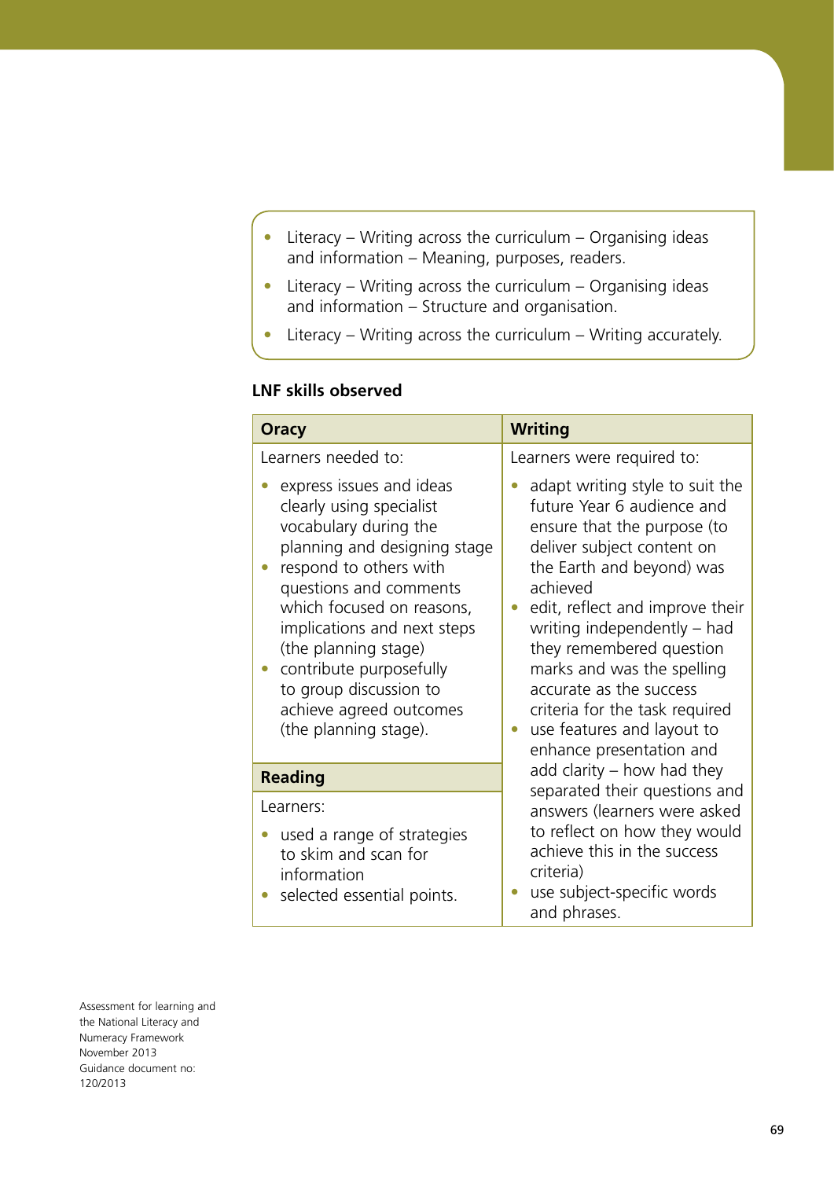- Literacy – Writing across the curriculum – Organising ideas and information – Meaning, purposes, readers.
- Literacy – Writing across the curriculum – Organising ideas and information – Structure and organisation.
- Literacy – Writing across the curriculum – Writing accurately.

**LNF skills observed**

| Oracy | Writing |
|---|---|
| Learners needed to:<br><br>• express issues and ideas clearly using specialist vocabulary during the planning and designing stage<br>• respond to others with questions and comments which focused on reasons, implications and next steps (the planning stage)<br>• contribute purposefully to group discussion to achieve agreed outcomes (the planning stage).<br><br>**Reading**<br><br>Learners:<br><br>• used a range of strategies to skim and scan for information<br>• selected essential points. | Learners were required to:<br><br>• adapt writing style to suit the future Year 6 audience and ensure that the purpose (to deliver subject content on the Earth and beyond) was achieved<br>• edit, reflect and improve their writing independently – had they remembered question marks and was the spelling accurate as the success criteria for the task required<br>• use features and layout to enhance presentation and add clarity – how had they separated their questions and answers (learners were asked to reflect on how they would achieve this in the success criteria)<br>• use subject-specific words and phrases. |

Assessment for learning and the National Literacy and Numeracy Framework
November 2013
Guidance document no: 120/2013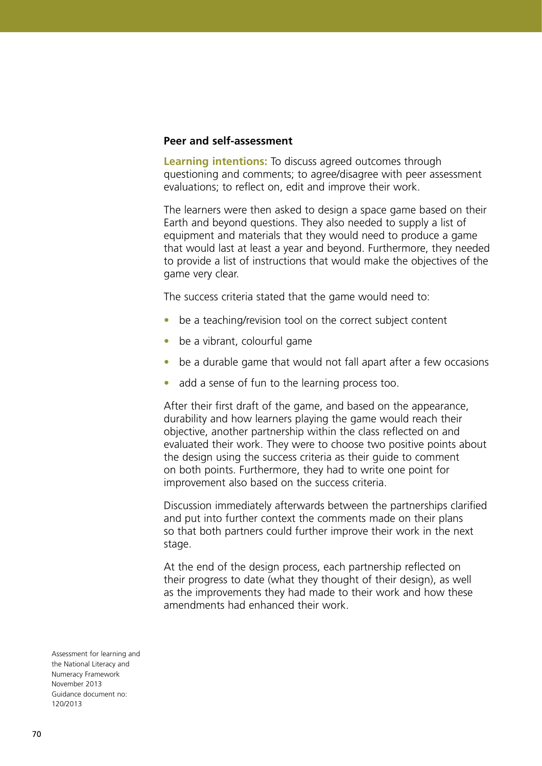**Peer and self-assessment**

**Learning intentions:** To discuss agreed outcomes through questioning and comments; to agree/disagree with peer assessment evaluations; to reflect on, edit and improve their work.

The learners were then asked to design a space game based on their Earth and beyond questions. They also needed to supply a list of equipment and materials that they would need to produce a game that would last at least a year and beyond. Furthermore, they needed to provide a list of instructions that would make the objectives of the game very clear.

The success criteria stated that the game would need to:

- be a teaching/revision tool on the correct subject content
- be a vibrant, colourful game
- be a durable game that would not fall apart after a few occasions
- add a sense of fun to the learning process too.

After their first draft of the game, and based on the appearance, durability and how learners playing the game would reach their objective, another partnership within the class reflected on and evaluated their work. They were to choose two positive points about the design using the success criteria as their guide to comment on both points. Furthermore, they had to write one point for improvement also based on the success criteria.

Discussion immediately afterwards between the partnerships clarified and put into further context the comments made on their plans so that both partners could further improve their work in the next stage.

At the end of the design process, each partnership reflected on their progress to date (what they thought of their design), as well as the improvements they had made to their work and how these amendments had enhanced their work.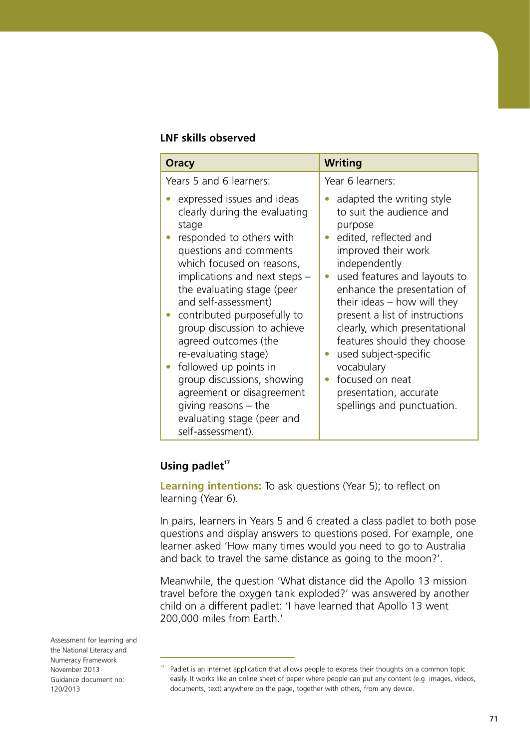### LNF skills observed

| Oracy | Writing |
|---|---|
| Years 5 and 6 learners:<br>• expressed issues and ideas clearly during the evaluating stage<br>• responded to others with questions and comments which focused on reasons, implications and next steps – the evaluating stage (peer and self-assessment)<br>• contributed purposefully to group discussion to achieve agreed outcomes (the re-evaluating stage)<br>• followed up points in group discussions, showing agreement or disagreement giving reasons – the evaluating stage (peer and self-assessment). | Year 6 learners:<br>• adapted the writing style to suit the audience and purpose<br>• edited, reflected and improved their work independently<br>• used features and layouts to enhance the presentation of their ideas – how will they present a list of instructions clearly, which presentational features should they choose<br>• used subject-specific vocabulary<br>• focused on neat presentation, accurate spellings and punctuation. |

### Using padlet[17]

**Learning intentions:** To ask questions (Year 5); to reflect on learning (Year 6).

In pairs, learners in Years 5 and 6 created a class padlet to both pose questions and display answers to questions posed. For example, one learner asked 'How many times would you need to go to Australia and back to travel the same distance as going to the moon?'.

Meanwhile, the question 'What distance did the Apollo 13 mission travel before the oxygen tank exploded?' was answered by another child on a different padlet: 'I have learned that Apollo 13 went 200,000 miles from Earth.'

[17] Padlet is an internet application that allows people to express their thoughts on a common topic easily. It works like an online sheet of paper where people can put any content (e.g. images, videos, documents, text) anywhere on the page, together with others, from any device.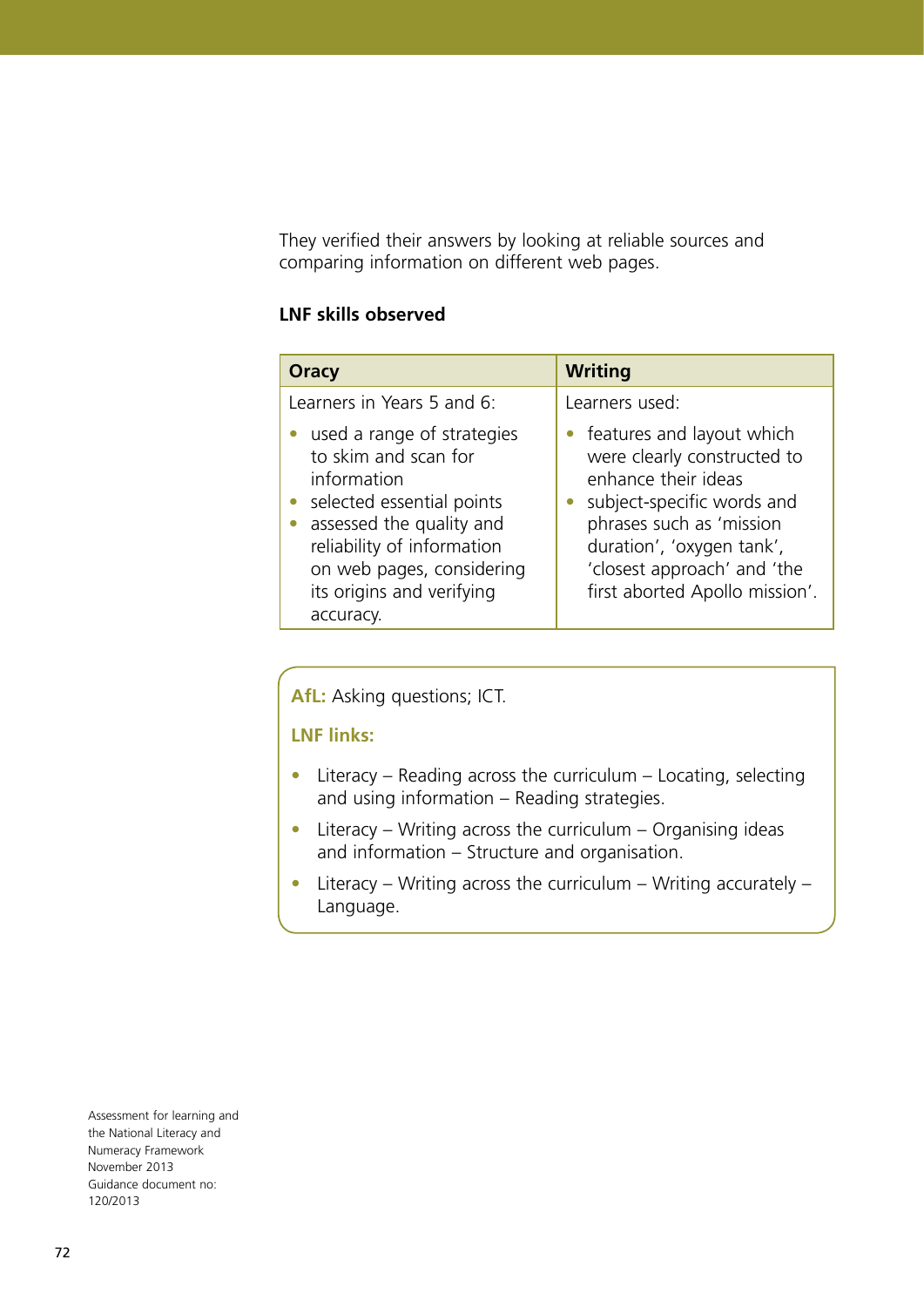They verified their answers by looking at reliable sources and comparing information on different web pages.

**LNF skills observed**

| Oracy | Writing |
|---|---|
| Learners in Years 5 and 6:<br>• used a range of strategies to skim and scan for information<br>• selected essential points<br>• assessed the quality and reliability of information on web pages, considering its origins and verifying accuracy. | Learners used:<br>• features and layout which were clearly constructed to enhance their ideas<br>• subject-specific words and phrases such as 'mission duration', 'oxygen tank', 'closest approach' and 'the first aborted Apollo mission'. |

**AfL:** Asking questions; ICT.

**LNF links:**

- Literacy – Reading across the curriculum – Locating, selecting and using information – Reading strategies.
- Literacy – Writing across the curriculum – Organising ideas and information – Structure and organisation.
- Literacy – Writing across the curriculum – Writing accurately – Language.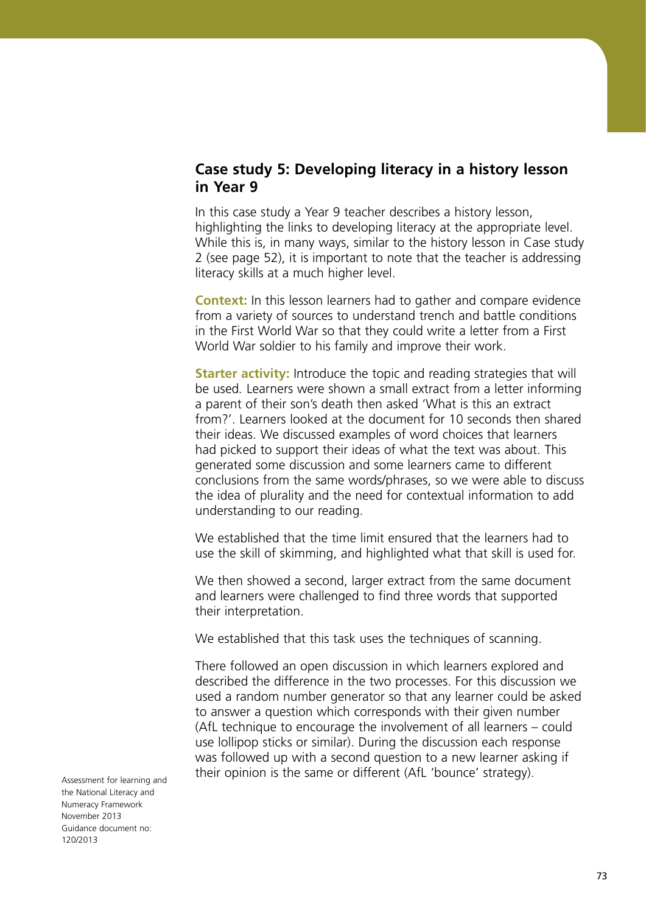## Case study 5: Developing literacy in a history lesson in Year 9

In this case study a Year 9 teacher describes a history lesson, highlighting the links to developing literacy at the appropriate level. While this is, in many ways, similar to the history lesson in Case study 2 (see page 52), it is important to note that the teacher is addressing literacy skills at a much higher level.

**Context:** In this lesson learners had to gather and compare evidence from a variety of sources to understand trench and battle conditions in the First World War so that they could write a letter from a First World War soldier to his family and improve their work.

**Starter activity:** Introduce the topic and reading strategies that will be used. Learners were shown a small extract from a letter informing a parent of their son's death then asked 'What is this an extract from?'. Learners looked at the document for 10 seconds then shared their ideas. We discussed examples of word choices that learners had picked to support their ideas of what the text was about. This generated some discussion and some learners came to different conclusions from the same words/phrases, so we were able to discuss the idea of plurality and the need for contextual information to add understanding to our reading.

We established that the time limit ensured that the learners had to use the skill of skimming, and highlighted what that skill is used for.

We then showed a second, larger extract from the same document and learners were challenged to find three words that supported their interpretation.

We established that this task uses the techniques of scanning.

There followed an open discussion in which learners explored and described the difference in the two processes. For this discussion we used a random number generator so that any learner could be asked to answer a question which corresponds with their given number (AfL technique to encourage the involvement of all learners – could use lollipop sticks or similar). During the discussion each response was followed up with a second question to a new learner asking if their opinion is the same or different (AfL 'bounce' strategy).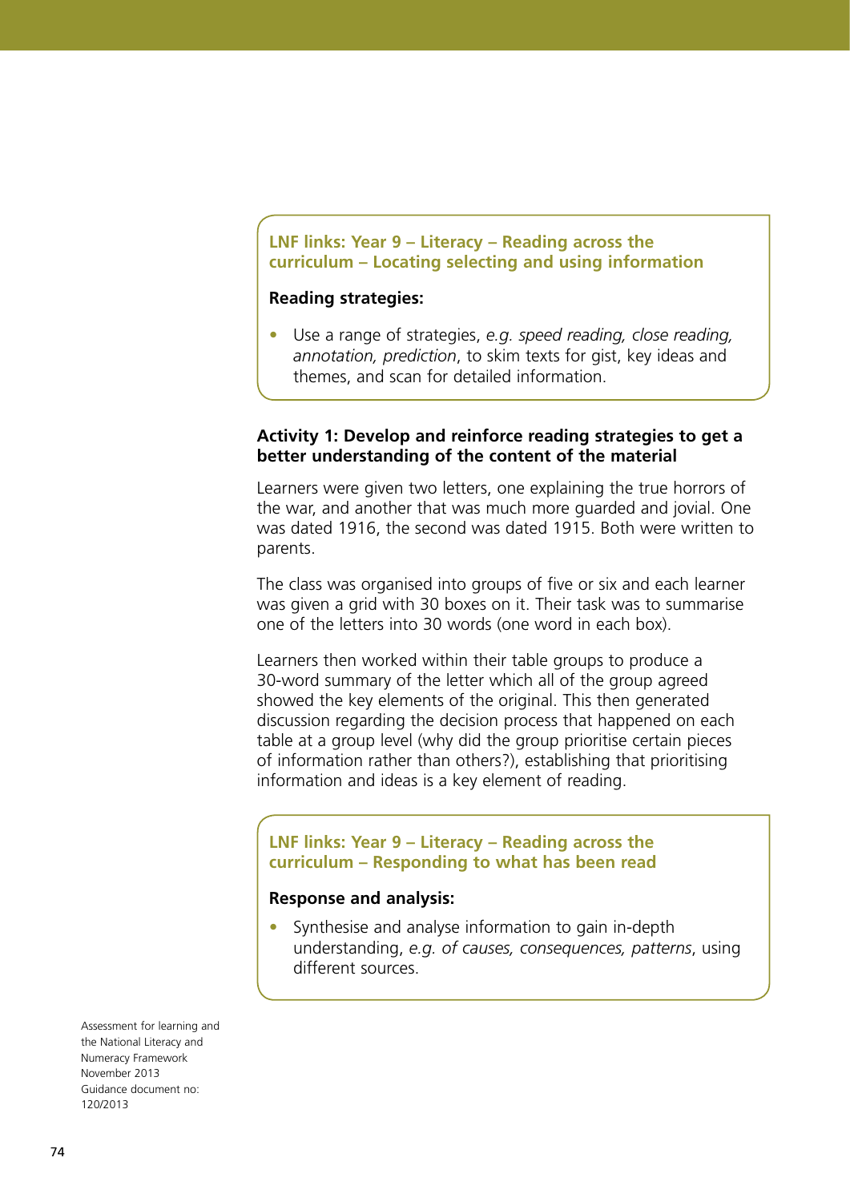**LNF links: Year 9 – Literacy – Reading across the curriculum – Locating selecting and using information**

**Reading strategies:**

- Use a range of strategies, *e.g. speed reading, close reading, annotation, prediction*, to skim texts for gist, key ideas and themes, and scan for detailed information.

**Activity 1: Develop and reinforce reading strategies to get a better understanding of the content of the material**

Learners were given two letters, one explaining the true horrors of the war, and another that was much more guarded and jovial. One was dated 1916, the second was dated 1915. Both were written to parents.

The class was organised into groups of five or six and each learner was given a grid with 30 boxes on it. Their task was to summarise one of the letters into 30 words (one word in each box).

Learners then worked within their table groups to produce a 30-word summary of the letter which all of the group agreed showed the key elements of the original. This then generated discussion regarding the decision process that happened on each table at a group level (why did the group prioritise certain pieces of information rather than others?), establishing that prioritising information and ideas is a key element of reading.

**LNF links: Year 9 – Literacy – Reading across the curriculum – Responding to what has been read**

**Response and analysis:**

- Synthesise and analyse information to gain in-depth understanding, *e.g. of causes, consequences, patterns*, using different sources.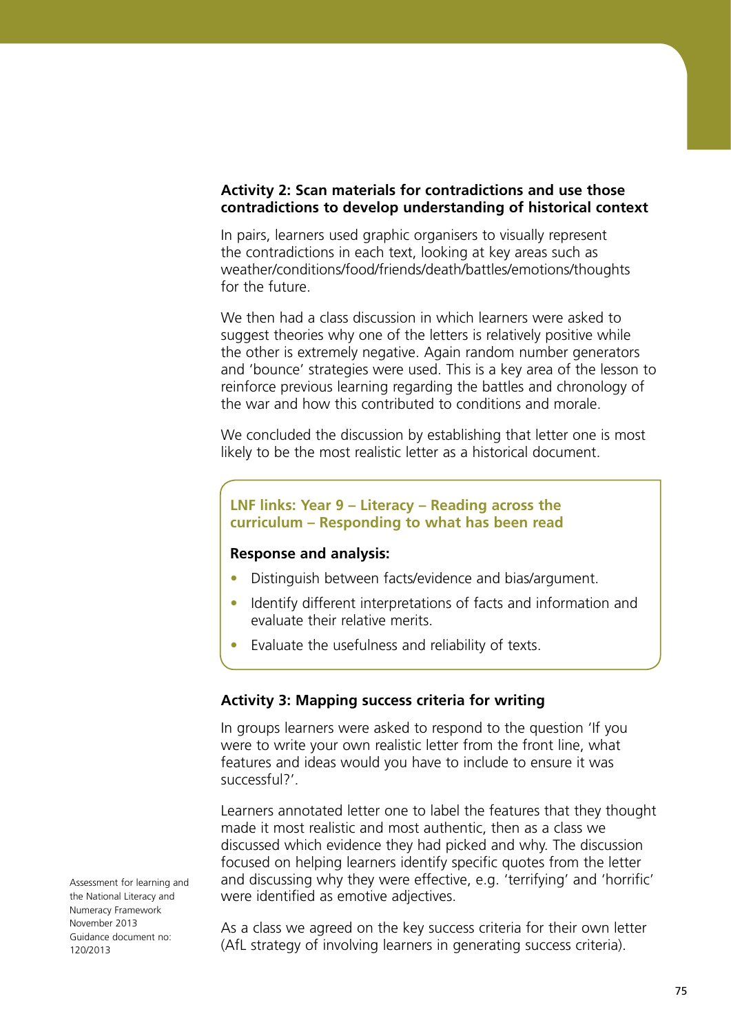**Activity 2: Scan materials for contradictions and use those contradictions to develop understanding of historical context**

In pairs, learners used graphic organisers to visually represent the contradictions in each text, looking at key areas such as weather/conditions/food/friends/death/battles/emotions/thoughts for the future.

We then had a class discussion in which learners were asked to suggest theories why one of the letters is relatively positive while the other is extremely negative. Again random number generators and 'bounce' strategies were used. This is a key area of the lesson to reinforce previous learning regarding the battles and chronology of the war and how this contributed to conditions and morale.

We concluded the discussion by establishing that letter one is most likely to be the most realistic letter as a historical document.

> **LNF links: Year 9 – Literacy – Reading across the curriculum – Responding to what has been read**
>
> **Response and analysis:**
>
> - Distinguish between facts/evidence and bias/argument.
> - Identify different interpretations of facts and information and evaluate their relative merits.
> - Evaluate the usefulness and reliability of texts.

**Activity 3: Mapping success criteria for writing**

In groups learners were asked to respond to the question 'If you were to write your own realistic letter from the front line, what features and ideas would you have to include to ensure it was successful?'.

Learners annotated letter one to label the features that they thought made it most realistic and most authentic, then as a class we discussed which evidence they had picked and why. The discussion focused on helping learners identify specific quotes from the letter and discussing why they were effective, e.g. 'terrifying' and 'horrific' were identified as emotive adjectives.

As a class we agreed on the key success criteria for their own letter (AfL strategy of involving learners in generating success criteria).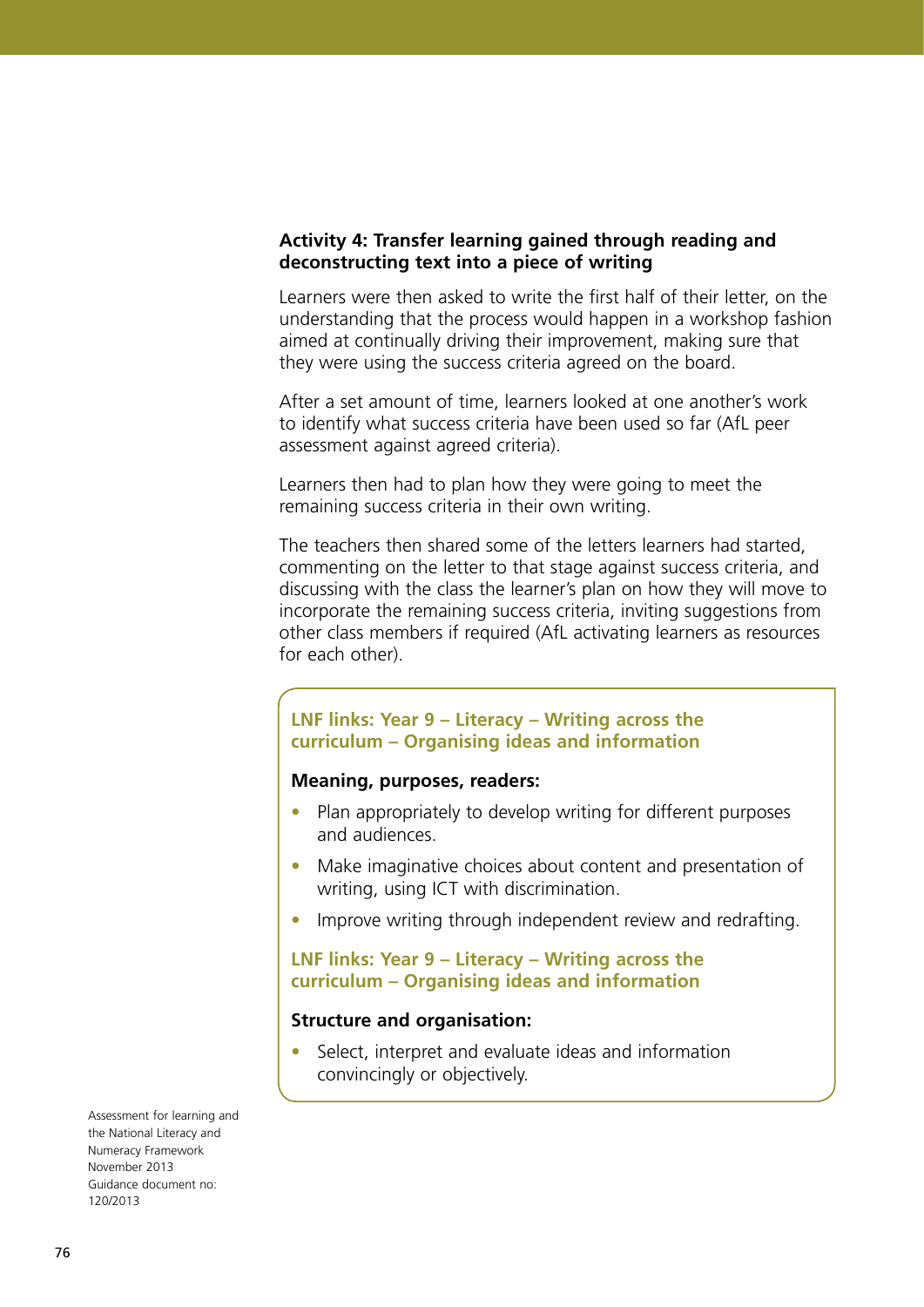### Activity 4: Transfer learning gained through reading and deconstructing text into a piece of writing

Learners were then asked to write the first half of their letter, on the understanding that the process would happen in a workshop fashion aimed at continually driving their improvement, making sure that they were using the success criteria agreed on the board.

After a set amount of time, learners looked at one another's work to identify what success criteria have been used so far (AfL peer assessment against agreed criteria).

Learners then had to plan how they were going to meet the remaining success criteria in their own writing.

The teachers then shared some of the letters learners had started, commenting on the letter to that stage against success criteria, and discussing with the class the learner's plan on how they will move to incorporate the remaining success criteria, inviting suggestions from other class members if required (AfL activating learners as resources for each other).

**LNF links: Year 9 – Literacy – Writing across the curriculum – Organising ideas and information**

**Meaning, purposes, readers:**

- Plan appropriately to develop writing for different purposes and audiences.
- Make imaginative choices about content and presentation of writing, using ICT with discrimination.
- Improve writing through independent review and redrafting.

**LNF links: Year 9 – Literacy – Writing across the curriculum – Organising ideas and information**

**Structure and organisation:**

- Select, interpret and evaluate ideas and information convincingly or objectively.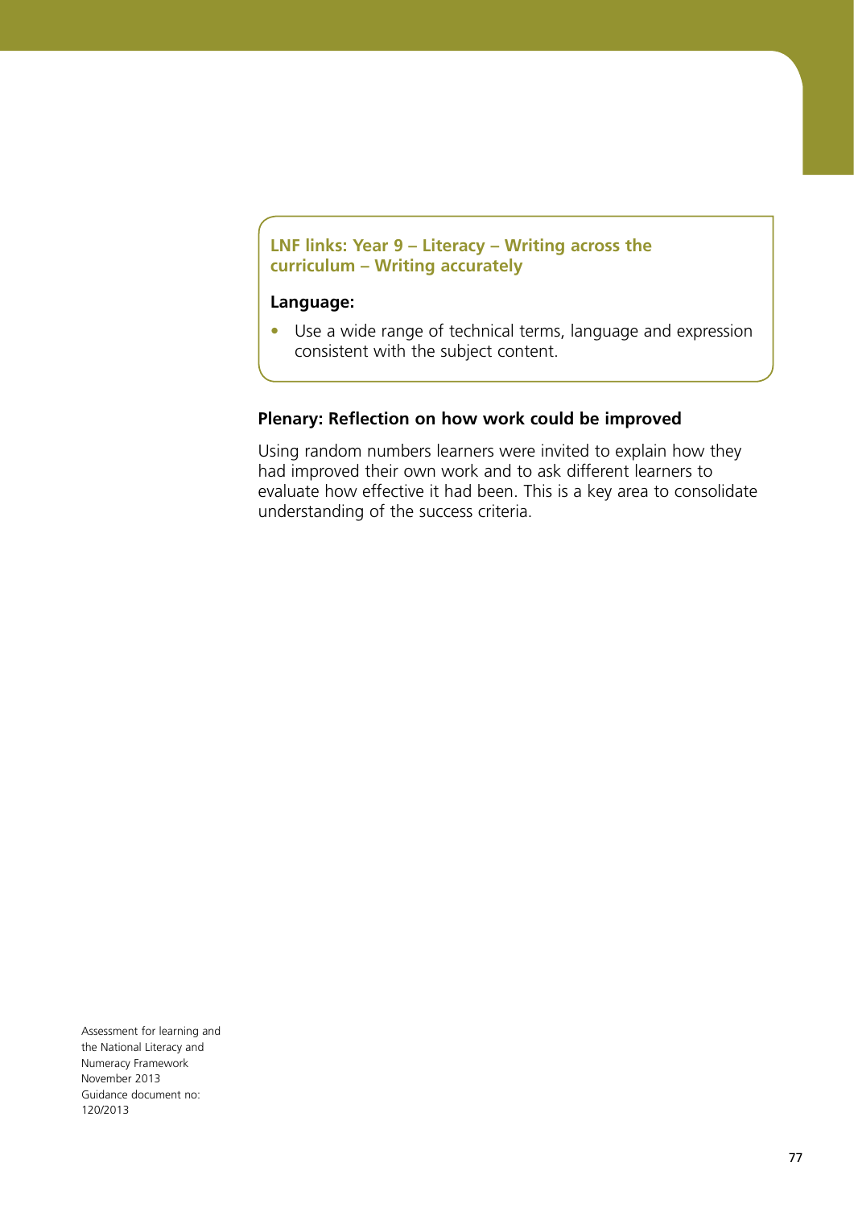**LNF links: Year 9 – Literacy – Writing across the curriculum – Writing accurately**

**Language:**

- Use a wide range of technical terms, language and expression consistent with the subject content.

### Plenary: Reflection on how work could be improved

Using random numbers learners were invited to explain how they had improved their own work and to ask different learners to evaluate how effective it had been. This is a key area to consolidate understanding of the success criteria.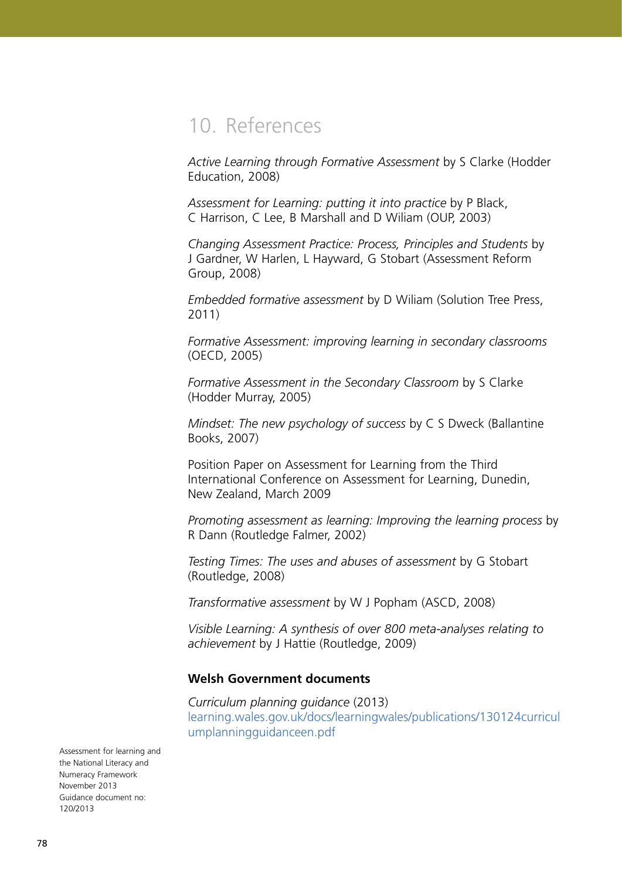# 10. References

*Active Learning through Formative Assessment* by S Clarke (Hodder Education, 2008)

*Assessment for Learning: putting it into practice* by P Black, C Harrison, C Lee, B Marshall and D Wiliam (OUP, 2003)

*Changing Assessment Practice: Process, Principles and Students* by J Gardner, W Harlen, L Hayward, G Stobart (Assessment Reform Group, 2008)

*Embedded formative assessment* by D Wiliam (Solution Tree Press, 2011)

*Formative Assessment: improving learning in secondary classrooms* (OECD, 2005)

*Formative Assessment in the Secondary Classroom* by S Clarke (Hodder Murray, 2005)

*Mindset: The new psychology of success* by C S Dweck (Ballantine Books, 2007)

Position Paper on Assessment for Learning from the Third International Conference on Assessment for Learning, Dunedin, New Zealand, March 2009

*Promoting assessment as learning: Improving the learning process* by R Dann (Routledge Falmer, 2002)

*Testing Times: The uses and abuses of assessment* by G Stobart (Routledge, 2008)

*Transformative assessment* by W J Popham (ASCD, 2008)

*Visible Learning: A synthesis of over 800 meta-analyses relating to achievement* by J Hattie (Routledge, 2009)

**Welsh Government documents**

*Curriculum planning guidance* (2013)
learning.wales.gov.uk/docs/learningwales/publications/130124curriculumplanningguidanceen.pdf

Assessment for learning and the National Literacy and Numeracy Framework
November 2013
Guidance document no: 120/2013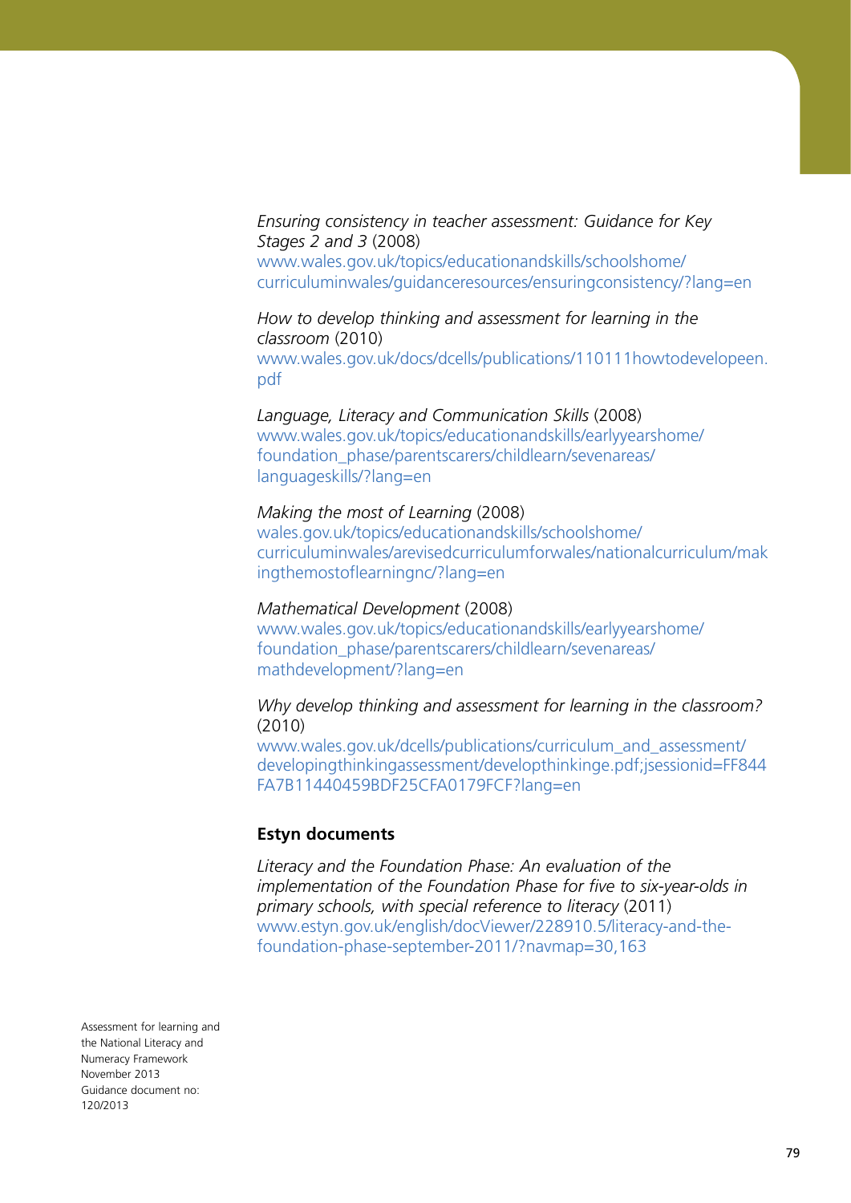*Ensuring consistency in teacher assessment: Guidance for Key Stages 2 and 3* (2008)
www.wales.gov.uk/topics/educationandskills/schoolshome/curriculuminwales/guidanceresources/ensuringconsistency/?lang=en

*How to develop thinking and assessment for learning in the classroom* (2010)
www.wales.gov.uk/docs/dcells/publications/110111howtodevelopeen.pdf

*Language, Literacy and Communication Skills* (2008)
www.wales.gov.uk/topics/educationandskills/earlyyearshome/foundation_phase/parentscarers/childlearn/sevenareas/languageskills/?lang=en

*Making the most of Learning* (2008)
wales.gov.uk/topics/educationandskills/schoolshome/curriculuminwales/arevisedcurriculumforwales/nationalcurriculum/makingthemostoflearningnc/?lang=en

*Mathematical Development* (2008)
www.wales.gov.uk/topics/educationandskills/earlyyearshome/foundation_phase/parentscarers/childlearn/sevenareas/mathdevelopment/?lang=en

*Why develop thinking and assessment for learning in the classroom?* (2010)
www.wales.gov.uk/dcells/publications/curriculum_and_assessment/developingthinkingassessment/developthinkinge.pdf;jsessionid=FF844FA7B11440459BDF25CFA0179FCF?lang=en

**Estyn documents**

*Literacy and the Foundation Phase: An evaluation of the implementation of the Foundation Phase for five to six-year-olds in primary schools, with special reference to literacy* (2011)
www.estyn.gov.uk/english/docViewer/228910.5/literacy-and-the-foundation-phase-september-2011/?navmap=30,163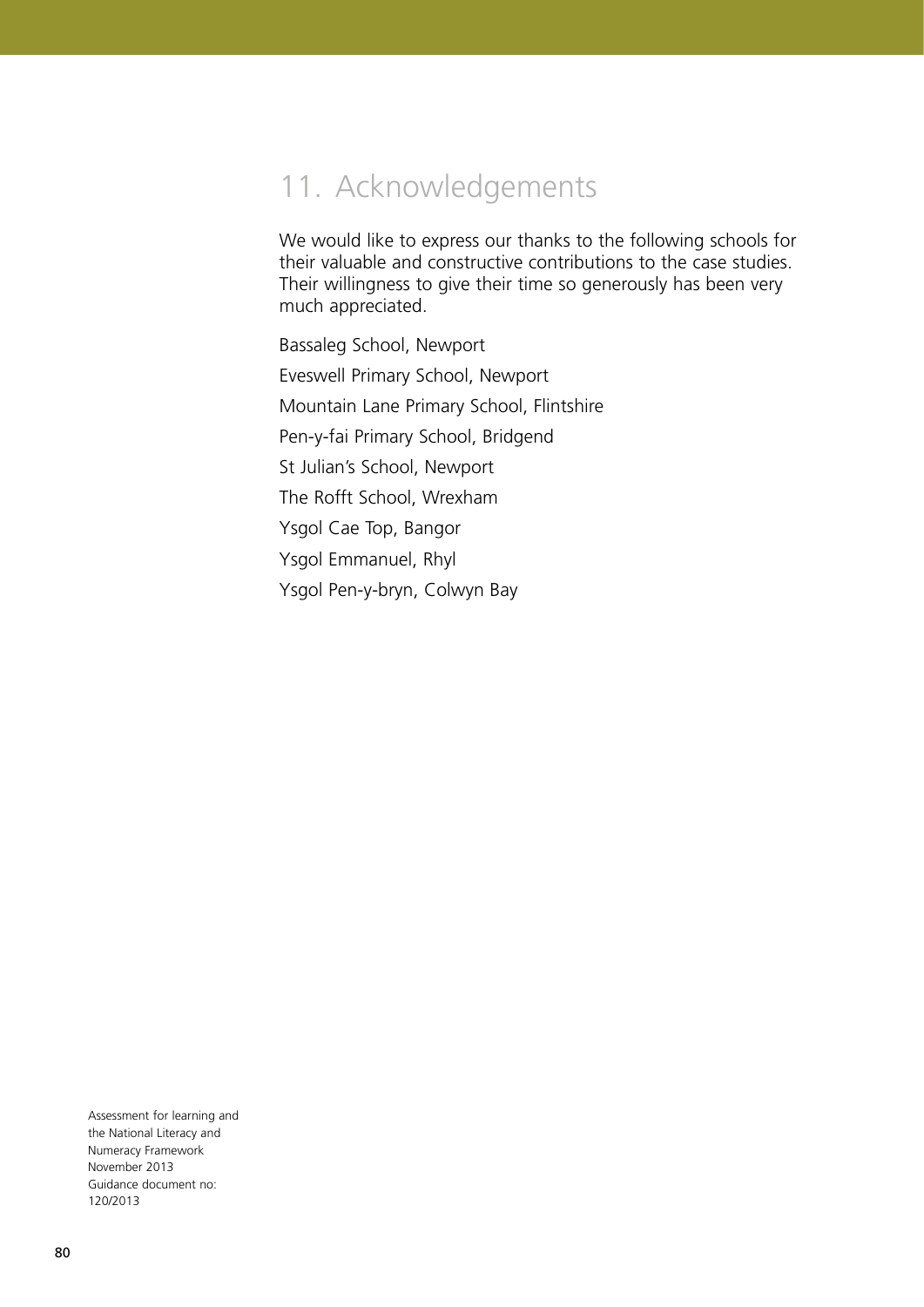# 11. Acknowledgements

We would like to express our thanks to the following schools for their valuable and constructive contributions to the case studies. Their willingness to give their time so generously has been very much appreciated.

Bassaleg School, Newport

Eveswell Primary School, Newport

Mountain Lane Primary School, Flintshire

Pen-y-fai Primary School, Bridgend

St Julian's School, Newport

The Rofft School, Wrexham

Ysgol Cae Top, Bangor

Ysgol Emmanuel, Rhyl

Ysgol Pen-y-bryn, Colwyn Bay